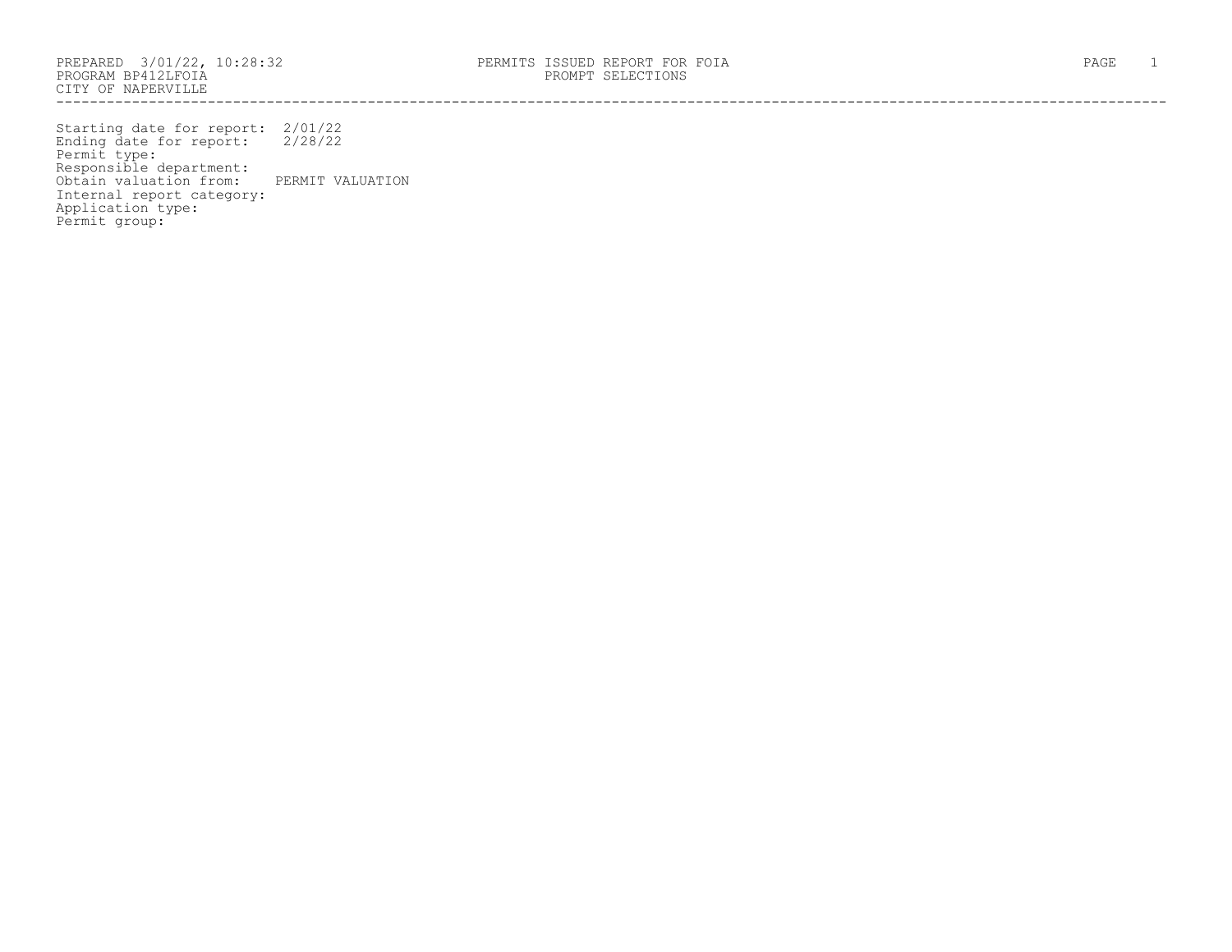PREPARED 3/01/22, 10:28:32
PROGRAM BP412LFOIA
CITY OF NAPERVILLE

PERMITS ISSUED REPORT FOR FOIA
PROMPT SELECTIONS

Starting date for report: 2/01/22
Ending date for report: 2/28/22
Permit type:
Responsible department:
Obtain valuation from: PERMIT VALUATION
Internal report category:
Application type:
Permit group: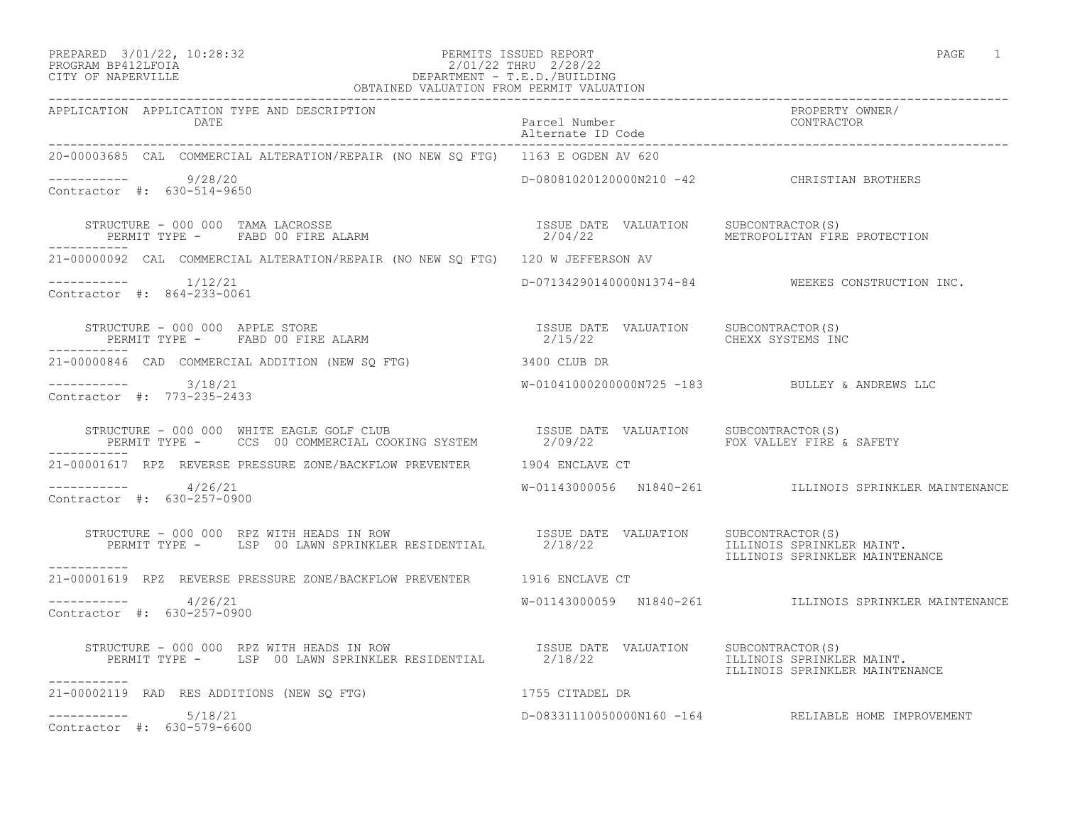PREPARED 3/01/22, 10:28:32 PERMITS ISSUED REPORT
PROGRAM BP412LFOIA 2/01/22 THRU 2/28/22
CITY OF NAPERVILLE DEPARTMENT - T.E.D./BUILDING
OBTAINED VALUATION FROM PERMIT VALUATION

| APPLICATION | APPLICATION TYPE AND DESCRIPTION DATE | Parcel Number Alternate ID Code | PROPERTY OWNER/ CONTRACTOR |
|---|---|---|---|

**20-00003685** CAL COMMERCIAL ALTERATION/REPAIR (NO NEW SQ FTG) 1163 E OGDEN AV 620

----------- 9/28/20 D-08081020120000N210 -42 CHRISTIAN BROTHERS
Contractor #: 630-514-9650

STRUCTURE - 000 000 TAMA LACROSSE — ISSUE DATE 2/04/22 — VALUATION — SUBCONTRACTOR(S): METROPOLITAN FIRE PROTECTION
PERMIT TYPE - FABD 00 FIRE ALARM

-----------

**21-00000092** CAL COMMERCIAL ALTERATION/REPAIR (NO NEW SQ FTG) 120 W JEFFERSON AV

----------- 1/12/21 D-07134290140000N1374-84 WEEKES CONSTRUCTION INC.
Contractor #: 864-233-0061

STRUCTURE - 000 000 APPLE STORE — ISSUE DATE 2/15/22 — VALUATION — SUBCONTRACTOR(S): CHEXX SYSTEMS INC
PERMIT TYPE - FABD 00 FIRE ALARM

-----------

**21-00000846** CAD COMMERCIAL ADDITION (NEW SQ FTG) 3400 CLUB DR

----------- 3/18/21 W-01041000200000N725 -183 BULLEY & ANDREWS LLC
Contractor #: 773-235-2433

STRUCTURE - 000 000 WHITE EAGLE GOLF CLUB — ISSUE DATE 2/09/22 — VALUATION — SUBCONTRACTOR(S): FOX VALLEY FIRE & SAFETY
PERMIT TYPE - CCS 00 COMMERCIAL COOKING SYSTEM

-----------

**21-00001617** RPZ REVERSE PRESSURE ZONE/BACKFLOW PREVENTER 1904 ENCLAVE CT

----------- 4/26/21 W-01143000056 N1840-261 ILLINOIS SPRINKLER MAINTENANCE
Contractor #: 630-257-0900

STRUCTURE - 000 000 RPZ WITH HEADS IN ROW — ISSUE DATE 2/18/22 — VALUATION — SUBCONTRACTOR(S): ILLINOIS SPRINKLER MAINT., ILLINOIS SPRINKLER MAINTENANCE
PERMIT TYPE - LSP 00 LAWN SPRINKLER RESIDENTIAL

-----------

**21-00001619** RPZ REVERSE PRESSURE ZONE/BACKFLOW PREVENTER 1916 ENCLAVE CT

----------- 4/26/21 W-01143000059 N1840-261 ILLINOIS SPRINKLER MAINTENANCE
Contractor #: 630-257-0900

STRUCTURE - 000 000 RPZ WITH HEADS IN ROW — ISSUE DATE 2/18/22 — VALUATION — SUBCONTRACTOR(S): ILLINOIS SPRINKLER MAINT., ILLINOIS SPRINKLER MAINTENANCE
PERMIT TYPE - LSP 00 LAWN SPRINKLER RESIDENTIAL

-----------

**21-00002119** RAD RES ADDITIONS (NEW SQ FTG) 1755 CITADEL DR

----------- 5/18/21 D-08331110050000N160 -164 RELIABLE HOME IMPROVEMENT
Contractor #: 630-579-6600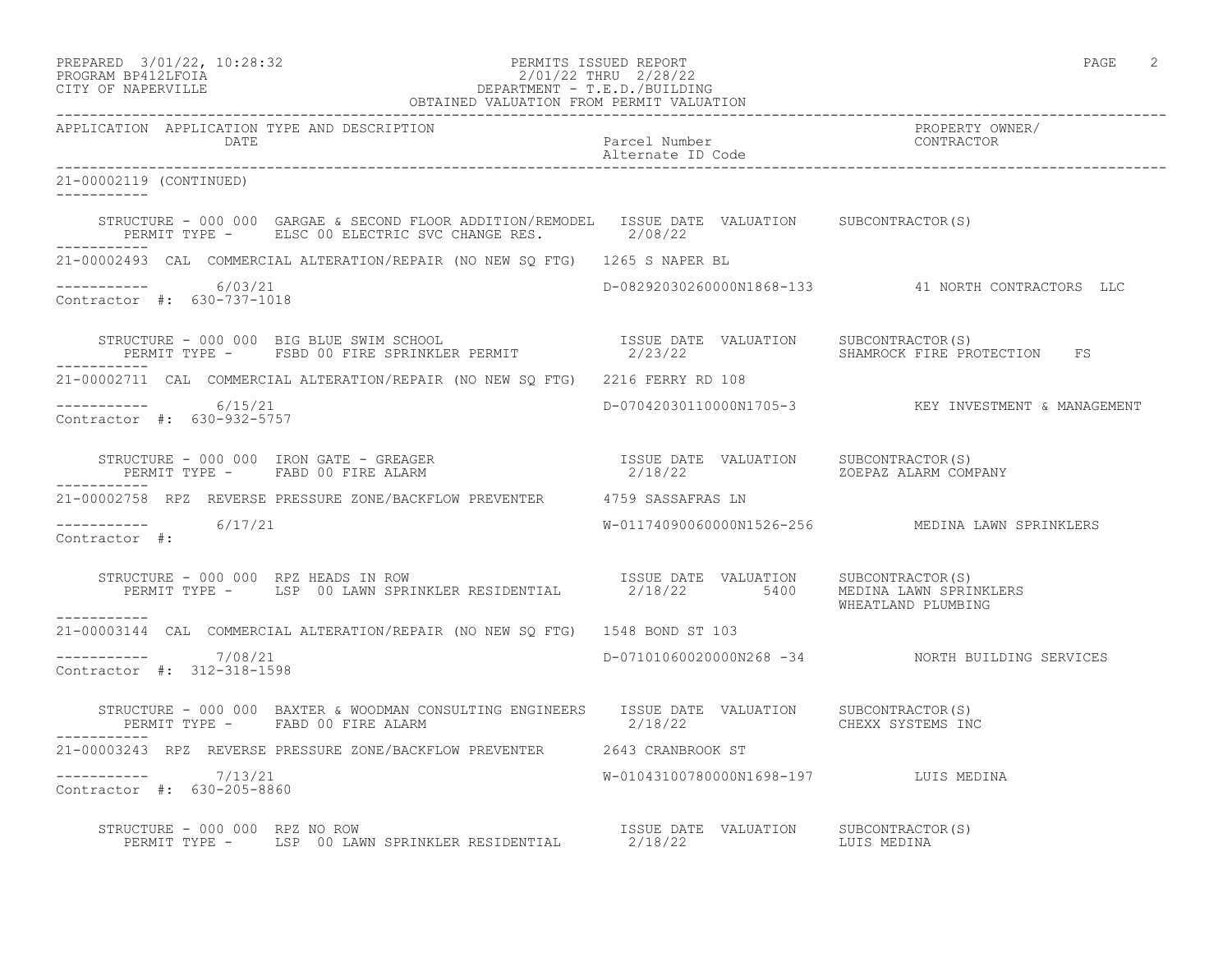APPLICATION APPLICATION TYPE AND DESCRIPTION DATE | Parcel Number / Alternate ID Code | PROPERTY OWNER/ CONTRACTOR

21-00002119 (CONTINUED)

STRUCTURE - 000 000 GARGAE & SECOND FLOOR ADDITION/REMODEL ISSUE DATE VALUATION SUBCONTRACTOR(S)
PERMIT TYPE - ELSC 00 ELECTRIC SVC CHANGE RES. 2/08/22

21-00002493 CAL COMMERCIAL ALTERATION/REPAIR (NO NEW SQ FTG) 1265 S NAPER BL
6/03/21 D-08292030260000N1868-133 41 NORTH CONTRACTORS LLC
Contractor #: 630-737-1018

STRUCTURE - 000 000 BIG BLUE SWIM SCHOOL ISSUE DATE VALUATION SUBCONTRACTOR(S)
PERMIT TYPE - FSBD 00 FIRE SPRINKLER PERMIT 2/23/22 SHAMROCK FIRE PROTECTION FS

21-00002711 CAL COMMERCIAL ALTERATION/REPAIR (NO NEW SQ FTG) 2216 FERRY RD 108
6/15/21 D-07042030110000N1705-3 KEY INVESTMENT & MANAGEMENT
Contractor #: 630-932-5757

STRUCTURE - 000 000 IRON GATE - GREAGER ISSUE DATE VALUATION SUBCONTRACTOR(S)
PERMIT TYPE - FABD 00 FIRE ALARM 2/18/22 ZOEPAZ ALARM COMPANY

21-00002758 RPZ REVERSE PRESSURE ZONE/BACKFLOW PREVENTER 4759 SASSAFRAS LN
6/17/21 W-01174090060000N1526-256 MEDINA LAWN SPRINKLERS
Contractor #:

STRUCTURE - 000 000 RPZ HEADS IN ROW ISSUE DATE VALUATION SUBCONTRACTOR(S)
PERMIT TYPE - LSP 00 LAWN SPRINKLER RESIDENTIAL 2/18/22 5400 MEDINA LAWN SPRINKLERS
WHEATLAND PLUMBING

21-00003144 CAL COMMERCIAL ALTERATION/REPAIR (NO NEW SQ FTG) 1548 BOND ST 103
7/08/21 D-07101060020000N268 -34 NORTH BUILDING SERVICES
Contractor #: 312-318-1598

STRUCTURE - 000 000 BAXTER & WOODMAN CONSULTING ENGINEERS ISSUE DATE VALUATION SUBCONTRACTOR(S)
PERMIT TYPE - FABD 00 FIRE ALARM 2/18/22 CHEXX SYSTEMS INC

21-00003243 RPZ REVERSE PRESSURE ZONE/BACKFLOW PREVENTER 2643 CRANBROOK ST
7/13/21 W-01043100780000N1698-197 LUIS MEDINA
Contractor #: 630-205-8860

STRUCTURE - 000 000 RPZ NO ROW ISSUE DATE VALUATION SUBCONTRACTOR(S)
PERMIT TYPE - LSP 00 LAWN SPRINKLER RESIDENTIAL 2/18/22 LUIS MEDINA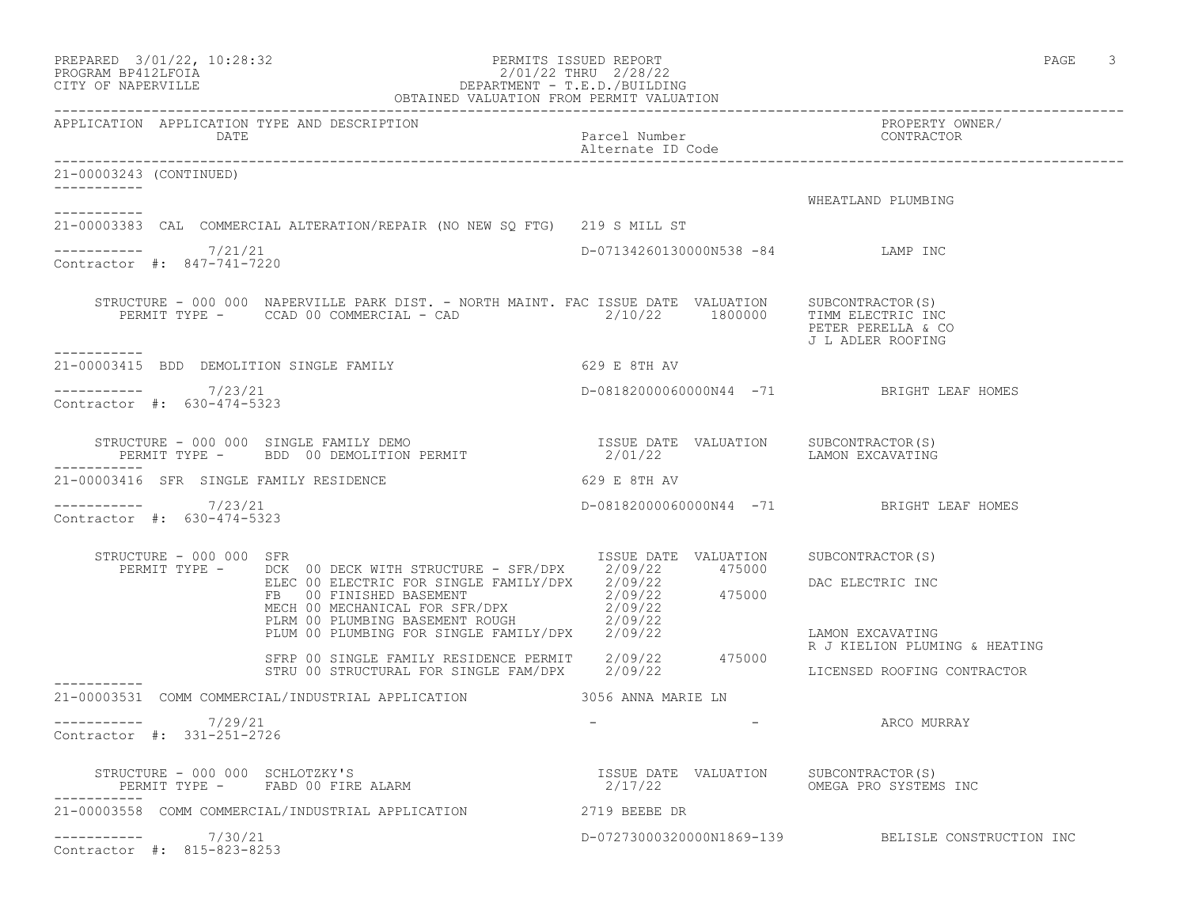PREPARED 3/01/22, 10:28:32
PROGRAM BP412LFOIA
CITY OF NAPERVILLE

PERMITS ISSUED REPORT
2/01/22 THRU 2/28/22
DEPARTMENT - T.E.D./BUILDING
OBTAINED VALUATION FROM PERMIT VALUATION

| APPLICATION | APPLICATION TYPE AND DESCRIPTION / DATE | Parcel Number / Alternate ID Code | PROPERTY OWNER/ CONTRACTOR |
|---|---|---|---|

21-00003243 (CONTINUED)

WHEATLAND PLUMBING

---

21-00003383 CAL COMMERCIAL ALTERATION/REPAIR (NO NEW SQ FTG) 219 S MILL ST

7/21/21 — D-07134260130000N538 -84 — LAMP INC

Contractor #: 847-741-7220

STRUCTURE - 000 000 NAPERVILLE PARK DIST. - NORTH MAINT. FAC

| PERMIT TYPE | ISSUE DATE | VALUATION | SUBCONTRACTOR(S) |
|---|---|---|---|
| CCAD 00 COMMERCIAL - CAD | 2/10/22 | 1800000 | TIMM ELECTRIC INC |
| | | | PETER PERELLA & CO |
| | | | J L ADLER ROOFING |

---

21-00003415 BDD DEMOLITION SINGLE FAMILY 629 E 8TH AV

7/23/21 — D-08182000060000N44 -71 — BRIGHT LEAF HOMES

Contractor #: 630-474-5323

STRUCTURE - 000 000 SINGLE FAMILY DEMO

| PERMIT TYPE | ISSUE DATE | VALUATION | SUBCONTRACTOR(S) |
|---|---|---|---|
| BDD 00 DEMOLITION PERMIT | 2/01/22 | | LAMON EXCAVATING |

---

21-00003416 SFR SINGLE FAMILY RESIDENCE 629 E 8TH AV

7/23/21 — D-08182000060000N44 -71 — BRIGHT LEAF HOMES

Contractor #: 630-474-5323

STRUCTURE - 000 000 SFR

| PERMIT TYPE | ISSUE DATE | VALUATION | SUBCONTRACTOR(S) |
|---|---|---|---|
| DCK 00 DECK WITH STRUCTURE - SFR/DPX | 2/09/22 | 475000 | |
| ELEC 00 ELECTRIC FOR SINGLE FAMILY/DPX | 2/09/22 | | DAC ELECTRIC INC |
| FB 00 FINISHED BASEMENT | 2/09/22 | 475000 | |
| MECH 00 MECHANICAL FOR SFR/DPX | 2/09/22 | | |
| PLRM 00 PLUMBING BASEMENT ROUGH | 2/09/22 | | |
| PLUM 00 PLUMBING FOR SINGLE FAMILY/DPX | 2/09/22 | | LAMON EXCAVATING |
| | | | R J KIELION PLUMING & HEATING |
| SFRP 00 SINGLE FAMILY RESIDENCE PERMIT | 2/09/22 | 475000 | |
| STRU 00 STRUCTURAL FOR SINGLE FAM/DPX | 2/09/22 | | LICENSED ROOFING CONTRACTOR |

---

21-00003531 COMM COMMERCIAL/INDUSTRIAL APPLICATION 3056 ANNA MARIE LN

7/29/21 — - - — ARCO MURRAY

Contractor #: 331-251-2726

STRUCTURE - 000 000 SCHLOTZKY'S

| PERMIT TYPE | ISSUE DATE | VALUATION | SUBCONTRACTOR(S) |
|---|---|---|---|
| FABD 00 FIRE ALARM | 2/17/22 | | OMEGA PRO SYSTEMS INC |

---

21-00003558 COMM COMMERCIAL/INDUSTRIAL APPLICATION 2719 BEEBE DR

7/30/21 — D-07273000320000N1869-139 — BELISLE CONSTRUCTION INC

Contractor #: 815-823-8253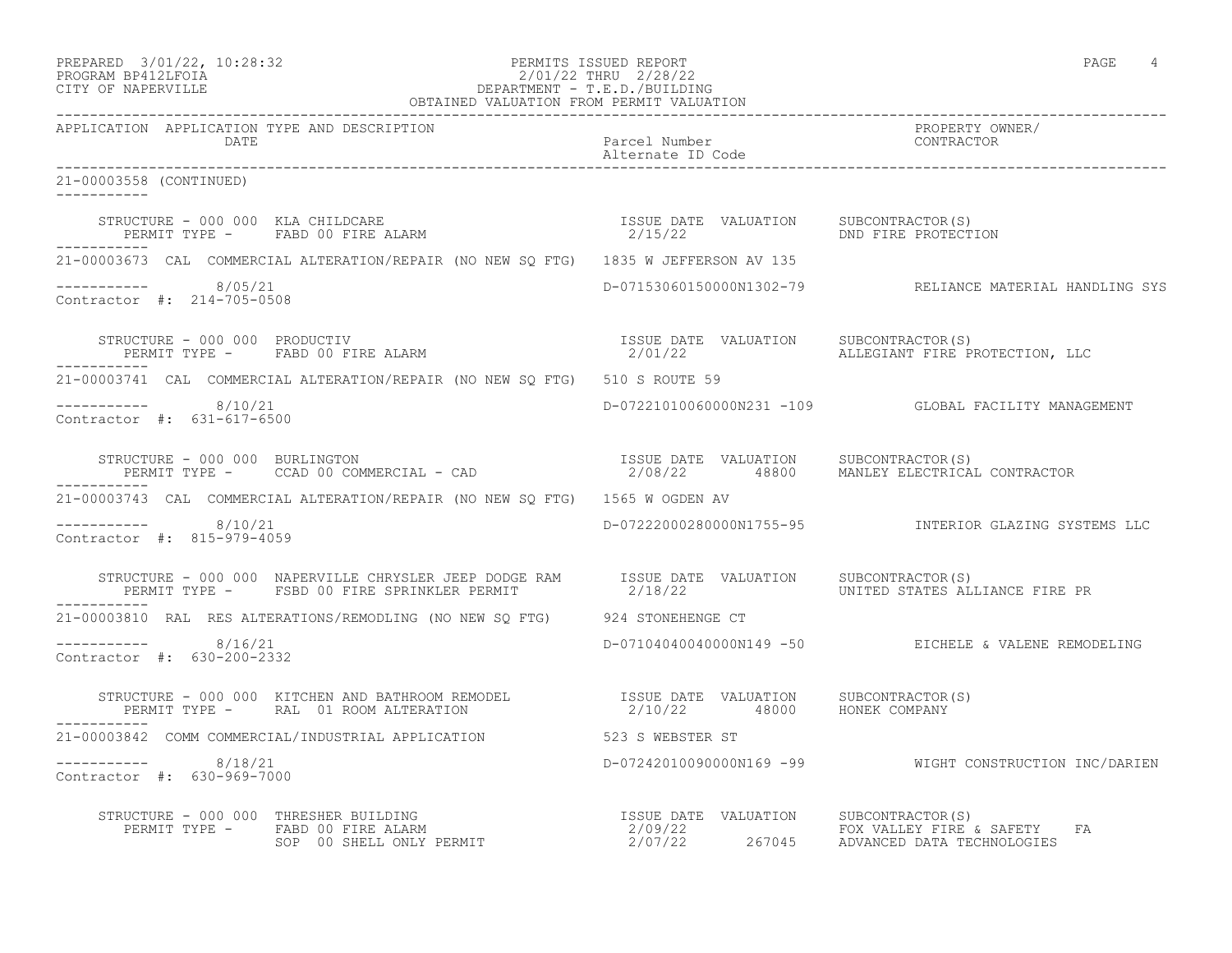PREPARED 3/01/22, 10:28:32 PERMITS ISSUED REPORT
PROGRAM BP412LFOIA 2/01/22 THRU 2/28/22
CITY OF NAPERVILLE DEPARTMENT - T.E.D./BUILDING
OBTAINED VALUATION FROM PERMIT VALUATION

| APPLICATION | APPLICATION TYPE AND DESCRIPTION / DATE | Parcel Number / Alternate ID Code | PROPERTY OWNER/ CONTRACTOR |
|---|---|---|---|

21-00003558 (CONTINUED)

STRUCTURE - 000 000 KLA CHILDCARE — ISSUE DATE 2/15/22 — VALUATION — SUBCONTRACTOR(S): DND FIRE PROTECTION
PERMIT TYPE - FABD 00 FIRE ALARM

---

21-00003673 CAL COMMERCIAL ALTERATION/REPAIR (NO NEW SQ FTG) 1835 W JEFFERSON AV 135
8/05/21 — D-07153060150000N1302-79 — RELIANCE MATERIAL HANDLING SYS
Contractor #: 214-705-0508

STRUCTURE - 000 000 PRODUCTIV — ISSUE DATE 2/01/22 — VALUATION — SUBCONTRACTOR(S): ALLEGIANT FIRE PROTECTION, LLC
PERMIT TYPE - FABD 00 FIRE ALARM

---

21-00003741 CAL COMMERCIAL ALTERATION/REPAIR (NO NEW SQ FTG) 510 S ROUTE 59
8/10/21 — D-07221010060000N231 -109 — GLOBAL FACILITY MANAGEMENT
Contractor #: 631-617-6500

STRUCTURE - 000 000 BURLINGTON — ISSUE DATE 2/08/22 — VALUATION 48800 — SUBCONTRACTOR(S): MANLEY ELECTRICAL CONTRACTOR
PERMIT TYPE - CCAD 00 COMMERCIAL - CAD

---

21-00003743 CAL COMMERCIAL ALTERATION/REPAIR (NO NEW SQ FTG) 1565 W OGDEN AV
8/10/21 — D-07222000280000N1755-95 — INTERIOR GLAZING SYSTEMS LLC
Contractor #: 815-979-4059

STRUCTURE - 000 000 NAPERVILLE CHRYSLER JEEP DODGE RAM — ISSUE DATE 2/18/22 — VALUATION — SUBCONTRACTOR(S): UNITED STATES ALLIANCE FIRE PR
PERMIT TYPE - FSBD 00 FIRE SPRINKLER PERMIT

---

21-00003810 RAL RES ALTERATIONS/REMODLING (NO NEW SQ FTG) 924 STONEHENGE CT
8/16/21 — D-07104040040000N149 -50 — EICHELE & VALENE REMODELING
Contractor #: 630-200-2332

STRUCTURE - 000 000 KITCHEN AND BATHROOM REMODEL — ISSUE DATE 2/10/22 — VALUATION 48000 — SUBCONTRACTOR(S): HONEK COMPANY
PERMIT TYPE - RAL 01 ROOM ALTERATION

---

21-00003842 COMM COMMERCIAL/INDUSTRIAL APPLICATION 523 S WEBSTER ST
8/18/21 — D-07242010090000N169 -99 — WIGHT CONSTRUCTION INC/DARIEN
Contractor #: 630-969-7000

STRUCTURE - 000 000 THRESHER BUILDING
PERMIT TYPE - FABD 00 FIRE ALARM — ISSUE DATE 2/09/22 — VALUATION — SUBCONTRACTOR(S): FOX VALLEY FIRE & SAFETY FA
SOP 00 SHELL ONLY PERMIT — ISSUE DATE 2/07/22 — VALUATION 267045 — SUBCONTRACTOR(S): ADVANCED DATA TECHNOLOGIES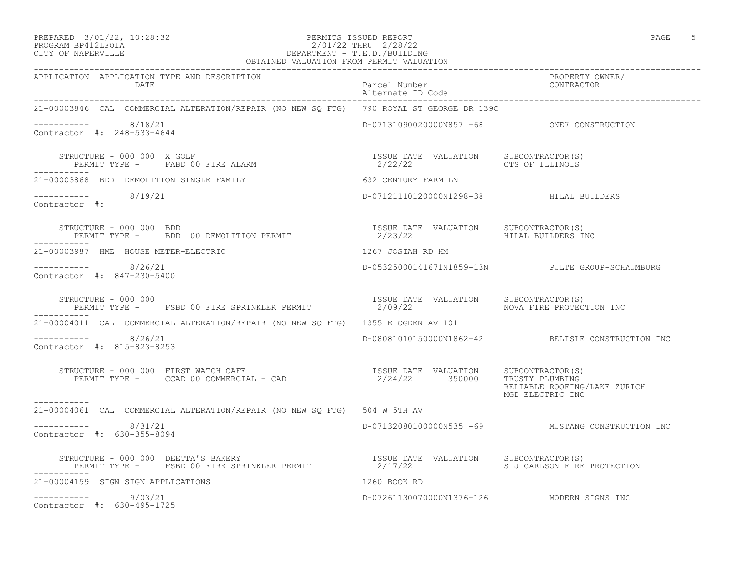PREPARED 3/01/22, 10:28:32 PERMITS ISSUED REPORT
PROGRAM BP412LFOIA 2/01/22 THRU 2/28/22
CITY OF NAPERVILLE DEPARTMENT - T.E.D./BUILDING
OBTAINED VALUATION FROM PERMIT VALUATION

| APPLICATION | APPLICATION TYPE AND DESCRIPTION / DATE | Parcel Number / Alternate ID Code | PROPERTY OWNER/ CONTRACTOR |
|---|---|---|---|
| 21-00003846 | CAL COMMERCIAL ALTERATION/REPAIR (NO NEW SQ FTG) | 790 ROYAL ST GEORGE DR 139C | |
| ----------- | 8/18/21 | D-07131090020000N857 -68 | ONE7 CONSTRUCTION |
| Contractor #: 248-533-4644 | | | |

STRUCTURE - 000 000 X GOLF
PERMIT TYPE - FABD 00 FIRE ALARM — ISSUE DATE 2/22/22 — VALUATION — SUBCONTRACTOR(S): CTS OF ILLINOIS

| APPLICATION | APPLICATION TYPE AND DESCRIPTION / DATE | Parcel Number / Alternate ID Code | PROPERTY OWNER/ CONTRACTOR |
|---|---|---|---|
| 21-00003868 | BDD DEMOLITION SINGLE FAMILY | 632 CENTURY FARM LN | |
| ----------- | 8/19/21 | D-07121110120000N1298-38 | HILAL BUILDERS |
| Contractor #: | | | |

STRUCTURE - 000 000 BDD
PERMIT TYPE - BDD 00 DEMOLITION PERMIT — ISSUE DATE 2/23/22 — VALUATION — SUBCONTRACTOR(S): HILAL BUILDERS INC

| APPLICATION | APPLICATION TYPE AND DESCRIPTION / DATE | Parcel Number / Alternate ID Code | PROPERTY OWNER/ CONTRACTOR |
|---|---|---|---|
| 21-00003987 | HME HOUSE METER-ELECTRIC | 1267 JOSIAH RD HM | |
| ----------- | 8/26/21 | D-05325000141671N1859-13N | PULTE GROUP-SCHAUMBURG |
| Contractor #: 847-230-5400 | | | |

STRUCTURE - 000 000
PERMIT TYPE - FSBD 00 FIRE SPRINKLER PERMIT — ISSUE DATE 2/09/22 — VALUATION — SUBCONTRACTOR(S): NOVA FIRE PROTECTION INC

| APPLICATION | APPLICATION TYPE AND DESCRIPTION / DATE | Parcel Number / Alternate ID Code | PROPERTY OWNER/ CONTRACTOR |
|---|---|---|---|
| 21-00004011 | CAL COMMERCIAL ALTERATION/REPAIR (NO NEW SQ FTG) | 1355 E OGDEN AV 101 | |
| ----------- | 8/26/21 | D-08081010150000N1862-42 | BELISLE CONSTRUCTION INC |
| Contractor #: 815-823-8253 | | | |

STRUCTURE - 000 000 FIRST WATCH CAFE
PERMIT TYPE - CCAD 00 COMMERCIAL - CAD — ISSUE DATE 2/24/22 — VALUATION 350000 — SUBCONTRACTOR(S): TRUSTY PLUMBING; RELIABLE ROOFING/LAKE ZURICH; MGD ELECTRIC INC

| APPLICATION | APPLICATION TYPE AND DESCRIPTION / DATE | Parcel Number / Alternate ID Code | PROPERTY OWNER/ CONTRACTOR |
|---|---|---|---|
| 21-00004061 | CAL COMMERCIAL ALTERATION/REPAIR (NO NEW SQ FTG) | 504 W 5TH AV | |
| ----------- | 8/31/21 | D-07132080100000N535 -69 | MUSTANG CONSTRUCTION INC |
| Contractor #: 630-355-8094 | | | |

STRUCTURE - 000 000 DEETTA'S BAKERY
PERMIT TYPE - FSBD 00 FIRE SPRINKLER PERMIT — ISSUE DATE 2/17/22 — VALUATION — SUBCONTRACTOR(S): S J CARLSON FIRE PROTECTION

| APPLICATION | APPLICATION TYPE AND DESCRIPTION / DATE | Parcel Number / Alternate ID Code | PROPERTY OWNER/ CONTRACTOR |
|---|---|---|---|
| 21-00004159 | SIGN SIGN APPLICATIONS | 1260 BOOK RD | |
| ----------- | 9/03/21 | D-07261130070000N1376-126 | MODERN SIGNS INC |
| Contractor #: 630-495-1725 | | | |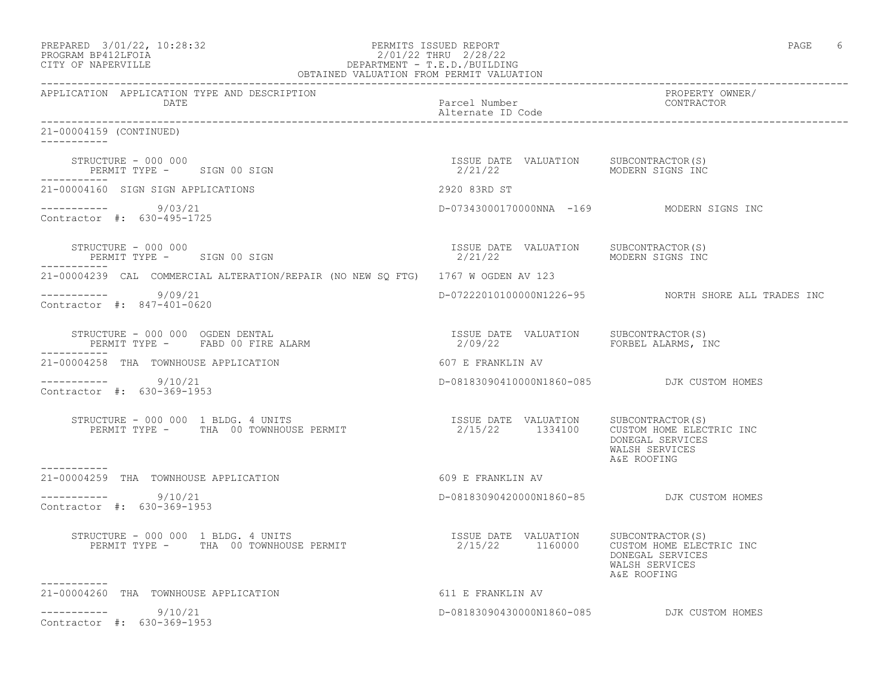PREPARED 3/01/22, 10:28:32 PERMITS ISSUED REPORT
PROGRAM BP412LFOIA 2/01/22 THRU 2/28/22
CITY OF NAPERVILLE DEPARTMENT - T.E.D./BUILDING
OBTAINED VALUATION FROM PERMIT VALUATION

| APPLICATION | APPLICATION TYPE AND DESCRIPTION / DATE | Parcel Number / Alternate ID Code | PROPERTY OWNER/ CONTRACTOR |
|---|---|---|---|

**21-00004159 (CONTINUED)**

STRUCTURE - 000 000
PERMIT TYPE - SIGN 00 SIGN
ISSUE DATE: 2/21/22 VALUATION: SUBCONTRACTOR(S): MODERN SIGNS INC

**21-00004160 SIGN SIGN APPLICATIONS** — 2920 83RD ST
----------- 9/03/21 — D-07343000170000NNA -169 — MODERN SIGNS INC
Contractor #: 630-495-1725

STRUCTURE - 000 000
PERMIT TYPE - SIGN 00 SIGN
ISSUE DATE: 2/21/22 VALUATION: SUBCONTRACTOR(S): MODERN SIGNS INC

**21-00004239 CAL COMMERCIAL ALTERATION/REPAIR (NO NEW SQ FTG)** — 1767 W OGDEN AV 123
----------- 9/09/21 — D-07222010100000N1226-95 — NORTH SHORE ALL TRADES INC
Contractor #: 847-401-0620

STRUCTURE - 000 000 OGDEN DENTAL
PERMIT TYPE - FABD 00 FIRE ALARM
ISSUE DATE: 2/09/22 VALUATION: SUBCONTRACTOR(S): FORBEL ALARMS, INC

**21-00004258 THA TOWNHOUSE APPLICATION** — 607 E FRANKLIN AV
----------- 9/10/21 — D-08183090410000N1860-085 — DJK CUSTOM HOMES
Contractor #: 630-369-1953

STRUCTURE - 000 000 1 BLDG. 4 UNITS
PERMIT TYPE - THA 00 TOWNHOUSE PERMIT
ISSUE DATE: 2/15/22 VALUATION: 1334100 SUBCONTRACTOR(S): CUSTOM HOME ELECTRIC INC, DONEGAL SERVICES, WALSH SERVICES, A&E ROOFING

**21-00004259 THA TOWNHOUSE APPLICATION** — 609 E FRANKLIN AV
----------- 9/10/21 — D-08183090420000N1860-85 — DJK CUSTOM HOMES
Contractor #: 630-369-1953

STRUCTURE - 000 000 1 BLDG. 4 UNITS
PERMIT TYPE - THA 00 TOWNHOUSE PERMIT
ISSUE DATE: 2/15/22 VALUATION: 1160000 SUBCONTRACTOR(S): CUSTOM HOME ELECTRIC INC, DONEGAL SERVICES, WALSH SERVICES, A&E ROOFING

**21-00004260 THA TOWNHOUSE APPLICATION** — 611 E FRANKLIN AV
----------- 9/10/21 — D-08183090430000N1860-085 — DJK CUSTOM HOMES
Contractor #: 630-369-1953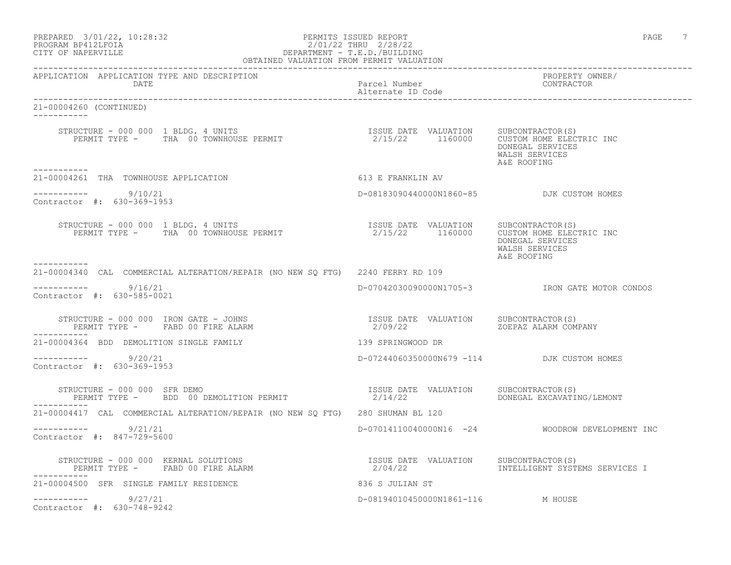PERMITS ISSUED REPORT
2/01/22 THRU 2/28/22
DEPARTMENT - T.E.D./BUILDING
OBTAINED VALUATION FROM PERMIT VALUATION

PREPARED 3/01/22, 10:28:32
PROGRAM BP412LFOIA
CITY OF NAPERVILLE

| APPLICATION | APPLICATION TYPE AND DESCRIPTION / DATE | Parcel Number / Alternate ID Code | PROPERTY OWNER/ CONTRACTOR |
|---|---|---|---|

**21-00004260 (CONTINUED)**

STRUCTURE - 000 000 1 BLDG. 4 UNITS
PERMIT TYPE - THA 00 TOWNHOUSE PERMIT
ISSUE DATE 2/15/22 VALUATION 1160000
SUBCONTRACTOR(S): CUSTOM HOME ELECTRIC INC, DONEGAL SERVICES, WALSH SERVICES, A&E ROOFING

---

**21-00004261 THA TOWNHOUSE APPLICATION** — 613 E FRANKLIN AV
9/10/21 — D-08183090440000N1860-85 — DJK CUSTOM HOMES
Contractor #: 630-369-1953

STRUCTURE - 000 000 1 BLDG. 4 UNITS
PERMIT TYPE - THA 00 TOWNHOUSE PERMIT
ISSUE DATE 2/15/22 VALUATION 1160000
SUBCONTRACTOR(S): CUSTOM HOME ELECTRIC INC, DONEGAL SERVICES, WALSH SERVICES, A&E ROOFING

---

**21-00004340 CAL COMMERCIAL ALTERATION/REPAIR (NO NEW SQ FTG)** — 2240 FERRY RD 109
9/16/21 — D-07042030090000N1705-3 — IRON GATE MOTOR CONDOS
Contractor #: 630-585-0021

STRUCTURE - 000 000 IRON GATE - JOHNS
PERMIT TYPE - FABD 00 FIRE ALARM
ISSUE DATE 2/09/22 VALUATION
SUBCONTRACTOR(S): ZOEPAZ ALARM COMPANY

---

**21-00004364 BDD DEMOLITION SINGLE FAMILY** — 139 SPRINGWOOD DR
9/20/21 — D-07244060350000N679 -114 — DJK CUSTOM HOMES
Contractor #: 630-369-1953

STRUCTURE - 000 000 SFR DEMO
PERMIT TYPE - BDD 00 DEMOLITION PERMIT
ISSUE DATE 2/14/22 VALUATION
SUBCONTRACTOR(S): DONEGAL EXCAVATING/LEMONT

---

**21-00004417 CAL COMMERCIAL ALTERATION/REPAIR (NO NEW SQ FTG)** — 280 SHUMAN BL 120
9/21/21 — D-07014110040000N16 -24 — WOODROW DEVELOPMENT INC
Contractor #: 847-729-5600

STRUCTURE - 000 000 KERNAL SOLUTIONS
PERMIT TYPE - FABD 00 FIRE ALARM
ISSUE DATE 2/04/22 VALUATION
SUBCONTRACTOR(S): INTELLIGENT SYSTEMS SERVICES I

---

**21-00004500 SFR SINGLE FAMILY RESIDENCE** — 836 S JULIAN ST
9/27/21 — D-08194010450000N1861-116 — M HOUSE
Contractor #: 630-748-9242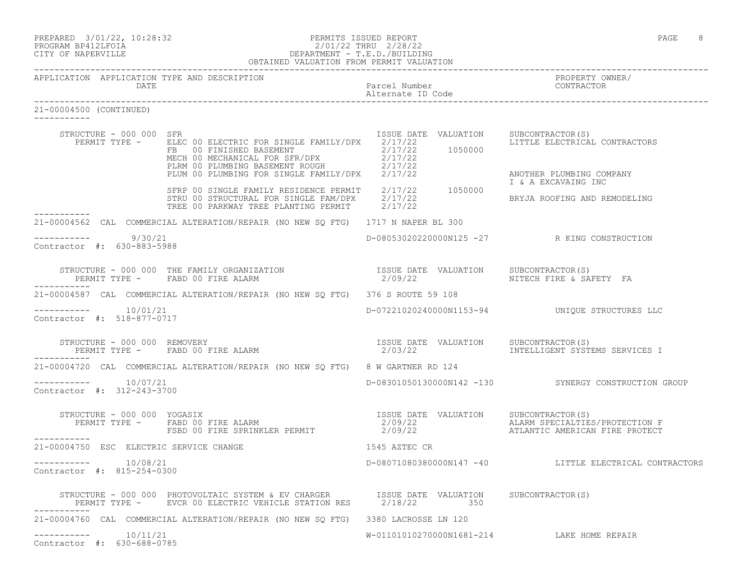PREPARED 3/01/22, 10:28:32 PERMITS ISSUED REPORT
PROGRAM BP412LFOIA 2/01/22 THRU 2/28/22
CITY OF NAPERVILLE DEPARTMENT - T.E.D./BUILDING
OBTAINED VALUATION FROM PERMIT VALUATION

| APPLICATION | APPLICATION TYPE AND DESCRIPTION DATE | Parcel Number Alternate ID Code | PROPERTY OWNER/ CONTRACTOR |
|---|---|---|---|

21-00004500 (CONTINUED)

STRUCTURE - 000 000 SFR

| PERMIT TYPE | ISSUE DATE | VALUATION | SUBCONTRACTOR(S) |
|---|---|---|---|
| ELEC 00 ELECTRIC FOR SINGLE FAMILY/DPX | 2/17/22 | | LITTLE ELECTRICAL CONTRACTORS |
| FB 00 FINISHED BASEMENT | 2/17/22 | 1050000 | |
| MECH 00 MECHANICAL FOR SFR/DPX | 2/17/22 | | |
| PLRM 00 PLUMBING BASEMENT ROUGH | 2/17/22 | | |
| PLUM 00 PLUMBING FOR SINGLE FAMILY/DPX | 2/17/22 | | ANOTHER PLUMBING COMPANY |
| | | | I & A EXCAVAING INC |
| SFRP 00 SINGLE FAMILY RESIDENCE PERMIT | 2/17/22 | 1050000 | |
| STRU 00 STRUCTURAL FOR SINGLE FAM/DPX | 2/17/22 | | BRYJA ROOFING AND REMODELING |
| TREE 00 PARKWAY TREE PLANTING PERMIT | 2/17/22 | | |

---

21-00004562 CAL COMMERCIAL ALTERATION/REPAIR (NO NEW SQ FTG) 1717 N NAPER BL 300

9/30/21 D-08053020220000N125 -27 R KING CONSTRUCTION
Contractor #: 630-883-5988

STRUCTURE - 000 000 THE FAMILY ORGANIZATION

| PERMIT TYPE | ISSUE DATE | VALUATION | SUBCONTRACTOR(S) |
|---|---|---|---|
| FABD 00 FIRE ALARM | 2/09/22 | | NITECH FIRE & SAFETY FA |

---

21-00004587 CAL COMMERCIAL ALTERATION/REPAIR (NO NEW SQ FTG) 376 S ROUTE 59 108

10/01/21 D-07221020240000N1153-94 UNIQUE STRUCTURES LLC
Contractor #: 518-877-0717

STRUCTURE - 000 000 REMOVERY

| PERMIT TYPE | ISSUE DATE | VALUATION | SUBCONTRACTOR(S) |
|---|---|---|---|
| FABD 00 FIRE ALARM | 2/03/22 | | INTELLIGENT SYSTEMS SERVICES I |

---

21-00004720 CAL COMMERCIAL ALTERATION/REPAIR (NO NEW SQ FTG) 8 W GARTNER RD 124

10/07/21 D-08301050130000N142 -130 SYNERGY CONSTRUCTION GROUP
Contractor #: 312-243-3700

STRUCTURE - 000 000 YOGASIX

| PERMIT TYPE | ISSUE DATE | VALUATION | SUBCONTRACTOR(S) |
|---|---|---|---|
| FABD 00 FIRE ALARM | 2/09/22 | | ALARM SPECIALTIES/PROTECTION F |
| FSBD 00 FIRE SPRINKLER PERMIT | 2/09/22 | | ATLANTIC AMERICAN FIRE PROTECT |

---

21-00004750 ESC ELECTRIC SERVICE CHANGE 1545 AZTEC CR

10/08/21 D-08071080380000N147 -40 LITTLE ELECTRICAL CONTRACTORS
Contractor #: 815-254-0300

STRUCTURE - 000 000 PHOTOVOLTAIC SYSTEM & EV CHARGER

| PERMIT TYPE | ISSUE DATE | VALUATION | SUBCONTRACTOR(S) |
|---|---|---|---|
| EVCR 00 ELECTRIC VEHICLE STATION RES | 2/18/22 | 350 | |

---

21-00004760 CAL COMMERCIAL ALTERATION/REPAIR (NO NEW SQ FTG) 3380 LACROSSE LN 120

10/11/21 W-01101010270000N1681-214 LAKE HOME REPAIR
Contractor #: 630-688-0785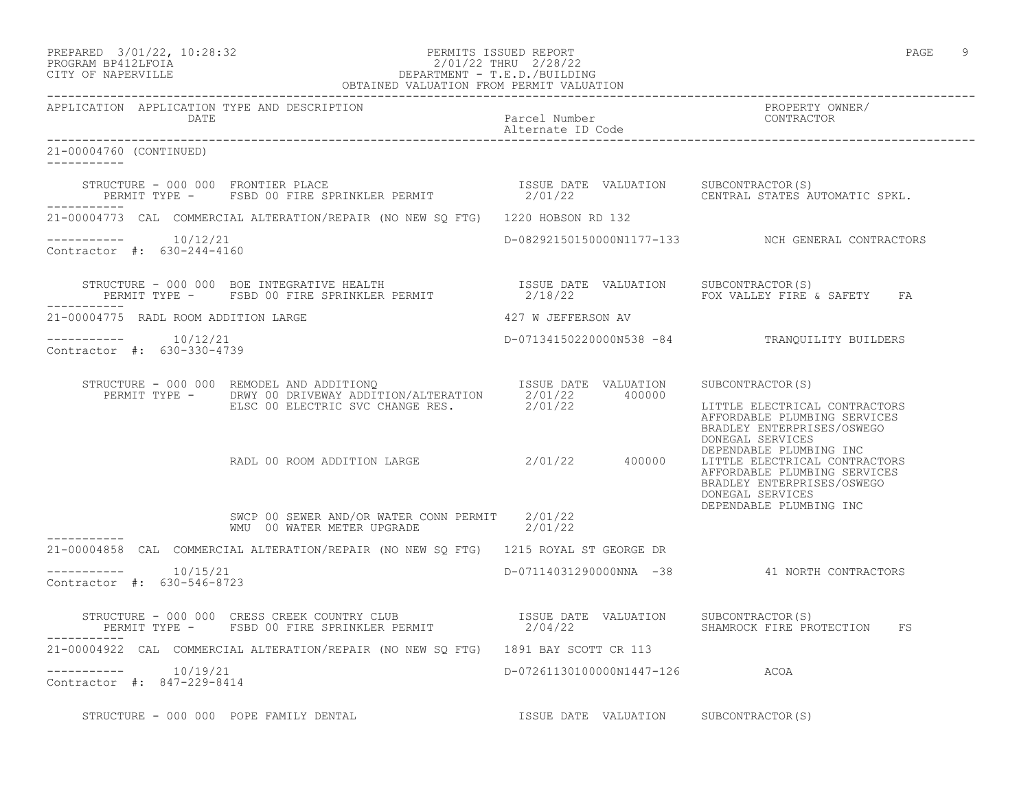PREPARED 3/01/22, 10:28:32
PROGRAM BP412LFOIA
CITY OF NAPERVILLE

PERMITS ISSUED REPORT
2/01/22 THRU 2/28/22
DEPARTMENT - T.E.D./BUILDING
OBTAINED VALUATION FROM PERMIT VALUATION

| APPLICATION | APPLICATION TYPE AND DESCRIPTION / DATE | Parcel Number / Alternate ID Code | PROPERTY OWNER/ CONTRACTOR |
|---|---|---|---|

**21-00004760 (CONTINUED)**

STRUCTURE - 000 000 FRONTIER PLACE
PERMIT TYPE - FSBD 00 FIRE SPRINKLER PERMIT — ISSUE DATE 2/01/22 — VALUATION — SUBCONTRACTOR(S): CENTRAL STATES AUTOMATIC SPKL.

---

**21-00004773** CAL COMMERCIAL ALTERATION/REPAIR (NO NEW SQ FTG) 1220 HOBSON RD 132

10/12/21 — D-08292150150000N1177-133 — NCH GENERAL CONTRACTORS

Contractor #: 630-244-4160

STRUCTURE - 000 000 BOE INTEGRATIVE HEALTH
PERMIT TYPE - FSBD 00 FIRE SPRINKLER PERMIT — ISSUE DATE 2/18/22 — VALUATION — SUBCONTRACTOR(S): FOX VALLEY FIRE & SAFETY FA

---

**21-00004775** RADL ROOM ADDITION LARGE 427 W JEFFERSON AV

10/12/21 — D-07134150220000N538 -84 — TRANQUILITY BUILDERS

Contractor #: 630-330-4739

STRUCTURE - 000 000 REMODEL AND ADDITIONQ

| PERMIT TYPE | ISSUE DATE | VALUATION | SUBCONTRACTOR(S) |
|---|---|---|---|
| DRWY 00 DRIVEWAY ADDITION/ALTERATION | 2/01/22 | 400000 | |
| ELSC 00 ELECTRIC SVC CHANGE RES. | 2/01/22 | | LITTLE ELECTRICAL CONTRACTORS<br>AFFORDABLE PLUMBING SERVICES<br>BRADLEY ENTERPRISES/OSWEGO<br>DONEGAL SERVICES<br>DEPENDABLE PLUMBING INC |
| RADL 00 ROOM ADDITION LARGE | 2/01/22 | 400000 | LITTLE ELECTRICAL CONTRACTORS<br>AFFORDABLE PLUMBING SERVICES<br>BRADLEY ENTERPRISES/OSWEGO<br>DONEGAL SERVICES<br>DEPENDABLE PLUMBING INC |
| SWCP 00 SEWER AND/OR WATER CONN PERMIT | 2/01/22 | | |
| WMU 00 WATER METER UPGRADE | 2/01/22 | | |

---

**21-00004858** CAL COMMERCIAL ALTERATION/REPAIR (NO NEW SQ FTG) 1215 ROYAL ST GEORGE DR

10/15/21 — D-07114031290000NNA -38 — 41 NORTH CONTRACTORS

Contractor #: 630-546-8723

STRUCTURE - 000 000 CRESS CREEK COUNTRY CLUB
PERMIT TYPE - FSBD 00 FIRE SPRINKLER PERMIT — ISSUE DATE 2/04/22 — VALUATION — SUBCONTRACTOR(S): SHAMROCK FIRE PROTECTION FS

---

**21-00004922** CAL COMMERCIAL ALTERATION/REPAIR (NO NEW SQ FTG) 1891 BAY SCOTT CR 113

10/19/21 — D-07261130100000N1447-126 — ACOA

Contractor #: 847-229-8414

STRUCTURE - 000 000 POPE FAMILY DENTAL — ISSUE DATE — VALUATION — SUBCONTRACTOR(S)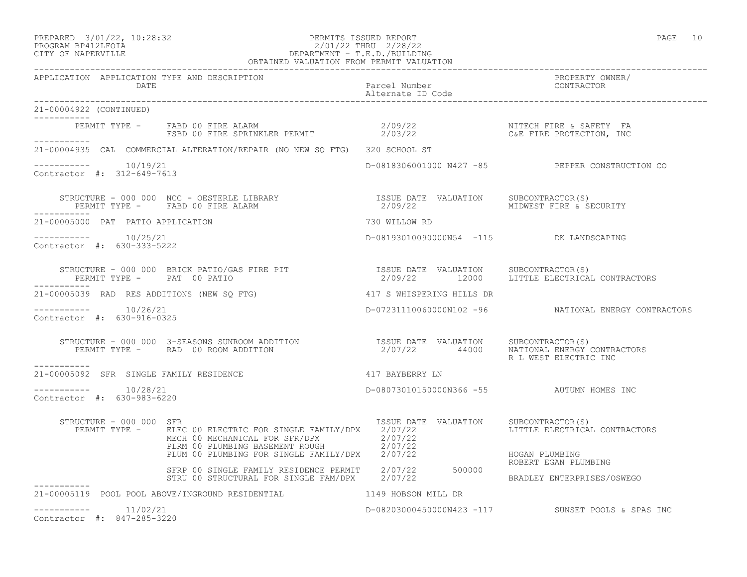PREPARED 3/01/22, 10:28:32 PERMITS ISSUED REPORT
PROGRAM BP412LFOIA 2/01/22 THRU 2/28/22
CITY OF NAPERVILLE DEPARTMENT - T.E.D./BUILDING
OBTAINED VALUATION FROM PERMIT VALUATION

| APPLICATION | APPLICATION TYPE AND DESCRIPTION / DATE | Parcel Number / Alternate ID Code | PROPERTY OWNER/ CONTRACTOR |
|---|---|---|---|

**21-00004922 (CONTINUED)**

| PERMIT TYPE | DESCRIPTION | ISSUE DATE | VALUATION | SUBCONTRACTOR(S) |
|---|---|---|---|---|
| FABD 00 | FIRE ALARM | 2/09/22 | | NITECH FIRE & SAFETY FA |
| FSBD 00 | FIRE SPRINKLER PERMIT | 2/03/22 | | C&E FIRE PROTECTION, INC |

---

**21-00004935** CAL COMMERCIAL ALTERATION/REPAIR (NO NEW SQ FTG) — 320 SCHOOL ST

Date: 10/19/21 — D-0818306001000 N427 -85 — PEPPER CONSTRUCTION CO

Contractor #: 312-649-7613

STRUCTURE - 000 000 NCC - OESTERLE LIBRARY

| PERMIT TYPE | DESCRIPTION | ISSUE DATE | VALUATION | SUBCONTRACTOR(S) |
|---|---|---|---|---|
| FABD 00 | FIRE ALARM | 2/09/22 | | MIDWEST FIRE & SECURITY |

---

**21-00005000** PAT PATIO APPLICATION — 730 WILLOW RD

Date: 10/25/21 — D-08193010090000N54 -115 — DK LANDSCAPING

Contractor #: 630-333-5222

STRUCTURE - 000 000 BRICK PATIO/GAS FIRE PIT

| PERMIT TYPE | DESCRIPTION | ISSUE DATE | VALUATION | SUBCONTRACTOR(S) |
|---|---|---|---|---|
| PAT 00 | PATIO | 2/09/22 | 12000 | LITTLE ELECTRICAL CONTRACTORS |

---

**21-00005039** RAD RES ADDITIONS (NEW SQ FTG) — 417 S WHISPERING HILLS DR

Date: 10/26/21 — D-07231110060000N102 -96 — NATIONAL ENERGY CONTRACTORS

Contractor #: 630-916-0325

STRUCTURE - 000 000 3-SEASONS SUNROOM ADDITION

| PERMIT TYPE | DESCRIPTION | ISSUE DATE | VALUATION | SUBCONTRACTOR(S) |
|---|---|---|---|---|
| RAD 00 | ROOM ADDITION | 2/07/22 | 44000 | NATIONAL ENERGY CONTRACTORS<br>R L WEST ELECTRIC INC |

---

**21-00005092** SFR SINGLE FAMILY RESIDENCE — 417 BAYBERRY LN

Date: 10/28/21 — D-08073010150000N366 -55 — AUTUMN HOMES INC

Contractor #: 630-983-6220

STRUCTURE - 000 000 SFR

| PERMIT TYPE | DESCRIPTION | ISSUE DATE | VALUATION | SUBCONTRACTOR(S) |
|---|---|---|---|---|
| ELEC 00 | ELECTRIC FOR SINGLE FAMILY/DPX | 2/07/22 | | LITTLE ELECTRICAL CONTRACTORS |
| MECH 00 | MECHANICAL FOR SFR/DPX | 2/07/22 | | |
| PLRM 00 | PLUMBING BASEMENT ROUGH | 2/07/22 | | |
| PLUM 00 | PLUMBING FOR SINGLE FAMILY/DPX | 2/07/22 | | HOGAN PLUMBING<br>ROBERT EGAN PLUMBING |
| SFRP 00 | SINGLE FAMILY RESIDENCE PERMIT | 2/07/22 | 500000 | |
| STRU 00 | STRUCTURAL FOR SINGLE FAM/DPX | 2/07/22 | | BRADLEY ENTERPRISES/OSWEGO |

---

**21-00005119** POOL POOL ABOVE/INGROUND RESIDENTIAL — 1149 HOBSON MILL DR

Date: 11/02/21 — D-08203000450000N423 -117 — SUNSET POOLS & SPAS INC

Contractor #: 847-285-3220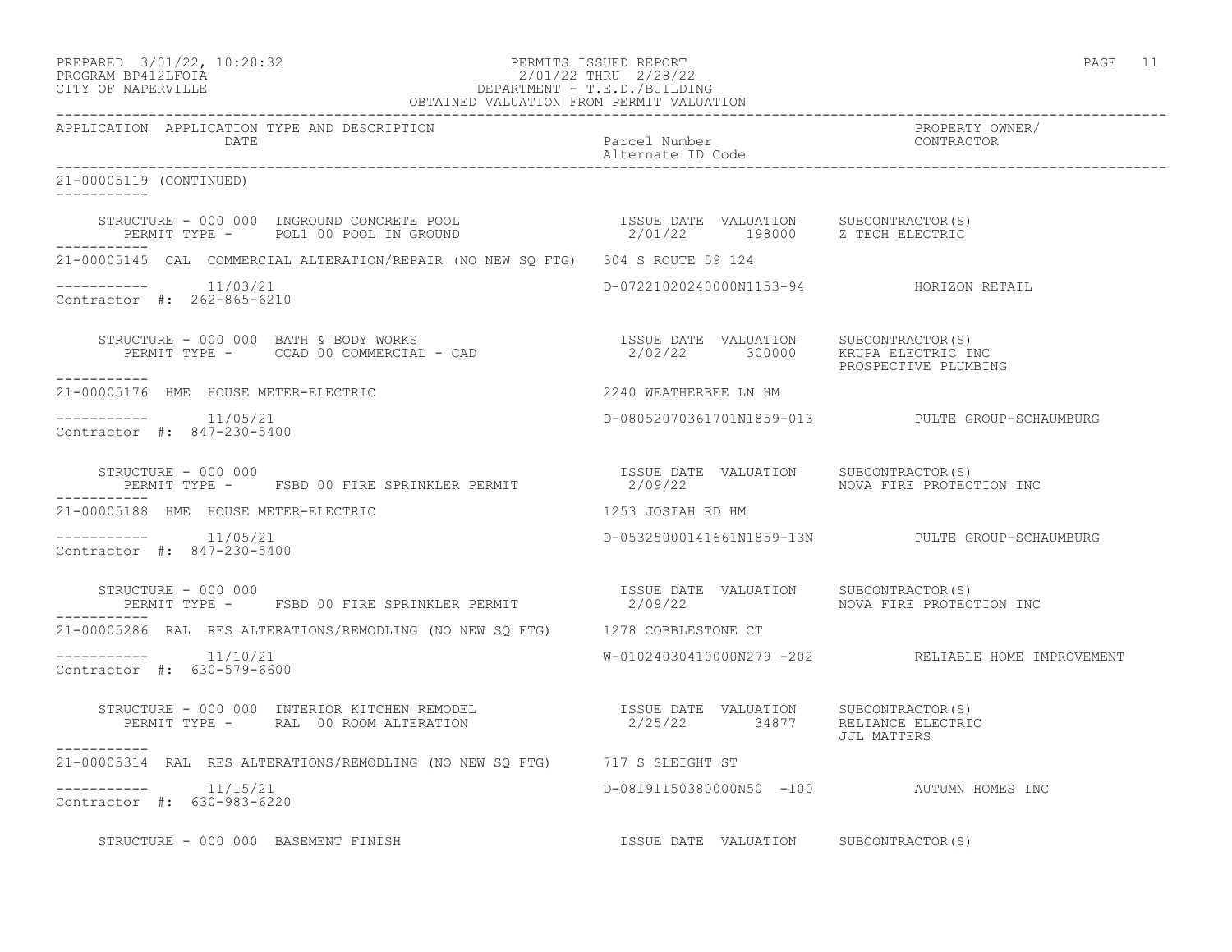| APPLICATION | APPLICATION TYPE AND DESCRIPTION DATE | Parcel Number Alternate ID Code | PROPERTY OWNER/ CONTRACTOR |
|---|---|---|---|

21-00005119 (CONTINUED)

```
    STRUCTURE - 000 000  INGROUND CONCRETE POOL                ISSUE DATE  VALUATION     SUBCONTRACTOR(S)
       PERMIT TYPE -     POL1 00 POOL IN GROUND                 2/01/22      198000     Z TECH ELECTRIC
-----------
21-00005145  CAL  COMMERCIAL ALTERATION/REPAIR (NO NEW SQ FTG)  304 S ROUTE 59 124

-----------       11/03/21                                      D-07221020240000N1153-94           HORIZON RETAIL
Contractor #:  262-865-6210

    STRUCTURE - 000 000  BATH & BODY WORKS                     ISSUE DATE  VALUATION     SUBCONTRACTOR(S)
       PERMIT TYPE -     CCAD 00 COMMERCIAL - CAD               2/02/22      300000     KRUPA ELECTRIC INC
                                                                                        PROSPECTIVE PLUMBING
-----------
21-00005176  HME  HOUSE METER-ELECTRIC                          2240 WEATHERBEE LN HM

-----------       11/05/21                                      D-08052070361701N1859-013          PULTE GROUP-SCHAUMBURG
Contractor #:  847-230-5400

    STRUCTURE - 000 000                                        ISSUE DATE  VALUATION     SUBCONTRACTOR(S)
       PERMIT TYPE -     FSBD 00 FIRE SPRINKLER PERMIT          2/09/22                 NOVA FIRE PROTECTION INC
-----------
21-00005188  HME  HOUSE METER-ELECTRIC                          1253 JOSIAH RD HM

-----------       11/05/21                                      D-05325000141661N1859-13N          PULTE GROUP-SCHAUMBURG
Contractor #:  847-230-5400

    STRUCTURE - 000 000                                        ISSUE DATE  VALUATION     SUBCONTRACTOR(S)
       PERMIT TYPE -     FSBD 00 FIRE SPRINKLER PERMIT          2/09/22                 NOVA FIRE PROTECTION INC
-----------
21-00005286  RAL  RES ALTERATIONS/REMODLING (NO NEW SQ FTG)     1278 COBBLESTONE CT

-----------       11/10/21                                      W-01024030410000N279 -202          RELIABLE HOME IMPROVEMENT
Contractor #:  630-579-6600

    STRUCTURE - 000 000  INTERIOR KITCHEN REMODEL              ISSUE DATE  VALUATION     SUBCONTRACTOR(S)
       PERMIT TYPE -     RAL  00 ROOM ALTERATION                2/25/22       34877     RELIANCE ELECTRIC
                                                                                        JJL MATTERS
-----------
21-00005314  RAL  RES ALTERATIONS/REMODLING (NO NEW SQ FTG)     717 S SLEIGHT ST

-----------       11/15/21                                      D-08191150380000N50  -100          AUTUMN HOMES INC
Contractor #:  630-983-6220

    STRUCTURE - 000 000  BASEMENT FINISH                       ISSUE DATE  VALUATION     SUBCONTRACTOR(S)
```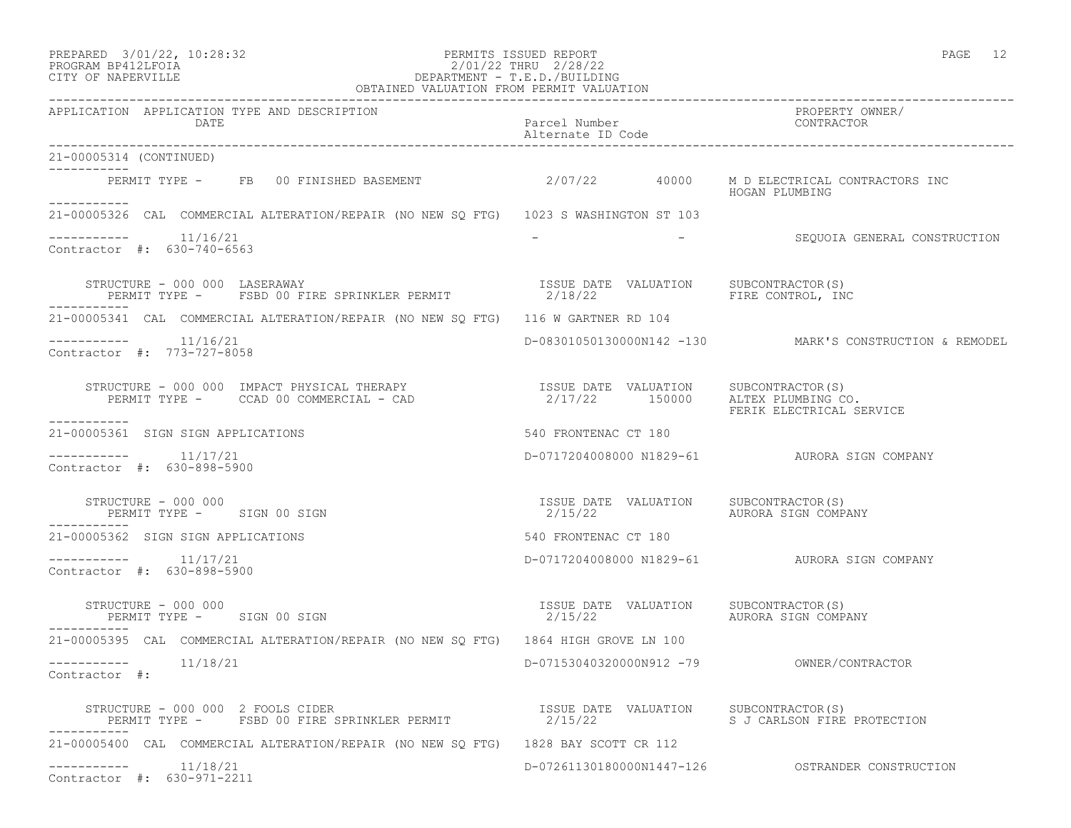PREPARED 3/01/22, 10:28:32 PERMITS ISSUED REPORT
PROGRAM BP412LFOIA 2/01/22 THRU 2/28/22
CITY OF NAPERVILLE DEPARTMENT - T.E.D./BUILDING
OBTAINED VALUATION FROM PERMIT VALUATION

| APPLICATION | APPLICATION TYPE AND DESCRIPTION DATE | Parcel Number / Alternate ID Code | PROPERTY OWNER/ CONTRACTOR |
|---|---|---|---|

**21-00005314 (CONTINUED)**

PERMIT TYPE - FB 00 FINISHED BASEMENT — 2/07/22 — 40000 — M D ELECTRICAL CONTRACTORS INC; HOGAN PLUMBING

---

**21-00005326** CAL COMMERCIAL ALTERATION/REPAIR (NO NEW SQ FTG) — 1023 S WASHINGTON ST 103

11/16/21 — - - — SEQUOIA GENERAL CONSTRUCTION
Contractor #: 630-740-6563

| STRUCTURE - 000 000 LASERAWAY | ISSUE DATE | VALUATION | SUBCONTRACTOR(S) |
|---|---|---|---|
| PERMIT TYPE - FSBD 00 FIRE SPRINKLER PERMIT | 2/18/22 | | FIRE CONTROL, INC |

---

**21-00005341** CAL COMMERCIAL ALTERATION/REPAIR (NO NEW SQ FTG) — 116 W GARTNER RD 104

11/16/21 — D-08301050130000N142 -130 — MARK'S CONSTRUCTION & REMODEL
Contractor #: 773-727-8058

| STRUCTURE - 000 000 IMPACT PHYSICAL THERAPY | ISSUE DATE | VALUATION | SUBCONTRACTOR(S) |
|---|---|---|---|
| PERMIT TYPE - CCAD 00 COMMERCIAL - CAD | 2/17/22 | 150000 | ALTEX PLUMBING CO.<br>FERIK ELECTRICAL SERVICE |

---

**21-00005361** SIGN SIGN APPLICATIONS — 540 FRONTENAC CT 180

11/17/21 — D-0717204008000 N1829-61 — AURORA SIGN COMPANY
Contractor #: 630-898-5900

| STRUCTURE - 000 000 | ISSUE DATE | VALUATION | SUBCONTRACTOR(S) |
|---|---|---|---|
| PERMIT TYPE - SIGN 00 SIGN | 2/15/22 | | AURORA SIGN COMPANY |

---

**21-00005362** SIGN SIGN APPLICATIONS — 540 FRONTENAC CT 180

11/17/21 — D-0717204008000 N1829-61 — AURORA SIGN COMPANY
Contractor #: 630-898-5900

| STRUCTURE - 000 000 | ISSUE DATE | VALUATION | SUBCONTRACTOR(S) |
|---|---|---|---|
| PERMIT TYPE - SIGN 00 SIGN | 2/15/22 | | AURORA SIGN COMPANY |

---

**21-00005395** CAL COMMERCIAL ALTERATION/REPAIR (NO NEW SQ FTG) — 1864 HIGH GROVE LN 100

11/18/21 — D-07153040320000N912 -79 — OWNER/CONTRACTOR
Contractor #:

| STRUCTURE - 000 000 2 FOOLS CIDER | ISSUE DATE | VALUATION | SUBCONTRACTOR(S) |
|---|---|---|---|
| PERMIT TYPE - FSBD 00 FIRE SPRINKLER PERMIT | 2/15/22 | | S J CARLSON FIRE PROTECTION |

---

**21-00005400** CAL COMMERCIAL ALTERATION/REPAIR (NO NEW SQ FTG) — 1828 BAY SCOTT CR 112

11/18/21 — D-07261130180000N1447-126 — OSTRANDER CONSTRUCTION
Contractor #: 630-971-2211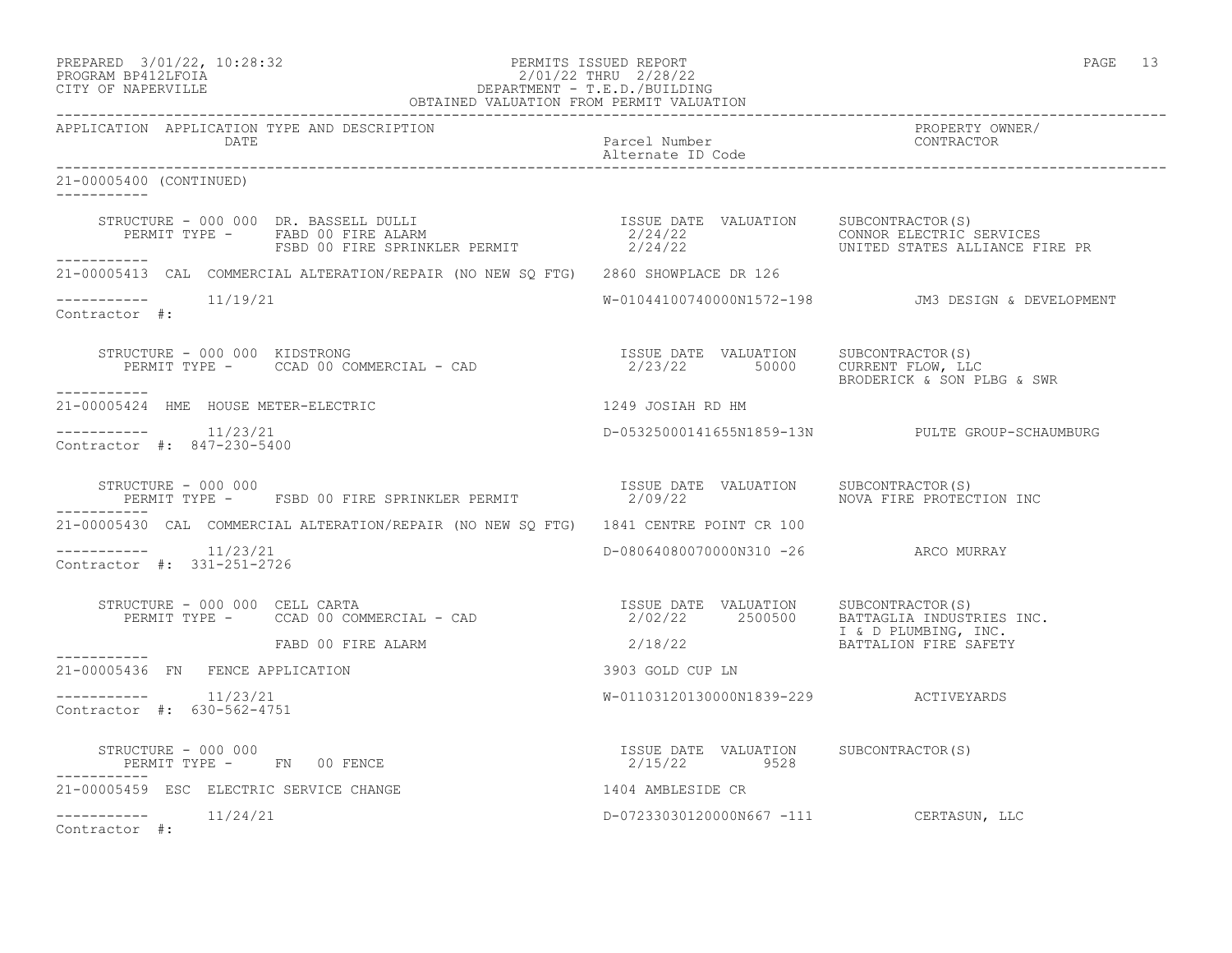APPLICATION APPLICATION TYPE AND DESCRIPTION DATE | Parcel Number / Alternate ID Code | PROPERTY OWNER/ CONTRACTOR

21-00005400 (CONTINUED)

```
STRUCTURE - 000 000  DR. BASSELL DULLI                    ISSUE DATE  VALUATION    SUBCONTRACTOR(S)
   PERMIT TYPE -     FABD 00 FIRE ALARM                   2/24/22                  CONNOR ELECTRIC SERVICES
                     FSBD 00 FIRE SPRINKLER PERMIT        2/24/22                  UNITED STATES ALLIANCE FIRE PR
```

21-00005413 CAL COMMERCIAL ALTERATION/REPAIR (NO NEW SQ FTG) 2860 SHOWPLACE DR 126

11/19/21 W-01044100740000N1572-198 JM3 DESIGN & DEVELOPMENT
Contractor #:

```
STRUCTURE - 000 000  KIDSTRONG                            ISSUE DATE  VALUATION    SUBCONTRACTOR(S)
   PERMIT TYPE -     CCAD 00 COMMERCIAL - CAD             2/23/22     50000        CURRENT FLOW, LLC
                                                                                   BRODERICK & SON PLBG & SWR
```

21-00005424 HME HOUSE METER-ELECTRIC 1249 JOSIAH RD HM

11/23/21 D-05325000141655N1859-13N PULTE GROUP-SCHAUMBURG
Contractor #: 847-230-5400

```
STRUCTURE - 000 000                                       ISSUE DATE  VALUATION    SUBCONTRACTOR(S)
   PERMIT TYPE -     FSBD 00 FIRE SPRINKLER PERMIT        2/09/22                  NOVA FIRE PROTECTION INC
```

21-00005430 CAL COMMERCIAL ALTERATION/REPAIR (NO NEW SQ FTG) 1841 CENTRE POINT CR 100

11/23/21 D-08064080070000N310 -26 ARCO MURRAY
Contractor #: 331-251-2726

```
STRUCTURE - 000 000  CELL CARTA                           ISSUE DATE  VALUATION    SUBCONTRACTOR(S)
   PERMIT TYPE -     CCAD 00 COMMERCIAL - CAD             2/02/22     2500500      BATTAGLIA INDUSTRIES INC.
                                                                                   I & D PLUMBING, INC.
                     FABD 00 FIRE ALARM                   2/18/22                  BATTALION FIRE SAFETY
```

21-00005436 FN FENCE APPLICATION 3903 GOLD CUP LN

11/23/21 W-01103120130000N1839-229 ACTIVEYARDS
Contractor #: 630-562-4751

```
STRUCTURE - 000 000                                       ISSUE DATE  VALUATION    SUBCONTRACTOR(S)
   PERMIT TYPE -     FN   00 FENCE                        2/15/22     9528
```

21-00005459 ESC ELECTRIC SERVICE CHANGE 1404 AMBLESIDE CR

11/24/21 D-07233030120000N667 -111 CERTASUN, LLC
Contractor #: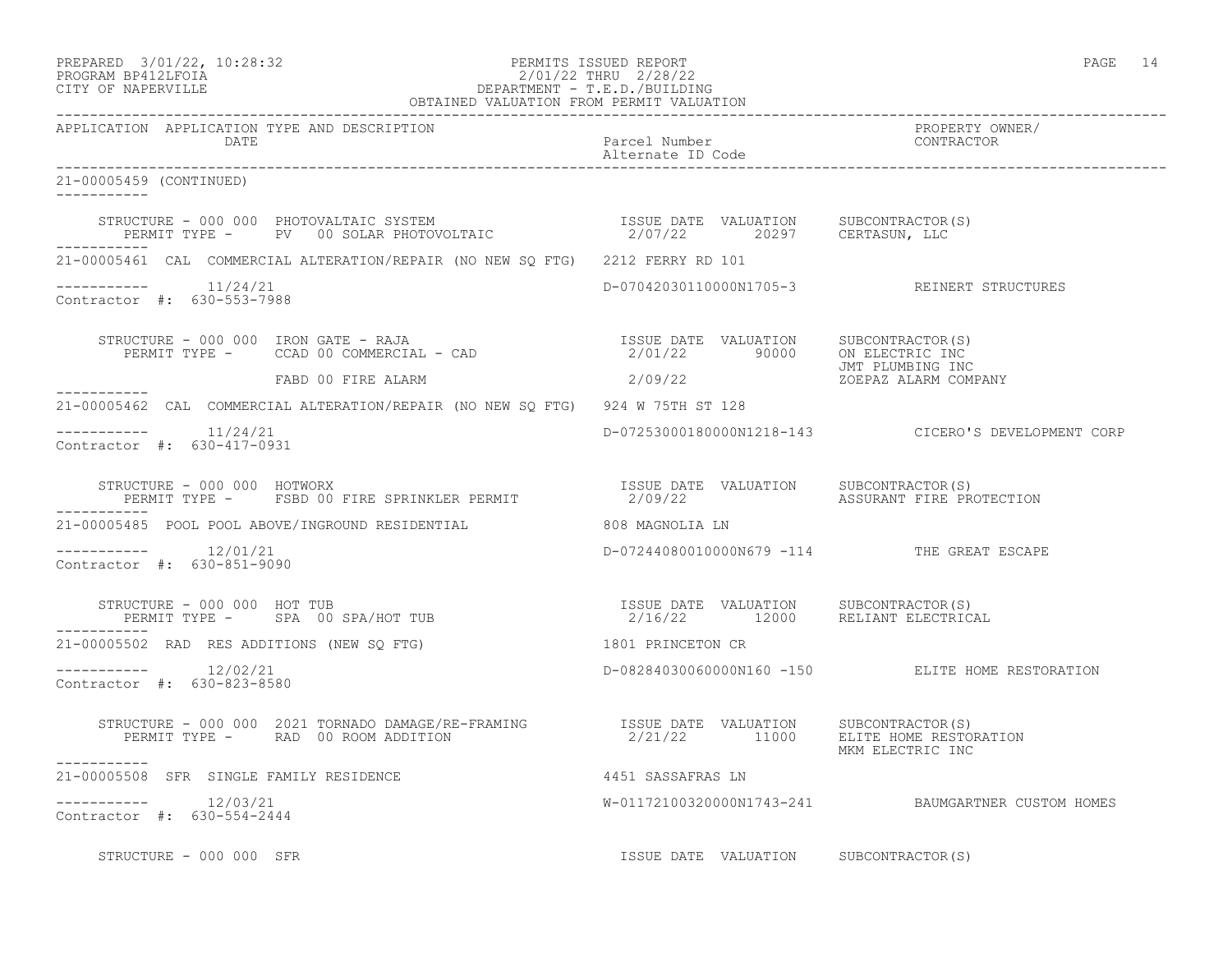| APPLICATION | APPLICATION TYPE AND DESCRIPTION DATE | Parcel Number Alternate ID Code | PROPERTY OWNER/ CONTRACTOR |
|---|---|---|---|

21-00005459 (CONTINUED)

| STRUCTURE - 000 000 PHOTOVALTAIC SYSTEM | ISSUE DATE | VALUATION | SUBCONTRACTOR(S) |
|---|---|---|---|
| PERMIT TYPE - PV 00 SOLAR PHOTOVOLTAIC | 2/07/22 | 20297 | CERTASUN, LLC |

21-00005461 CAL COMMERCIAL ALTERATION/REPAIR (NO NEW SQ FTG) 2212 FERRY RD 101

11/24/21 — D-07042030110000N1705-3 — REINERT STRUCTURES

Contractor #: 630-553-7988

| STRUCTURE - 000 000 IRON GATE - RAJA | ISSUE DATE | VALUATION | SUBCONTRACTOR(S) |
|---|---|---|---|
| PERMIT TYPE - CCAD 00 COMMERCIAL - CAD | 2/01/22 | 90000 | ON ELECTRIC INC<br>JMT PLUMBING INC |
| FABD 00 FIRE ALARM | 2/09/22 | | ZOEPAZ ALARM COMPANY |

21-00005462 CAL COMMERCIAL ALTERATION/REPAIR (NO NEW SQ FTG) 924 W 75TH ST 128

11/24/21 — D-07253000180000N1218-143 — CICERO'S DEVELOPMENT CORP

Contractor #: 630-417-0931

| STRUCTURE - 000 000 HOTWORX | ISSUE DATE | VALUATION | SUBCONTRACTOR(S) |
|---|---|---|---|
| PERMIT TYPE - FSBD 00 FIRE SPRINKLER PERMIT | 2/09/22 | | ASSURANT FIRE PROTECTION |

21-00005485 POOL POOL ABOVE/INGROUND RESIDENTIAL 808 MAGNOLIA LN

12/01/21 — D-07244080010000N679 -114 — THE GREAT ESCAPE

Contractor #: 630-851-9090

| STRUCTURE - 000 000 HOT TUB | ISSUE DATE | VALUATION | SUBCONTRACTOR(S) |
|---|---|---|---|
| PERMIT TYPE - SPA 00 SPA/HOT TUB | 2/16/22 | 12000 | RELIANT ELECTRICAL |

21-00005502 RAD RES ADDITIONS (NEW SQ FTG) 1801 PRINCETON CR

12/02/21 — D-08284030060000N160 -150 — ELITE HOME RESTORATION

Contractor #: 630-823-8580

| STRUCTURE - 000 000 2021 TORNADO DAMAGE/RE-FRAMING | ISSUE DATE | VALUATION | SUBCONTRACTOR(S) |
|---|---|---|---|
| PERMIT TYPE - RAD 00 ROOM ADDITION | 2/21/22 | 11000 | ELITE HOME RESTORATION<br>MKM ELECTRIC INC |

21-00005508 SFR SINGLE FAMILY RESIDENCE 4451 SASSAFRAS LN

12/03/21 — W-01172100320000N1743-241 — BAUMGARTNER CUSTOM HOMES

Contractor #: 630-554-2444

| STRUCTURE - 000 000 SFR | ISSUE DATE | VALUATION | SUBCONTRACTOR(S) |
|---|---|---|---|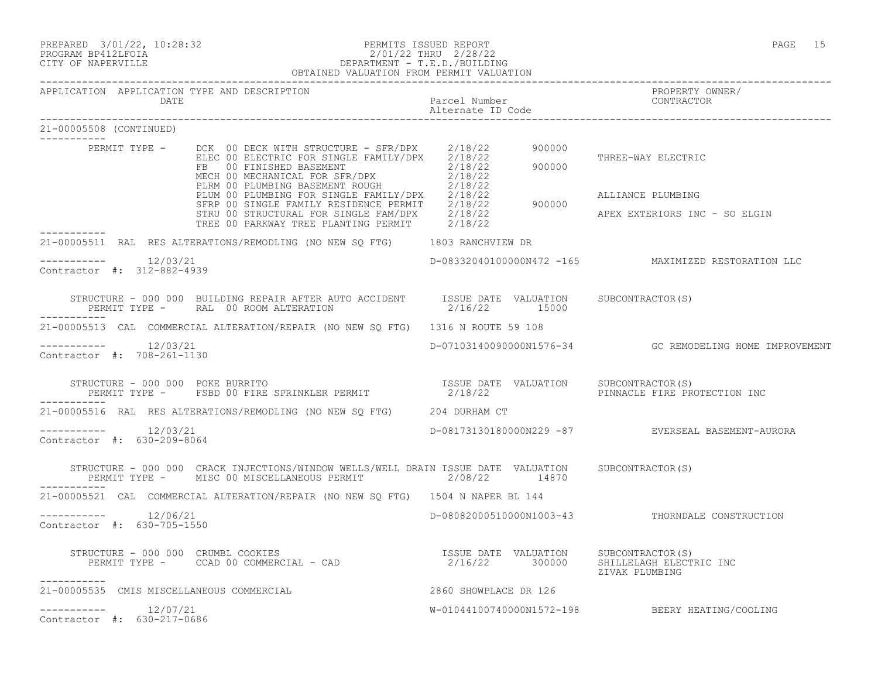PERMITS ISSUED REPORT
2/01/22 THRU 2/28/22
DEPARTMENT - T.E.D./BUILDING
OBTAINED VALUATION FROM PERMIT VALUATION

PREPARED 3/01/22, 10:28:32
PROGRAM BP412LFOIA
CITY OF NAPERVILLE

| APPLICATION | APPLICATION TYPE AND DESCRIPTION / DATE | Parcel Number / Alternate ID Code | PROPERTY OWNER/ CONTRACTOR |
|---|---|---|---|

**21-00005508 (CONTINUED)**

| PERMIT TYPE | DATE | VALUATION | CONTRACTOR |
|---|---|---|---|
| DCK 00 DECK WITH STRUCTURE - SFR/DPX | 2/18/22 | 900000 | |
| ELEC 00 ELECTRIC FOR SINGLE FAMILY/DPX | 2/18/22 | | THREE-WAY ELECTRIC |
| FB 00 FINISHED BASEMENT | 2/18/22 | 900000 | |
| MECH 00 MECHANICAL FOR SFR/DPX | 2/18/22 | | |
| PLRM 00 PLUMBING BASEMENT ROUGH | 2/18/22 | | |
| PLUM 00 PLUMBING FOR SINGLE FAMILY/DPX | 2/18/22 | | ALLIANCE PLUMBING |
| SFRP 00 SINGLE FAMILY RESIDENCE PERMIT | 2/18/22 | 900000 | |
| STRU 00 STRUCTURAL FOR SINGLE FAM/DPX | 2/18/22 | | APEX EXTERIORS INC - SO ELGIN |
| TREE 00 PARKWAY TREE PLANTING PERMIT | 2/18/22 | | |

---

**21-00005511** RAL RES ALTERATIONS/REMODLING (NO NEW SQ FTG) — 1803 RANCHVIEW DR

12/03/21 — D-08332040100000N472 -165 — MAXIMIZED RESTORATION LLC

Contractor #: 312-882-4939

STRUCTURE - 000 000 BUILDING REPAIR AFTER AUTO ACCIDENT

| PERMIT TYPE | ISSUE DATE | VALUATION | SUBCONTRACTOR(S) |
|---|---|---|---|
| RAL 00 ROOM ALTERATION | 2/16/22 | 15000 | |

---

**21-00005513** CAL COMMERCIAL ALTERATION/REPAIR (NO NEW SQ FTG) — 1316 N ROUTE 59 108

12/03/21 — D-07103140090000N1576-34 — GC REMODELING HOME IMPROVEMENT

Contractor #: 708-261-1130

STRUCTURE - 000 000 POKE BURRITO

| PERMIT TYPE | ISSUE DATE | VALUATION | SUBCONTRACTOR(S) |
|---|---|---|---|
| FSBD 00 FIRE SPRINKLER PERMIT | 2/18/22 | | PINNACLE FIRE PROTECTION INC |

---

**21-00005516** RAL RES ALTERATIONS/REMODLING (NO NEW SQ FTG) — 204 DURHAM CT

12/03/21 — D-08173130180000N229 -87 — EVERSEAL BASEMENT-AURORA

Contractor #: 630-209-8064

STRUCTURE - 000 000 CRACK INJECTIONS/WINDOW WELLS/WELL DRAIN

| PERMIT TYPE | ISSUE DATE | VALUATION | SUBCONTRACTOR(S) |
|---|---|---|---|
| MISC 00 MISCELLANEOUS PERMIT | 2/08/22 | 14870 | |

---

**21-00005521** CAL COMMERCIAL ALTERATION/REPAIR (NO NEW SQ FTG) — 1504 N NAPER BL 144

12/06/21 — D-08082000510000N1003-43 — THORNDALE CONSTRUCTION

Contractor #: 630-705-1550

STRUCTURE - 000 000 CRUMBL COOKIES

| PERMIT TYPE | ISSUE DATE | VALUATION | SUBCONTRACTOR(S) |
|---|---|---|---|
| CCAD 00 COMMERCIAL - CAD | 2/16/22 | 300000 | SHILLELAGH ELECTRIC INC<br>ZIVAK PLUMBING |

---

**21-00005535** CMIS MISCELLANEOUS COMMERCIAL — 2860 SHOWPLACE DR 126

12/07/21 — W-01044100740000N1572-198 — BEERY HEATING/COOLING

Contractor #: 630-217-0686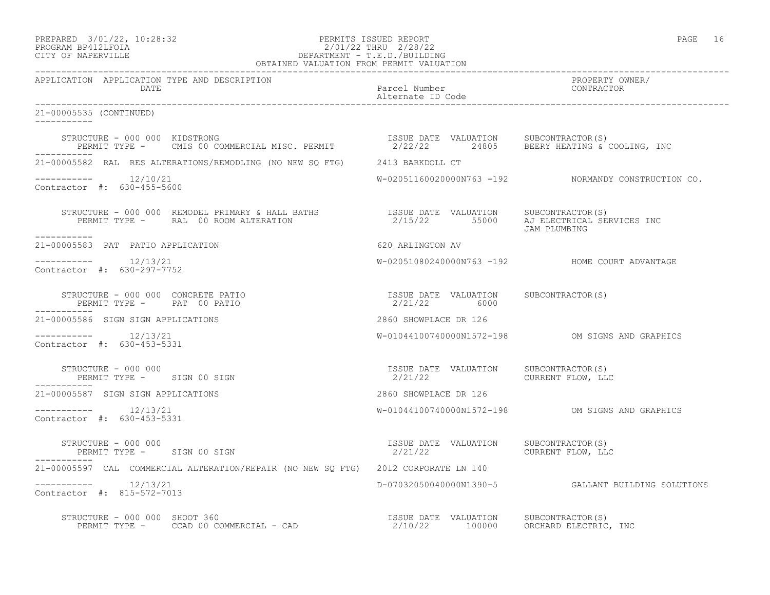PREPARED 3/01/22, 10:28:32 PERMITS ISSUED REPORT
PROGRAM BP412LFOIA 2/01/22 THRU 2/28/22
CITY OF NAPERVILLE DEPARTMENT - T.E.D./BUILDING
OBTAINED VALUATION FROM PERMIT VALUATION

| APPLICATION | APPLICATION TYPE AND DESCRIPTION / DATE | Parcel Number / Alternate ID Code | PROPERTY OWNER/ CONTRACTOR |
|---|---|---|---|

**21-00005535 (CONTINUED)**

STRUCTURE - 000 000 KIDSTRONG
PERMIT TYPE - CMIS 00 COMMERCIAL MISC. PERMIT
ISSUE DATE 2/22/22 VALUATION 24805 SUBCONTRACTOR(S) BEERY HEATING & COOLING, INC

---

**21-00005582** RAL RES ALTERATIONS/REMODLING (NO NEW SQ FTG) 2413 BARKDOLL CT
12/10/21 W-02051160020000N763 -192 NORMANDY CONSTRUCTION CO.
Contractor #: 630-455-5600

STRUCTURE - 000 000 REMODEL PRIMARY & HALL BATHS
PERMIT TYPE - RAL 00 ROOM ALTERATION
ISSUE DATE 2/15/22 VALUATION 55000 SUBCONTRACTOR(S) AJ ELECTRICAL SERVICES INC, JAM PLUMBING

---

**21-00005583** PAT PATIO APPLICATION 620 ARLINGTON AV
12/13/21 W-02051080240000N763 -192 HOME COURT ADVANTAGE
Contractor #: 630-297-7752

STRUCTURE - 000 000 CONCRETE PATIO
PERMIT TYPE - PAT 00 PATIO
ISSUE DATE 2/21/22 VALUATION 6000 SUBCONTRACTOR(S)

---

**21-00005586** SIGN SIGN APPLICATIONS 2860 SHOWPLACE DR 126
12/13/21 W-01044100740000N1572-198 OM SIGNS AND GRAPHICS
Contractor #: 630-453-5331

STRUCTURE - 000 000
PERMIT TYPE - SIGN 00 SIGN
ISSUE DATE 2/21/22 VALUATION SUBCONTRACTOR(S) CURRENT FLOW, LLC

---

**21-00005587** SIGN SIGN APPLICATIONS 2860 SHOWPLACE DR 126
12/13/21 W-01044100740000N1572-198 OM SIGNS AND GRAPHICS
Contractor #: 630-453-5331

STRUCTURE - 000 000
PERMIT TYPE - SIGN 00 SIGN
ISSUE DATE 2/21/22 VALUATION SUBCONTRACTOR(S) CURRENT FLOW, LLC

---

**21-00005597** CAL COMMERCIAL ALTERATION/REPAIR (NO NEW SQ FTG) 2012 CORPORATE LN 140
12/13/21 D-07032050040000N1390-5 GALLANT BUILDING SOLUTIONS
Contractor #: 815-572-7013

STRUCTURE - 000 000 SHOOT 360
PERMIT TYPE - CCAD 00 COMMERCIAL - CAD
ISSUE DATE 2/10/22 VALUATION 100000 SUBCONTRACTOR(S) ORCHARD ELECTRIC, INC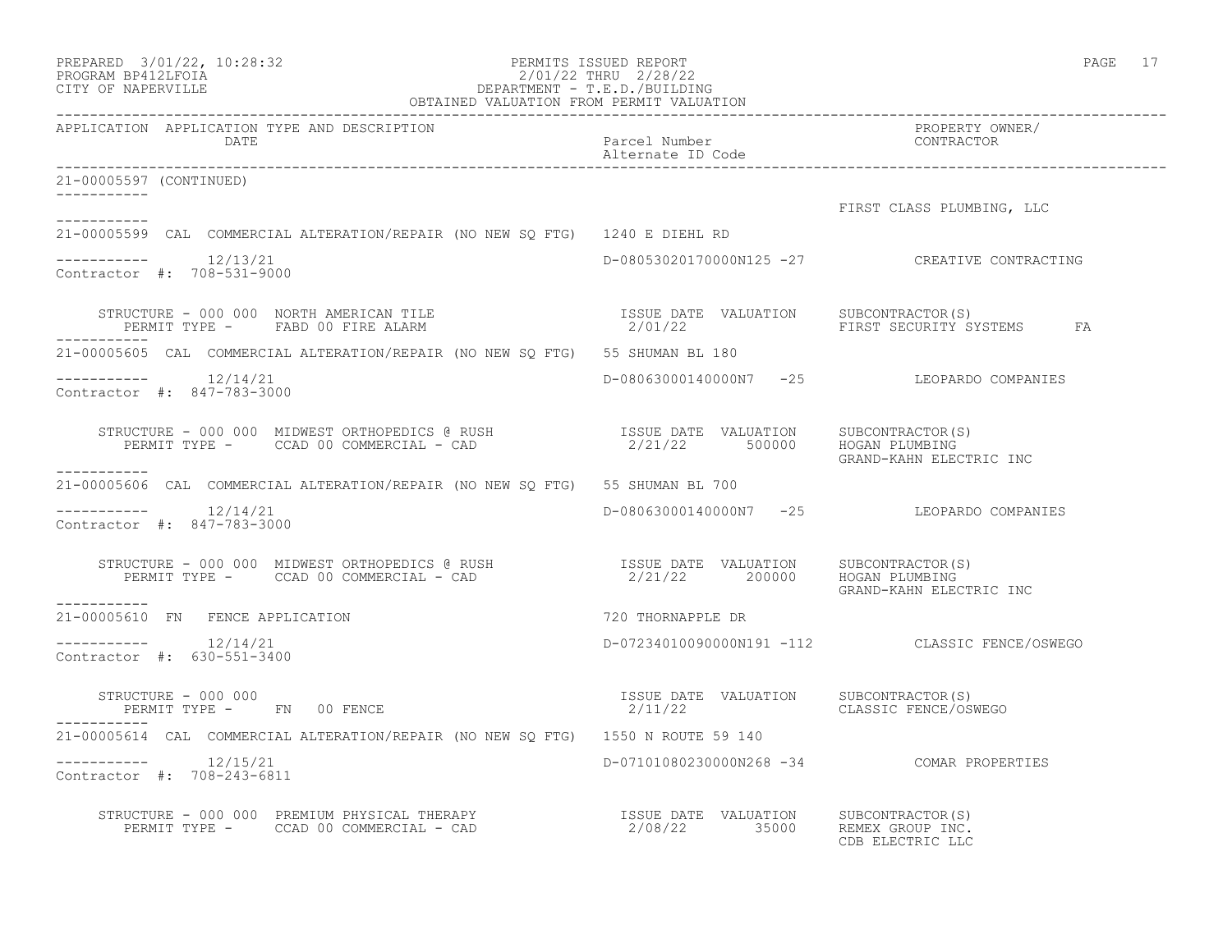APPLICATION APPLICATION TYPE AND DESCRIPTION — DATE | Parcel Number / Alternate ID Code | PROPERTY OWNER/ CONTRACTOR

21-00005597 (CONTINUED)

FIRST CLASS PLUMBING, LLC

---

21-00005599 CAL COMMERCIAL ALTERATION/REPAIR (NO NEW SQ FTG) 1240 E DIEHL RD

12/13/21 — D-08053020170000N125 -27 — CREATIVE CONTRACTING

Contractor #: 708-531-9000

STRUCTURE - 000 000 NORTH AMERICAN TILE
PERMIT TYPE - FABD 00 FIRE ALARM

| ISSUE DATE | VALUATION | SUBCONTRACTOR(S) |
|---|---|---|
| 2/01/22 | | FIRST SECURITY SYSTEMS FA |

---

21-00005605 CAL COMMERCIAL ALTERATION/REPAIR (NO NEW SQ FTG) 55 SHUMAN BL 180

12/14/21 — D-08063000140000N7 -25 — LEOPARDO COMPANIES

Contractor #: 847-783-3000

STRUCTURE - 000 000 MIDWEST ORTHOPEDICS @ RUSH
PERMIT TYPE - CCAD 00 COMMERCIAL - CAD

| ISSUE DATE | VALUATION | SUBCONTRACTOR(S) |
|---|---|---|
| 2/21/22 | 500000 | HOGAN PLUMBING |
| | | GRAND-KAHN ELECTRIC INC |

---

21-00005606 CAL COMMERCIAL ALTERATION/REPAIR (NO NEW SQ FTG) 55 SHUMAN BL 700

12/14/21 — D-08063000140000N7 -25 — LEOPARDO COMPANIES

Contractor #: 847-783-3000

STRUCTURE - 000 000 MIDWEST ORTHOPEDICS @ RUSH
PERMIT TYPE - CCAD 00 COMMERCIAL - CAD

| ISSUE DATE | VALUATION | SUBCONTRACTOR(S) |
|---|---|---|
| 2/21/22 | 200000 | HOGAN PLUMBING |
| | | GRAND-KAHN ELECTRIC INC |

---

21-00005610 FN FENCE APPLICATION 720 THORNAPPLE DR

12/14/21 — D-07234010090000N191 -112 — CLASSIC FENCE/OSWEGO

Contractor #: 630-551-3400

STRUCTURE - 000 000
PERMIT TYPE - FN 00 FENCE

| ISSUE DATE | VALUATION | SUBCONTRACTOR(S) |
|---|---|---|
| 2/11/22 | | CLASSIC FENCE/OSWEGO |

---

21-00005614 CAL COMMERCIAL ALTERATION/REPAIR (NO NEW SQ FTG) 1550 N ROUTE 59 140

12/15/21 — D-07101080230000N268 -34 — COMAR PROPERTIES

Contractor #: 708-243-6811

STRUCTURE - 000 000 PREMIUM PHYSICAL THERAPY
PERMIT TYPE - CCAD 00 COMMERCIAL - CAD

| ISSUE DATE | VALUATION | SUBCONTRACTOR(S) |
|---|---|---|
| 2/08/22 | 35000 | REMEX GROUP INC. |
| | | CDB ELECTRIC LLC |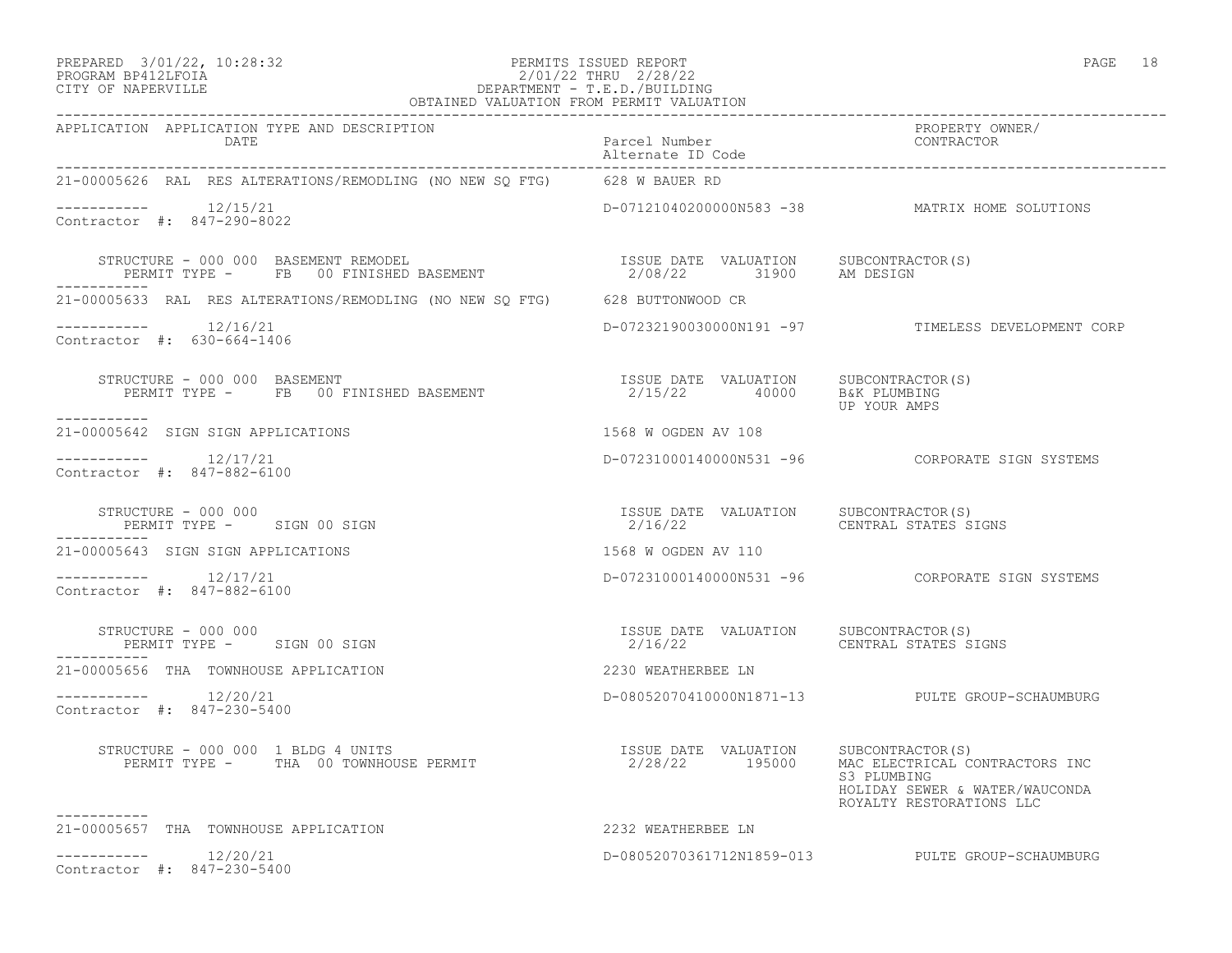PREPARED 3/01/22, 10:28:32 PERMITS ISSUED REPORT
PROGRAM BP412LFOIA 2/01/22 THRU 2/28/22
CITY OF NAPERVILLE DEPARTMENT - T.E.D./BUILDING
OBTAINED VALUATION FROM PERMIT VALUATION

| APPLICATION | APPLICATION TYPE AND DESCRIPTION / DATE | Parcel Number / Alternate ID Code | PROPERTY OWNER/ CONTRACTOR |
|---|---|---|---|
| 21-00005626 | RAL RES ALTERATIONS/REMODLING (NO NEW SQ FTG) | 628 W BAUER RD | |
| ----------- | 12/15/21 | D-07121040200000N583 -38 | MATRIX HOME SOLUTIONS |
| Contractor #: 847-290-8022 | | | |
| | STRUCTURE - 000 000 BASEMENT REMODEL / PERMIT TYPE - FB 00 FINISHED BASEMENT | ISSUE DATE 2/08/22 VALUATION 31900 | SUBCONTRACTOR(S): AM DESIGN |
| 21-00005633 | RAL RES ALTERATIONS/REMODLING (NO NEW SQ FTG) | 628 BUTTONWOOD CR | |
| ----------- | 12/16/21 | D-07232190030000N191 -97 | TIMELESS DEVELOPMENT CORP |
| Contractor #: 630-664-1406 | | | |
| | STRUCTURE - 000 000 BASEMENT / PERMIT TYPE - FB 00 FINISHED BASEMENT | ISSUE DATE 2/15/22 VALUATION 40000 | SUBCONTRACTOR(S): B&K PLUMBING; UP YOUR AMPS |
| 21-00005642 | SIGN SIGN APPLICATIONS | 1568 W OGDEN AV 108 | |
| ----------- | 12/17/21 | D-07231000140000N531 -96 | CORPORATE SIGN SYSTEMS |
| Contractor #: 847-882-6100 | | | |
| | STRUCTURE - 000 000 / PERMIT TYPE - SIGN 00 SIGN | ISSUE DATE 2/16/22 VALUATION | SUBCONTRACTOR(S): CENTRAL STATES SIGNS |
| 21-00005643 | SIGN SIGN APPLICATIONS | 1568 W OGDEN AV 110 | |
| ----------- | 12/17/21 | D-07231000140000N531 -96 | CORPORATE SIGN SYSTEMS |
| Contractor #: 847-882-6100 | | | |
| | STRUCTURE - 000 000 / PERMIT TYPE - SIGN 00 SIGN | ISSUE DATE 2/16/22 VALUATION | SUBCONTRACTOR(S): CENTRAL STATES SIGNS |
| 21-00005656 | THA TOWNHOUSE APPLICATION | 2230 WEATHERBEE LN | |
| ----------- | 12/20/21 | D-08052070410000N1871-13 | PULTE GROUP-SCHAUMBURG |
| Contractor #: 847-230-5400 | | | |
| | STRUCTURE - 000 000 1 BLDG 4 UNITS / PERMIT TYPE - THA 00 TOWNHOUSE PERMIT | ISSUE DATE 2/28/22 VALUATION 195000 | SUBCONTRACTOR(S): MAC ELECTRICAL CONTRACTORS INC; S3 PLUMBING; HOLIDAY SEWER & WATER/WAUCONDA; ROYALTY RESTORATIONS LLC |
| 21-00005657 | THA TOWNHOUSE APPLICATION | 2232 WEATHERBEE LN | |
| ----------- | 12/20/21 | D-08052070361712N1859-013 | PULTE GROUP-SCHAUMBURG |
| Contractor #: 847-230-5400 | | | |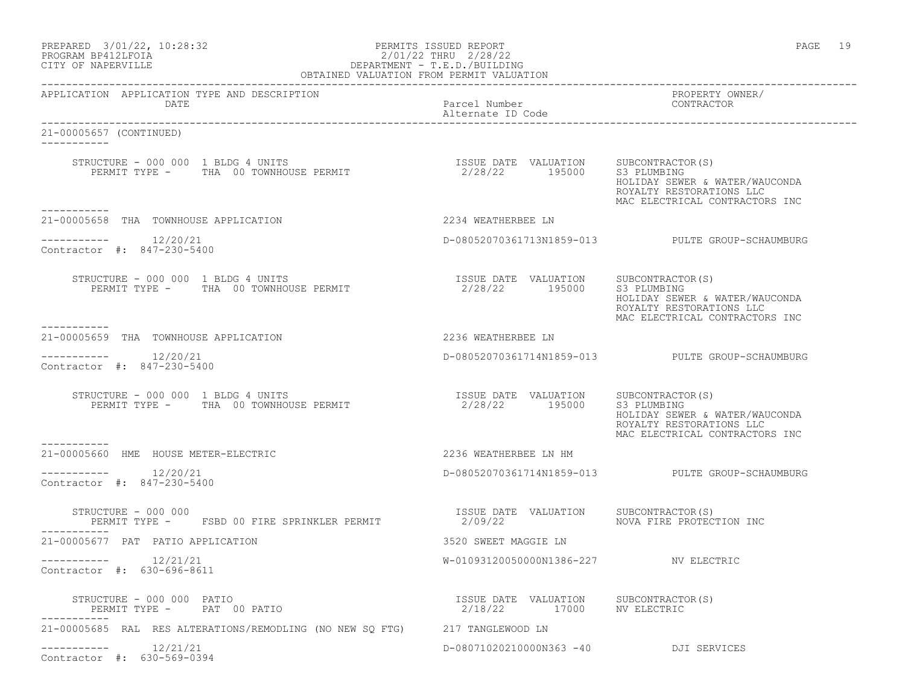PREPARED 3/01/22, 10:28:32
PROGRAM BP412LFOIA
CITY OF NAPERVILLE

PERMITS ISSUED REPORT
2/01/22 THRU 2/28/22
DEPARTMENT - T.E.D./BUILDING
OBTAINED VALUATION FROM PERMIT VALUATION

| APPLICATION | APPLICATION TYPE AND DESCRIPTION / DATE | Parcel Number / Alternate ID Code | PROPERTY OWNER/ CONTRACTOR |
|---|---|---|---|

**21-00005657 (CONTINUED)**

STRUCTURE - 000 000 1 BLDG 4 UNITS
PERMIT TYPE - THA 00 TOWNHOUSE PERMIT
ISSUE DATE 2/28/22 VALUATION 195000
SUBCONTRACTOR(S): S3 PLUMBING; HOLIDAY SEWER & WATER/WAUCONDA; ROYALTY RESTORATIONS LLC; MAC ELECTRICAL CONTRACTORS INC

---

**21-00005658 THA TOWNHOUSE APPLICATION** — 2234 WEATHERBEE LN
12/20/21 — D-08052070361713N1859-013 — PULTE GROUP-SCHAUMBURG
Contractor #: 847-230-5400

STRUCTURE - 000 000 1 BLDG 4 UNITS
PERMIT TYPE - THA 00 TOWNHOUSE PERMIT
ISSUE DATE 2/28/22 VALUATION 195000
SUBCONTRACTOR(S): S3 PLUMBING; HOLIDAY SEWER & WATER/WAUCONDA; ROYALTY RESTORATIONS LLC; MAC ELECTRICAL CONTRACTORS INC

---

**21-00005659 THA TOWNHOUSE APPLICATION** — 2236 WEATHERBEE LN
12/20/21 — D-08052070361714N1859-013 — PULTE GROUP-SCHAUMBURG
Contractor #: 847-230-5400

STRUCTURE - 000 000 1 BLDG 4 UNITS
PERMIT TYPE - THA 00 TOWNHOUSE PERMIT
ISSUE DATE 2/28/22 VALUATION 195000
SUBCONTRACTOR(S): S3 PLUMBING; HOLIDAY SEWER & WATER/WAUCONDA; ROYALTY RESTORATIONS LLC; MAC ELECTRICAL CONTRACTORS INC

---

**21-00005660 HME HOUSE METER-ELECTRIC** — 2236 WEATHERBEE LN HM
12/20/21 — D-08052070361714N1859-013 — PULTE GROUP-SCHAUMBURG
Contractor #: 847-230-5400

STRUCTURE - 000 000
PERMIT TYPE - FSBD 00 FIRE SPRINKLER PERMIT
ISSUE DATE 2/09/22 VALUATION
SUBCONTRACTOR(S): NOVA FIRE PROTECTION INC

---

**21-00005677 PAT PATIO APPLICATION** — 3520 SWEET MAGGIE LN
12/21/21 — W-01093120050000N1386-227 — NV ELECTRIC
Contractor #: 630-696-8611

STRUCTURE - 000 000 PATIO
PERMIT TYPE - PAT 00 PATIO
ISSUE DATE 2/18/22 VALUATION 17000
SUBCONTRACTOR(S): NV ELECTRIC

---

**21-00005685 RAL RES ALTERATIONS/REMODLING (NO NEW SQ FTG)** — 217 TANGLEWOOD LN
12/21/21 — D-08071020210000N363 -40 — DJI SERVICES
Contractor #: 630-569-0394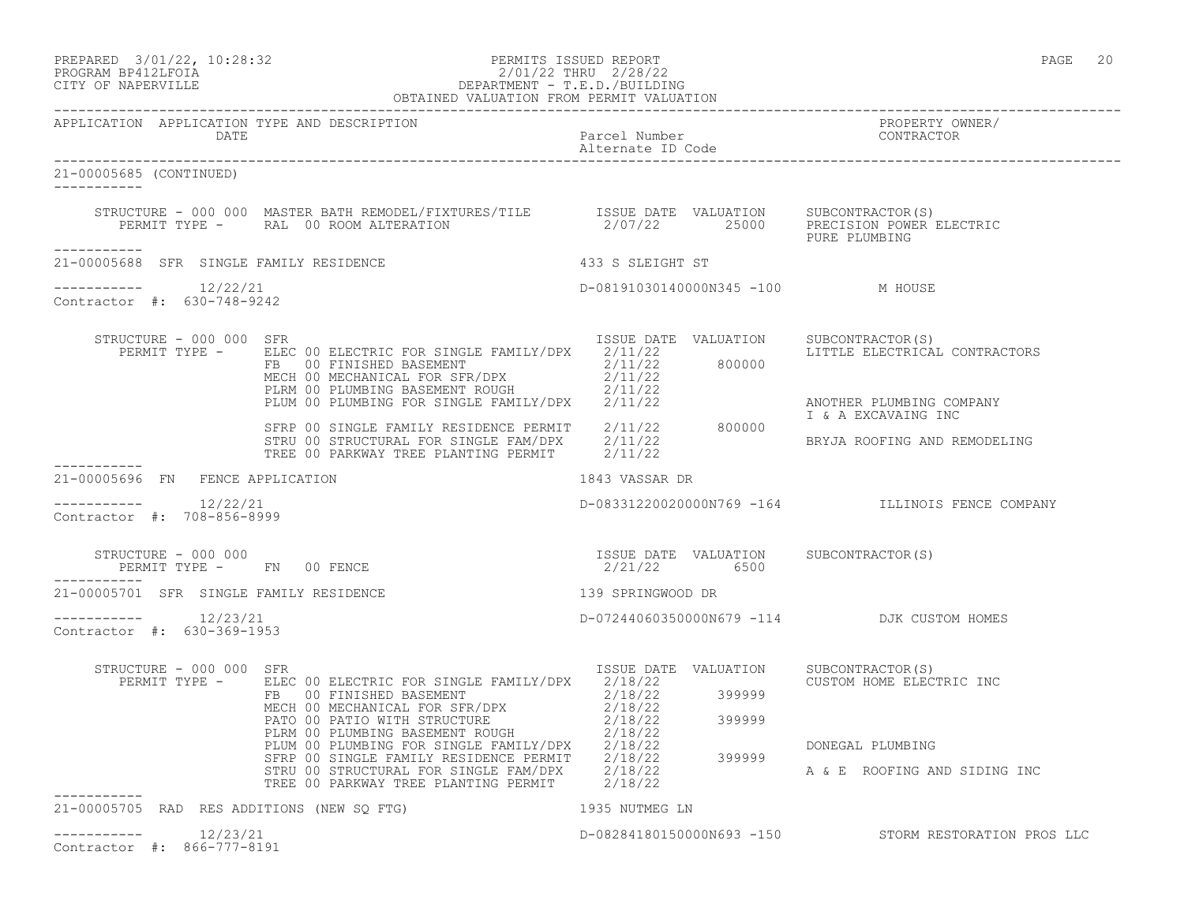PREPARED 3/01/22, 10:28:32 PERMITS ISSUED REPORT
PROGRAM BP412LFOIA 2/01/22 THRU 2/28/22
CITY OF NAPERVILLE DEPARTMENT - T.E.D./BUILDING
OBTAINED VALUATION FROM PERMIT VALUATION

| APPLICATION | APPLICATION TYPE AND DESCRIPTION DATE | Parcel Number Alternate ID Code | PROPERTY OWNER/ CONTRACTOR |
|---|---|---|---|

21-00005685 (CONTINUED)

STRUCTURE - 000 000 MASTER BATH REMODEL/FIXTURES/TILE — ISSUE DATE 2/07/22, VALUATION 25000
PERMIT TYPE - RAL 00 ROOM ALTERATION
SUBCONTRACTOR(S): PRECISION POWER ELECTRIC; PURE PLUMBING

---

**21-00005688 SFR SINGLE FAMILY RESIDENCE** — 433 S SLEIGHT ST
12/22/21 — D-08191030140000N345 -100 — M HOUSE
Contractor #: 630-748-9242

STRUCTURE - 000 000 SFR

| PERMIT TYPE | ISSUE DATE | VALUATION | SUBCONTRACTOR(S) |
|---|---|---|---|
| ELEC 00 ELECTRIC FOR SINGLE FAMILY/DPX | 2/11/22 | | LITTLE ELECTRICAL CONTRACTORS |
| FB 00 FINISHED BASEMENT | 2/11/22 | 800000 | |
| MECH 00 MECHANICAL FOR SFR/DPX | 2/11/22 | | |
| PLRM 00 PLUMBING BASEMENT ROUGH | 2/11/22 | | |
| PLUM 00 PLUMBING FOR SINGLE FAMILY/DPX | 2/11/22 | | ANOTHER PLUMBING COMPANY; I & A EXCAVAING INC |
| SFRP 00 SINGLE FAMILY RESIDENCE PERMIT | 2/11/22 | 800000 | |
| STRU 00 STRUCTURAL FOR SINGLE FAM/DPX | 2/11/22 | | BRYJA ROOFING AND REMODELING |
| TREE 00 PARKWAY TREE PLANTING PERMIT | 2/11/22 | | |

---

**21-00005696 FN FENCE APPLICATION** — 1843 VASSAR DR
12/22/21 — D-08331220020000N769 -164 — ILLINOIS FENCE COMPANY
Contractor #: 708-856-8999

STRUCTURE - 000 000

| PERMIT TYPE | ISSUE DATE | VALUATION | SUBCONTRACTOR(S) |
|---|---|---|---|
| FN 00 FENCE | 2/21/22 | 6500 | |

---

**21-00005701 SFR SINGLE FAMILY RESIDENCE** — 139 SPRINGWOOD DR
12/23/21 — D-07244060350000N679 -114 — DJK CUSTOM HOMES
Contractor #: 630-369-1953

STRUCTURE - 000 000 SFR

| PERMIT TYPE | ISSUE DATE | VALUATION | SUBCONTRACTOR(S) |
|---|---|---|---|
| ELEC 00 ELECTRIC FOR SINGLE FAMILY/DPX | 2/18/22 | | CUSTOM HOME ELECTRIC INC |
| FB 00 FINISHED BASEMENT | 2/18/22 | 399999 | |
| MECH 00 MECHANICAL FOR SFR/DPX | 2/18/22 | | |
| PATO 00 PATIO WITH STRUCTURE | 2/18/22 | 399999 | |
| PLRM 00 PLUMBING BASEMENT ROUGH | 2/18/22 | | |
| PLUM 00 PLUMBING FOR SINGLE FAMILY/DPX | 2/18/22 | | DONEGAL PLUMBING |
| SFRP 00 SINGLE FAMILY RESIDENCE PERMIT | 2/18/22 | 399999 | |
| STRU 00 STRUCTURAL FOR SINGLE FAM/DPX | 2/18/22 | | A & E ROOFING AND SIDING INC |
| TREE 00 PARKWAY TREE PLANTING PERMIT | 2/18/22 | | |

---

**21-00005705 RAD RES ADDITIONS (NEW SQ FTG)** — 1935 NUTMEG LN
12/23/21 — D-08284180150000N693 -150 — STORM RESTORATION PROS LLC
Contractor #: 866-777-8191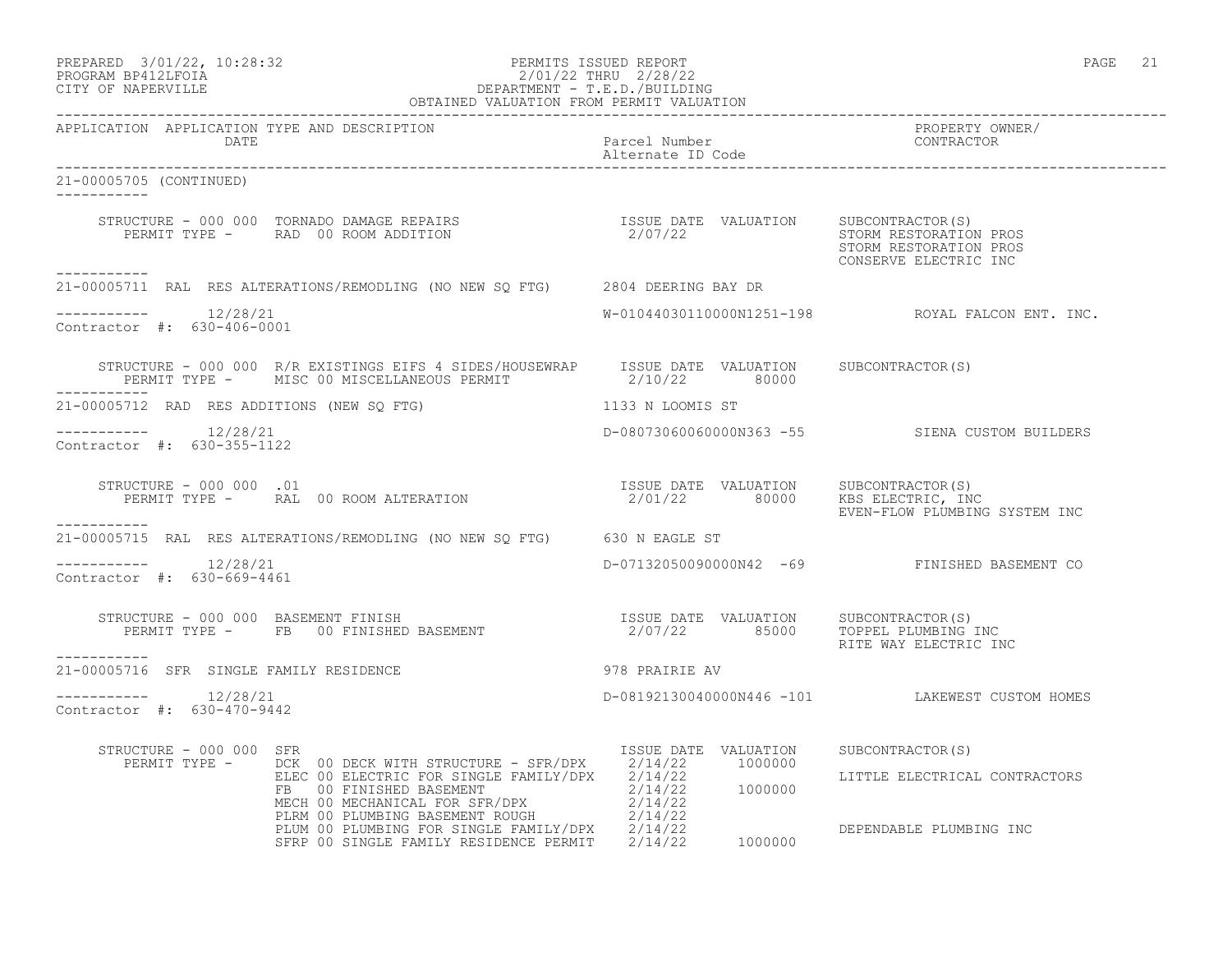PERMITS ISSUED REPORT
2/01/22 THRU 2/28/22
DEPARTMENT - T.E.D./BUILDING
OBTAINED VALUATION FROM PERMIT VALUATION

PREPARED 3/01/22, 10:28:32
PROGRAM BP412LFOIA
CITY OF NAPERVILLE

| APPLICATION | APPLICATION TYPE AND DESCRIPTION / DATE | Parcel Number / Alternate ID Code | PROPERTY OWNER/ CONTRACTOR |
|---|---|---|---|

21-00005705 (CONTINUED)

STRUCTURE - 000 000 TORNADO DAMAGE REPAIRS
PERMIT TYPE - RAD 00 ROOM ADDITION

| ISSUE DATE | VALUATION | SUBCONTRACTOR(S) |
|---|---|---|
| 2/07/22 | | STORM RESTORATION PROS |
| | | STORM RESTORATION PROS |
| | | CONSERVE ELECTRIC INC |

---

21-00005711 RAL RES ALTERATIONS/REMODLING (NO NEW SQ FTG) — 2804 DEERING BAY DR

12/28/21 — W-01044030110000N1251-198 — ROYAL FALCON ENT. INC.
Contractor #: 630-406-0001

STRUCTURE - 000 000 R/R EXISTINGS EIFS 4 SIDES/HOUSEWRAP
PERMIT TYPE - MISC 00 MISCELLANEOUS PERMIT

| ISSUE DATE | VALUATION | SUBCONTRACTOR(S) |
|---|---|---|
| 2/10/22 | 80000 | |

---

21-00005712 RAD RES ADDITIONS (NEW SQ FTG) — 1133 N LOOMIS ST

12/28/21 — D-08073060060000N363 -55 — SIENA CUSTOM BUILDERS
Contractor #: 630-355-1122

STRUCTURE - 000 000 .01
PERMIT TYPE - RAL 00 ROOM ALTERATION

| ISSUE DATE | VALUATION | SUBCONTRACTOR(S) |
|---|---|---|
| 2/01/22 | 80000 | KBS ELECTRIC, INC |
| | | EVEN-FLOW PLUMBING SYSTEM INC |

---

21-00005715 RAL RES ALTERATIONS/REMODLING (NO NEW SQ FTG) — 630 N EAGLE ST

12/28/21 — D-07132050090000N42 -69 — FINISHED BASEMENT CO
Contractor #: 630-669-4461

STRUCTURE - 000 000 BASEMENT FINISH
PERMIT TYPE - FB 00 FINISHED BASEMENT

| ISSUE DATE | VALUATION | SUBCONTRACTOR(S) |
|---|---|---|
| 2/07/22 | 85000 | TOPPEL PLUMBING INC |
| | | RITE WAY ELECTRIC INC |

---

21-00005716 SFR SINGLE FAMILY RESIDENCE — 978 PRAIRIE AV

12/28/21 — D-08192130040000N446 -101 — LAKEWEST CUSTOM HOMES
Contractor #: 630-470-9442

STRUCTURE - 000 000 SFR

| PERMIT TYPE | ISSUE DATE | VALUATION | SUBCONTRACTOR(S) |
|---|---|---|---|
| DCK 00 DECK WITH STRUCTURE - SFR/DPX | 2/14/22 | 1000000 | |
| ELEC 00 ELECTRIC FOR SINGLE FAMILY/DPX | 2/14/22 | | LITTLE ELECTRICAL CONTRACTORS |
| FB 00 FINISHED BASEMENT | 2/14/22 | 1000000 | |
| MECH 00 MECHANICAL FOR SFR/DPX | 2/14/22 | | |
| PLRM 00 PLUMBING BASEMENT ROUGH | 2/14/22 | | |
| PLUM 00 PLUMBING FOR SINGLE FAMILY/DPX | 2/14/22 | | DEPENDABLE PLUMBING INC |
| SFRP 00 SINGLE FAMILY RESIDENCE PERMIT | 2/14/22 | 1000000 | |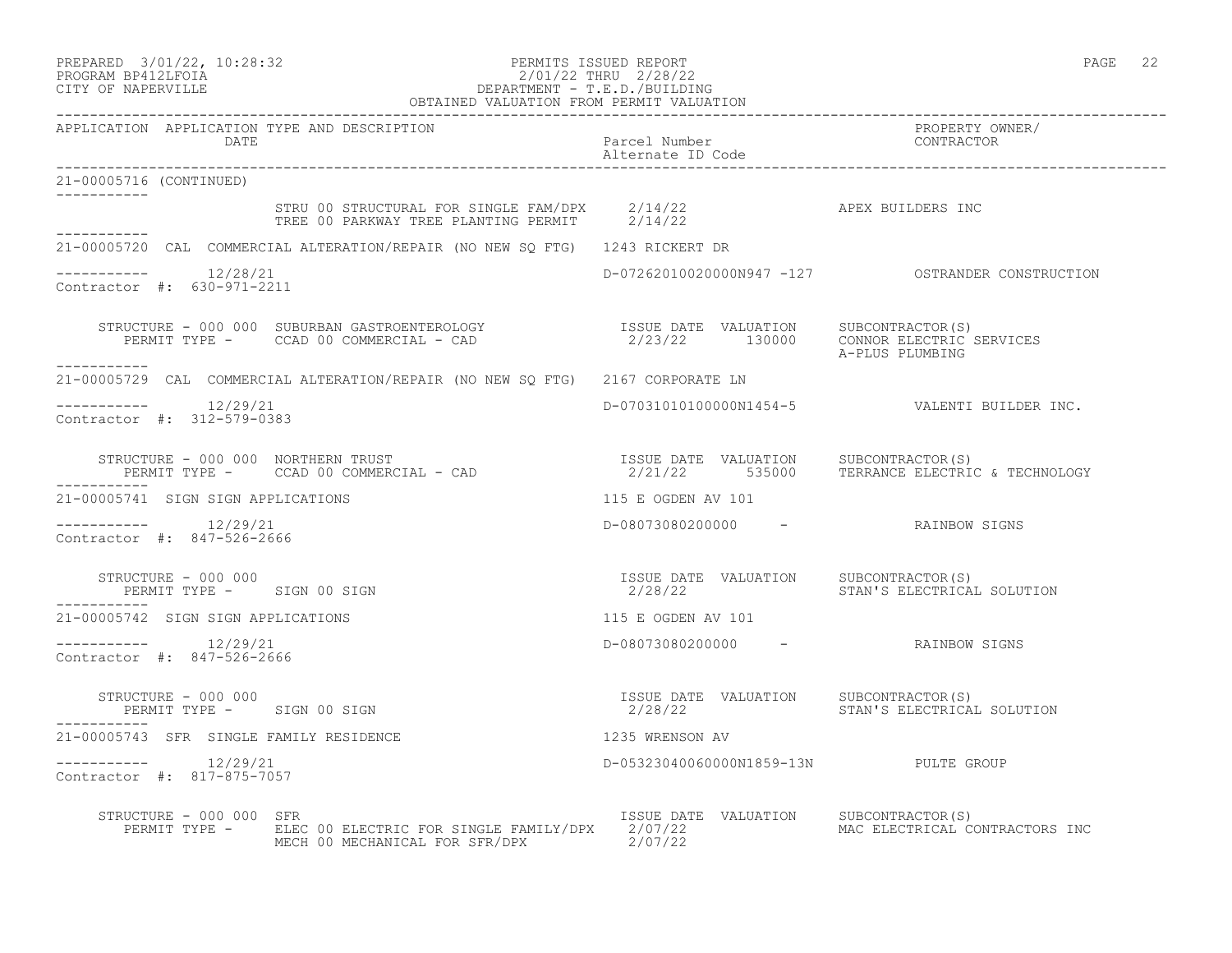PREPARED 3/01/22, 10:28:32 PERMITS ISSUED REPORT
PROGRAM BP412LFOIA 2/01/22 THRU 2/28/22
CITY OF NAPERVILLE DEPARTMENT - T.E.D./BUILDING
OBTAINED VALUATION FROM PERMIT VALUATION

| APPLICATION | APPLICATION TYPE AND DESCRIPTION / DATE | Parcel Number / Alternate ID Code | PROPERTY OWNER/ CONTRACTOR |
|---|---|---|---|

**21-00005716 (CONTINUED)**

STRU 00 STRUCTURAL FOR SINGLE FAM/DPX 2/14/22 — APEX BUILDERS INC
TREE 00 PARKWAY TREE PLANTING PERMIT 2/14/22

---

**21-00005720** CAL COMMERCIAL ALTERATION/REPAIR (NO NEW SQ FTG) 1243 RICKERT DR

12/28/21 — D-07262010020000N947 -127 — OSTRANDER CONSTRUCTION
Contractor #: 630-971-2211

STRUCTURE - 000 000 SUBURBAN GASTROENTEROLOGY
PERMIT TYPE - CCAD 00 COMMERCIAL - CAD

| ISSUE DATE | VALUATION | SUBCONTRACTOR(S) |
|---|---|---|
| 2/23/22 | 130000 | CONNOR ELECTRIC SERVICES |
| | | A-PLUS PLUMBING |

---

**21-00005729** CAL COMMERCIAL ALTERATION/REPAIR (NO NEW SQ FTG) 2167 CORPORATE LN

12/29/21 — D-07031010100000N1454-5 — VALENTI BUILDER INC.
Contractor #: 312-579-0383

STRUCTURE - 000 000 NORTHERN TRUST
PERMIT TYPE - CCAD 00 COMMERCIAL - CAD

| ISSUE DATE | VALUATION | SUBCONTRACTOR(S) |
|---|---|---|
| 2/21/22 | 535000 | TERRANCE ELECTRIC & TECHNOLOGY |

---

**21-00005741** SIGN SIGN APPLICATIONS 115 E OGDEN AV 101

12/29/21 — D-08073080200000 - — RAINBOW SIGNS
Contractor #: 847-526-2666

STRUCTURE - 000 000
PERMIT TYPE - SIGN 00 SIGN

| ISSUE DATE | VALUATION | SUBCONTRACTOR(S) |
|---|---|---|
| 2/28/22 | | STAN'S ELECTRICAL SOLUTION |

---

**21-00005742** SIGN SIGN APPLICATIONS 115 E OGDEN AV 101

12/29/21 — D-08073080200000 - — RAINBOW SIGNS
Contractor #: 847-526-2666

STRUCTURE - 000 000
PERMIT TYPE - SIGN 00 SIGN

| ISSUE DATE | VALUATION | SUBCONTRACTOR(S) |
|---|---|---|
| 2/28/22 | | STAN'S ELECTRICAL SOLUTION |

---

**21-00005743** SFR SINGLE FAMILY RESIDENCE 1235 WRENSON AV

12/29/21 — D-05323040060000N1859-13N — PULTE GROUP
Contractor #: 817-875-7057

STRUCTURE - 000 000 SFR

| PERMIT TYPE | ISSUE DATE | VALUATION | SUBCONTRACTOR(S) |
|---|---|---|---|
| ELEC 00 ELECTRIC FOR SINGLE FAMILY/DPX | 2/07/22 | | MAC ELECTRICAL CONTRACTORS INC |
| MECH 00 MECHANICAL FOR SFR/DPX | 2/07/22 | | |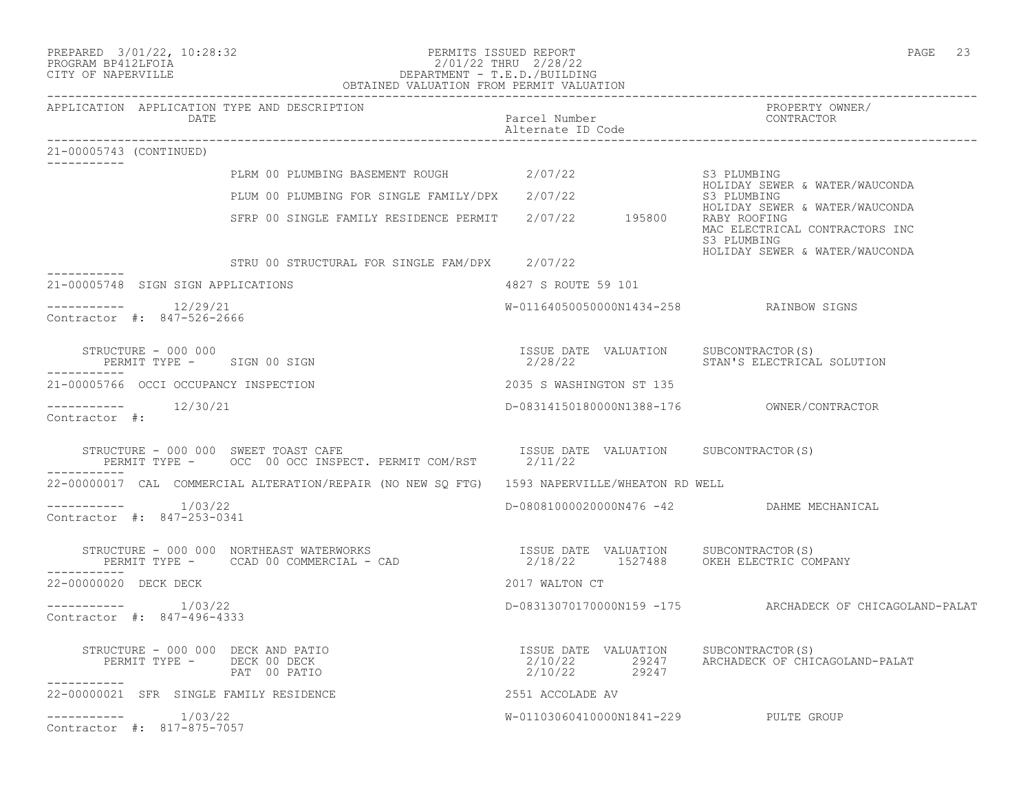PREPARED 3/01/22, 10:28:32 PERMITS ISSUED REPORT
PROGRAM BP412LFOIA 2/01/22 THRU 2/28/22
CITY OF NAPERVILLE DEPARTMENT - T.E.D./BUILDING
OBTAINED VALUATION FROM PERMIT VALUATION

| APPLICATION | APPLICATION TYPE AND DESCRIPTION / DATE | Parcel Number / Alternate ID Code | PROPERTY OWNER/ CONTRACTOR |
|---|---|---|---|

**21-00005743 (CONTINUED)**

| Permit | Issue Date | Valuation | Contractor |
|---|---|---|---|
| PLRM 00 PLUMBING BASEMENT ROUGH | 2/07/22 | | S3 PLUMBING; HOLIDAY SEWER & WATER/WAUCONDA |
| PLUM 00 PLUMBING FOR SINGLE FAMILY/DPX | 2/07/22 | | S3 PLUMBING; HOLIDAY SEWER & WATER/WAUCONDA |
| SFRP 00 SINGLE FAMILY RESIDENCE PERMIT | 2/07/22 | 195800 | RABY ROOFING; MAC ELECTRICAL CONTRACTORS INC; S3 PLUMBING; HOLIDAY SEWER & WATER/WAUCONDA |
| STRU 00 STRUCTURAL FOR SINGLE FAM/DPX | 2/07/22 | | |

**21-00005748 SIGN SIGN APPLICATIONS** — 4827 S ROUTE 59 101

12/29/21 — W-01164050050000N1434-258 — RAINBOW SIGNS
Contractor #: 847-526-2666

STRUCTURE - 000 000
PERMIT TYPE - SIGN 00 SIGN — ISSUE DATE 2/28/22 — VALUATION — SUBCONTRACTOR(S): STAN'S ELECTRICAL SOLUTION

**21-00005766 OCCI OCCUPANCY INSPECTION** — 2035 S WASHINGTON ST 135

12/30/21 — D-08314150180000N1388-176 — OWNER/CONTRACTOR
Contractor #:

STRUCTURE - 000 000 SWEET TOAST CAFE
PERMIT TYPE - OCC 00 OCC INSPECT. PERMIT COM/RST — ISSUE DATE 2/11/22 — VALUATION — SUBCONTRACTOR(S)

**22-00000017 CAL COMMERCIAL ALTERATION/REPAIR (NO NEW SQ FTG)** — 1593 NAPERVILLE/WHEATON RD WELL

1/03/22 — D-08081000020000N476 -42 — DAHME MECHANICAL
Contractor #: 847-253-0341

STRUCTURE - 000 000 NORTHEAST WATERWORKS
PERMIT TYPE - CCAD 00 COMMERCIAL - CAD — ISSUE DATE 2/18/22 — VALUATION 1527488 — SUBCONTRACTOR(S): OKEH ELECTRIC COMPANY

**22-00000020 DECK DECK** — 2017 WALTON CT

1/03/22 — D-08313070170000N159 -175 — ARCHADECK OF CHICAGOLAND-PALAT
Contractor #: 847-496-4333

STRUCTURE - 000 000 DECK AND PATIO

| PERMIT TYPE | ISSUE DATE | VALUATION | SUBCONTRACTOR(S) |
|---|---|---|---|
| DECK 00 DECK | 2/10/22 | 29247 | ARCHADECK OF CHICAGOLAND-PALAT |
| PAT 00 PATIO | 2/10/22 | 29247 | |

**22-00000021 SFR SINGLE FAMILY RESIDENCE** — 2551 ACCOLADE AV

1/03/22 — W-01103060410000N1841-229 — PULTE GROUP
Contractor #: 817-875-7057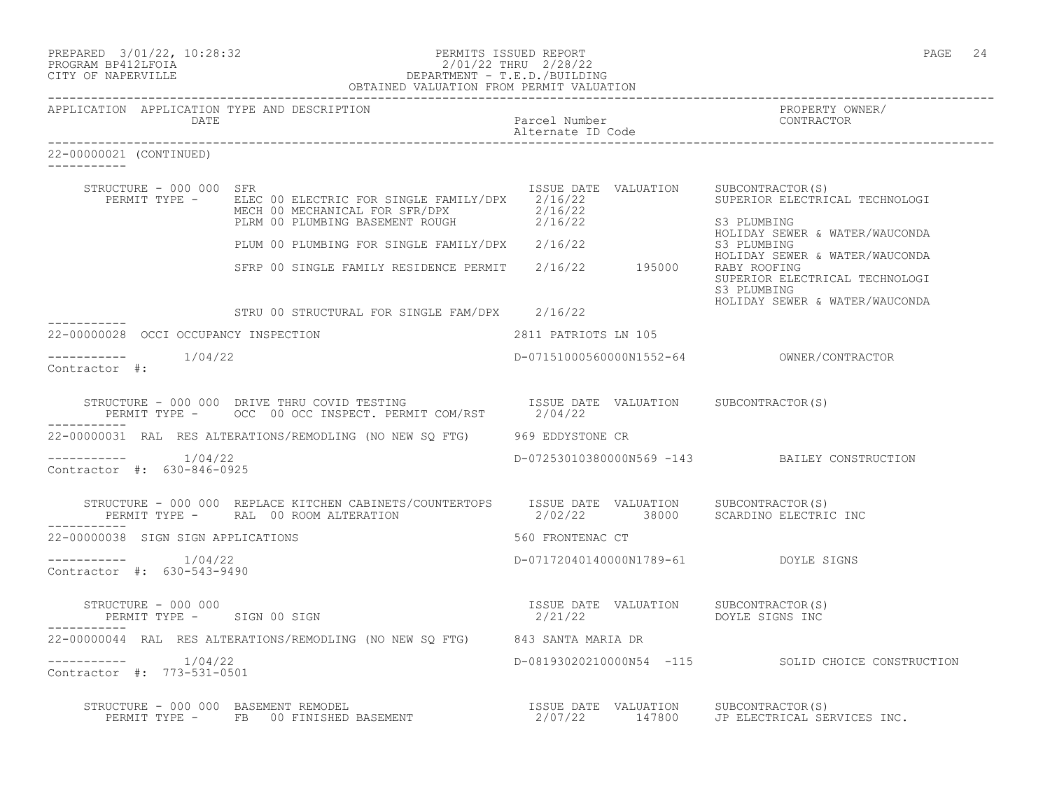PERMITS ISSUED REPORT
2/01/22 THRU 2/28/22
DEPARTMENT - T.E.D./BUILDING
OBTAINED VALUATION FROM PERMIT VALUATION

PREPARED 3/01/22, 10:28:32
PROGRAM BP412LFOIA
CITY OF NAPERVILLE

| APPLICATION | APPLICATION TYPE AND DESCRIPTION / DATE | Parcel Number / Alternate ID Code | PROPERTY OWNER/ CONTRACTOR |
|---|---|---|---|

## 22-00000021 (CONTINUED)

STRUCTURE - 000 000 SFR

| PERMIT TYPE | ISSUE DATE | VALUATION | SUBCONTRACTOR(S) |
|---|---|---|---|
| ELEC 00 ELECTRIC FOR SINGLE FAMILY/DPX | 2/16/22 | | SUPERIOR ELECTRICAL TECHNOLOGI |
| MECH 00 MECHANICAL FOR SFR/DPX | 2/16/22 | | |
| PLRM 00 PLUMBING BASEMENT ROUGH | 2/16/22 | | S3 PLUMBING; HOLIDAY SEWER & WATER/WAUCONDA |
| PLUM 00 PLUMBING FOR SINGLE FAMILY/DPX | 2/16/22 | | S3 PLUMBING; HOLIDAY SEWER & WATER/WAUCONDA |
| SFRP 00 SINGLE FAMILY RESIDENCE PERMIT | 2/16/22 | 195000 | RABY ROOFING; SUPERIOR ELECTRICAL TECHNOLOGI; S3 PLUMBING; HOLIDAY SEWER & WATER/WAUCONDA |
| STRU 00 STRUCTURAL FOR SINGLE FAM/DPX | 2/16/22 | | |

## 22-00000028 OCCI OCCUPANCY INSPECTION

2811 PATRIOTS LN 105

1/04/22 — D-07151000560000N1552-64 — OWNER/CONTRACTOR

Contractor #:

STRUCTURE - 000 000 DRIVE THRU COVID TESTING

| PERMIT TYPE | ISSUE DATE | VALUATION | SUBCONTRACTOR(S) |
|---|---|---|---|
| OCC 00 OCC INSPECT. PERMIT COM/RST | 2/04/22 | | |

## 22-00000031 RAL RES ALTERATIONS/REMODLING (NO NEW SQ FTG)

969 EDDYSTONE CR

1/04/22 — D-07253010380000N569 -143 — BAILEY CONSTRUCTION

Contractor #: 630-846-0925

STRUCTURE - 000 000 REPLACE KITCHEN CABINETS/COUNTERTOPS

| PERMIT TYPE | ISSUE DATE | VALUATION | SUBCONTRACTOR(S) |
|---|---|---|---|
| RAL 00 ROOM ALTERATION | 2/02/22 | 38000 | SCARDINO ELECTRIC INC |

## 22-00000038 SIGN SIGN APPLICATIONS

560 FRONTENAC CT

1/04/22 — D-07172040140000N1789-61 — DOYLE SIGNS

Contractor #: 630-543-9490

STRUCTURE - 000 000

| PERMIT TYPE | ISSUE DATE | VALUATION | SUBCONTRACTOR(S) |
|---|---|---|---|
| SIGN 00 SIGN | 2/21/22 | | DOYLE SIGNS INC |

## 22-00000044 RAL RES ALTERATIONS/REMODLING (NO NEW SQ FTG)

843 SANTA MARIA DR

1/04/22 — D-08193020210000N54 -115 — SOLID CHOICE CONSTRUCTION

Contractor #: 773-531-0501

STRUCTURE - 000 000 BASEMENT REMODEL

| PERMIT TYPE | ISSUE DATE | VALUATION | SUBCONTRACTOR(S) |
|---|---|---|---|
| FB 00 FINISHED BASEMENT | 2/07/22 | 147800 | JP ELECTRICAL SERVICES INC. |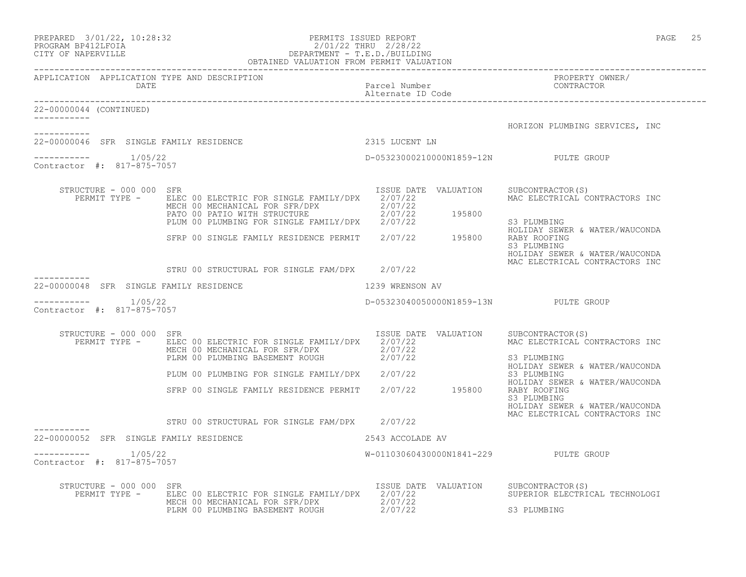PREPARED 3/01/22, 10:28:32 PERMITS ISSUED REPORT
PROGRAM BP412LFOIA 2/01/22 THRU 2/28/22
CITY OF NAPERVILLE DEPARTMENT - T.E.D./BUILDING
OBTAINED VALUATION FROM PERMIT VALUATION

| APPLICATION | APPLICATION TYPE AND DESCRIPTION DATE | Parcel Number Alternate ID Code | PROPERTY OWNER/ CONTRACTOR |
|---|---|---|---|

**22-00000044 (CONTINUED)**

HORIZON PLUMBING SERVICES, INC

---

**22-00000046 SFR SINGLE FAMILY RESIDENCE** — 2315 LUCENT LN

1/05/22 — D-05323000210000N1859-12N — PULTE GROUP

Contractor #: 817-875-7057

STRUCTURE - 000 000 SFR

| PERMIT TYPE | ISSUE DATE | VALUATION | SUBCONTRACTOR(S) |
|---|---|---|---|
| ELEC 00 ELECTRIC FOR SINGLE FAMILY/DPX | 2/07/22 | | MAC ELECTRICAL CONTRACTORS INC |
| MECH 00 MECHANICAL FOR SFR/DPX | 2/07/22 | | |
| PATO 00 PATIO WITH STRUCTURE | 2/07/22 | 195800 | |
| PLUM 00 PLUMBING FOR SINGLE FAMILY/DPX | 2/07/22 | | S3 PLUMBING<br>HOLIDAY SEWER & WATER/WAUCONDA |
| SFRP 00 SINGLE FAMILY RESIDENCE PERMIT | 2/07/22 | 195800 | RABY ROOFING<br>S3 PLUMBING<br>HOLIDAY SEWER & WATER/WAUCONDA<br>MAC ELECTRICAL CONTRACTORS INC |
| STRU 00 STRUCTURAL FOR SINGLE FAM/DPX | 2/07/22 | | |

---

**22-00000048 SFR SINGLE FAMILY RESIDENCE** — 1239 WRENSON AV

1/05/22 — D-05323040050000N1859-13N — PULTE GROUP

Contractor #: 817-875-7057

STRUCTURE - 000 000 SFR

| PERMIT TYPE | ISSUE DATE | VALUATION | SUBCONTRACTOR(S) |
|---|---|---|---|
| ELEC 00 ELECTRIC FOR SINGLE FAMILY/DPX | 2/07/22 | | MAC ELECTRICAL CONTRACTORS INC |
| MECH 00 MECHANICAL FOR SFR/DPX | 2/07/22 | | |
| PLRM 00 PLUMBING BASEMENT ROUGH | 2/07/22 | | S3 PLUMBING<br>HOLIDAY SEWER & WATER/WAUCONDA |
| PLUM 00 PLUMBING FOR SINGLE FAMILY/DPX | 2/07/22 | | S3 PLUMBING<br>HOLIDAY SEWER & WATER/WAUCONDA |
| SFRP 00 SINGLE FAMILY RESIDENCE PERMIT | 2/07/22 | 195800 | RABY ROOFING<br>S3 PLUMBING<br>HOLIDAY SEWER & WATER/WAUCONDA<br>MAC ELECTRICAL CONTRACTORS INC |
| STRU 00 STRUCTURAL FOR SINGLE FAM/DPX | 2/07/22 | | |

---

**22-00000052 SFR SINGLE FAMILY RESIDENCE** — 2543 ACCOLADE AV

1/05/22 — W-01103060430000N1841-229 — PULTE GROUP

Contractor #: 817-875-7057

STRUCTURE - 000 000 SFR

| PERMIT TYPE | ISSUE DATE | VALUATION | SUBCONTRACTOR(S) |
|---|---|---|---|
| ELEC 00 ELECTRIC FOR SINGLE FAMILY/DPX | 2/07/22 | | SUPERIOR ELECTRICAL TECHNOLOGI |
| MECH 00 MECHANICAL FOR SFR/DPX | 2/07/22 | | |
| PLRM 00 PLUMBING BASEMENT ROUGH | 2/07/22 | | S3 PLUMBING |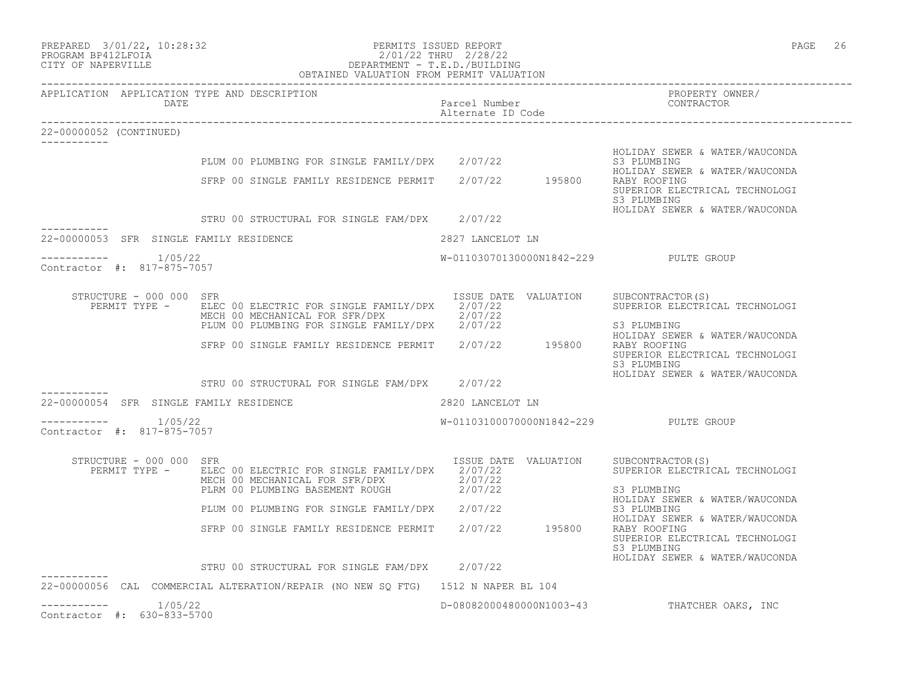PREPARED 3/01/22, 10:28:32
PROGRAM BP412LFOIA
CITY OF NAPERVILLE

PERMITS ISSUED REPORT
2/01/22 THRU 2/28/22
DEPARTMENT - T.E.D./BUILDING
OBTAINED VALUATION FROM PERMIT VALUATION

| APPLICATION | APPLICATION TYPE AND DESCRIPTION DATE | Parcel Number Alternate ID Code | | PROPERTY OWNER/ CONTRACTOR |
|---|---|---|---|---|

22-00000052 (CONTINUED)

| | | ISSUE DATE | VALUATION | SUBCONTRACTOR(S) |
|---|---|---|---|---|
| | | | | HOLIDAY SEWER & WATER/WAUCONDA |
| | PLUM 00 PLUMBING FOR SINGLE FAMILY/DPX | 2/07/22 | | S3 PLUMBING |
| | | | | HOLIDAY SEWER & WATER/WAUCONDA |
| | SFRP 00 SINGLE FAMILY RESIDENCE PERMIT | 2/07/22 | 195800 | RABY ROOFING |
| | | | | SUPERIOR ELECTRICAL TECHNOLOGI |
| | | | | S3 PLUMBING |
| | | | | HOLIDAY SEWER & WATER/WAUCONDA |
| | STRU 00 STRUCTURAL FOR SINGLE FAM/DPX | 2/07/22 | | |

22-00000053 SFR SINGLE FAMILY RESIDENCE — 2827 LANCELOT LN

1/05/22 — W-01103070130000N1842-229 — PULTE GROUP

Contractor #: 817-875-7057

| STRUCTURE - 000 000 SFR | | ISSUE DATE | VALUATION | SUBCONTRACTOR(S) |
|---|---|---|---|---|
| PERMIT TYPE - | ELEC 00 ELECTRIC FOR SINGLE FAMILY/DPX | 2/07/22 | | SUPERIOR ELECTRICAL TECHNOLOGI |
| | MECH 00 MECHANICAL FOR SFR/DPX | 2/07/22 | | |
| | PLUM 00 PLUMBING FOR SINGLE FAMILY/DPX | 2/07/22 | | S3 PLUMBING |
| | | | | HOLIDAY SEWER & WATER/WAUCONDA |
| | SFRP 00 SINGLE FAMILY RESIDENCE PERMIT | 2/07/22 | 195800 | RABY ROOFING |
| | | | | SUPERIOR ELECTRICAL TECHNOLOGI |
| | | | | S3 PLUMBING |
| | | | | HOLIDAY SEWER & WATER/WAUCONDA |
| | STRU 00 STRUCTURAL FOR SINGLE FAM/DPX | 2/07/22 | | |

22-00000054 SFR SINGLE FAMILY RESIDENCE — 2820 LANCELOT LN

1/05/22 — W-01103100070000N1842-229 — PULTE GROUP

Contractor #: 817-875-7057

| STRUCTURE - 000 000 SFR | | ISSUE DATE | VALUATION | SUBCONTRACTOR(S) |
|---|---|---|---|---|
| PERMIT TYPE - | ELEC 00 ELECTRIC FOR SINGLE FAMILY/DPX | 2/07/22 | | SUPERIOR ELECTRICAL TECHNOLOGI |
| | MECH 00 MECHANICAL FOR SFR/DPX | 2/07/22 | | |
| | PLRM 00 PLUMBING BASEMENT ROUGH | 2/07/22 | | S3 PLUMBING |
| | | | | HOLIDAY SEWER & WATER/WAUCONDA |
| | PLUM 00 PLUMBING FOR SINGLE FAMILY/DPX | 2/07/22 | | S3 PLUMBING |
| | | | | HOLIDAY SEWER & WATER/WAUCONDA |
| | SFRP 00 SINGLE FAMILY RESIDENCE PERMIT | 2/07/22 | 195800 | RABY ROOFING |
| | | | | SUPERIOR ELECTRICAL TECHNOLOGI |
| | | | | S3 PLUMBING |
| | | | | HOLIDAY SEWER & WATER/WAUCONDA |
| | STRU 00 STRUCTURAL FOR SINGLE FAM/DPX | 2/07/22 | | |

22-00000056 CAL COMMERCIAL ALTERATION/REPAIR (NO NEW SQ FTG) — 1512 N NAPER BL 104

1/05/22 — D-08082000480000N1003-43 — THATCHER OAKS, INC

Contractor #: 630-833-5700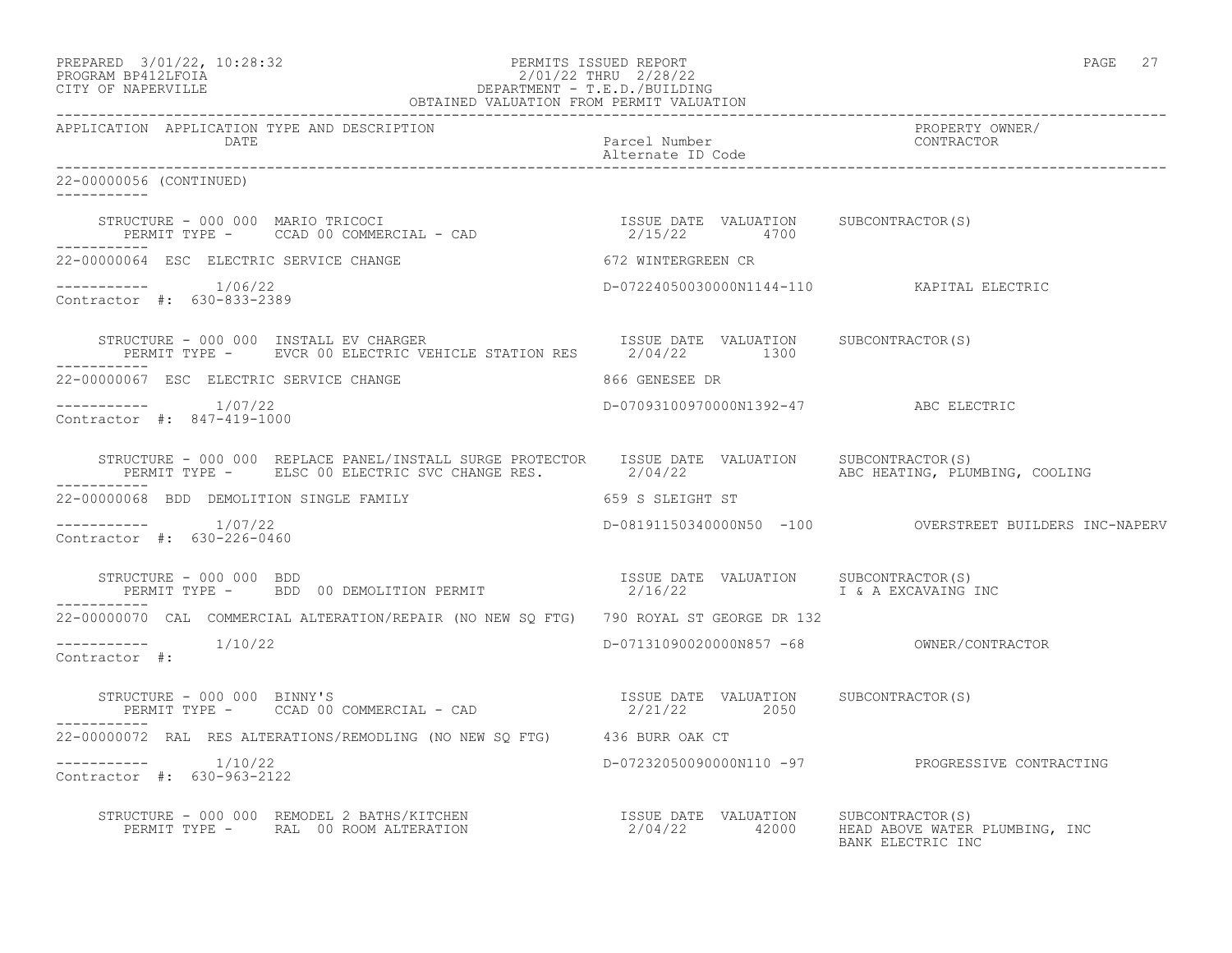PREPARED 3/01/22, 10:28:32 PERMITS ISSUED REPORT
PROGRAM BP412LFOIA 2/01/22 THRU 2/28/22
CITY OF NAPERVILLE DEPARTMENT - T.E.D./BUILDING
OBTAINED VALUATION FROM PERMIT VALUATION

| APPLICATION | APPLICATION TYPE AND DESCRIPTION / DATE | Parcel Number / Alternate ID Code | PROPERTY OWNER/ CONTRACTOR |
|---|---|---|---|

22-00000056 (CONTINUED)

STRUCTURE - 000 000 MARIO TRICOCI — ISSUE DATE 2/15/22, VALUATION 4700, SUBCONTRACTOR(S):
PERMIT TYPE - CCAD 00 COMMERCIAL - CAD

---

22-00000064 ESC ELECTRIC SERVICE CHANGE — 672 WINTERGREEN CR
1/06/22 — D-07224050030000N1144-110 — KAPITAL ELECTRIC
Contractor #: 630-833-2389

STRUCTURE - 000 000 INSTALL EV CHARGER — ISSUE DATE 2/04/22, VALUATION 1300, SUBCONTRACTOR(S):
PERMIT TYPE - EVCR 00 ELECTRIC VEHICLE STATION RES

---

22-00000067 ESC ELECTRIC SERVICE CHANGE — 866 GENESEE DR
1/07/22 — D-07093100970000N1392-47 — ABC ELECTRIC
Contractor #: 847-419-1000

STRUCTURE - 000 000 REPLACE PANEL/INSTALL SURGE PROTECTOR — ISSUE DATE 2/04/22, VALUATION , SUBCONTRACTOR(S): ABC HEATING, PLUMBING, COOLING
PERMIT TYPE - ELSC 00 ELECTRIC SVC CHANGE RES.

---

22-00000068 BDD DEMOLITION SINGLE FAMILY — 659 S SLEIGHT ST
1/07/22 — D-08191150340000N50 -100 — OVERSTREET BUILDERS INC-NAPERV
Contractor #: 630-226-0460

STRUCTURE - 000 000 BDD — ISSUE DATE 2/16/22, VALUATION , SUBCONTRACTOR(S): I & A EXCAVAING INC
PERMIT TYPE - BDD 00 DEMOLITION PERMIT

---

22-00000070 CAL COMMERCIAL ALTERATION/REPAIR (NO NEW SQ FTG) — 790 ROYAL ST GEORGE DR 132
1/10/22 — D-07131090020000N857 -68 — OWNER/CONTRACTOR
Contractor #:

STRUCTURE - 000 000 BINNY'S — ISSUE DATE 2/21/22, VALUATION 2050, SUBCONTRACTOR(S):
PERMIT TYPE - CCAD 00 COMMERCIAL - CAD

---

22-00000072 RAL RES ALTERATIONS/REMODLING (NO NEW SQ FTG) — 436 BURR OAK CT
1/10/22 — D-07232050090000N110 -97 — PROGRESSIVE CONTRACTING
Contractor #: 630-963-2122

STRUCTURE - 000 000 REMODEL 2 BATHS/KITCHEN — ISSUE DATE 2/04/22, VALUATION 42000, SUBCONTRACTOR(S): HEAD ABOVE WATER PLUMBING, INC; BANK ELECTRIC INC
PERMIT TYPE - RAL 00 ROOM ALTERATION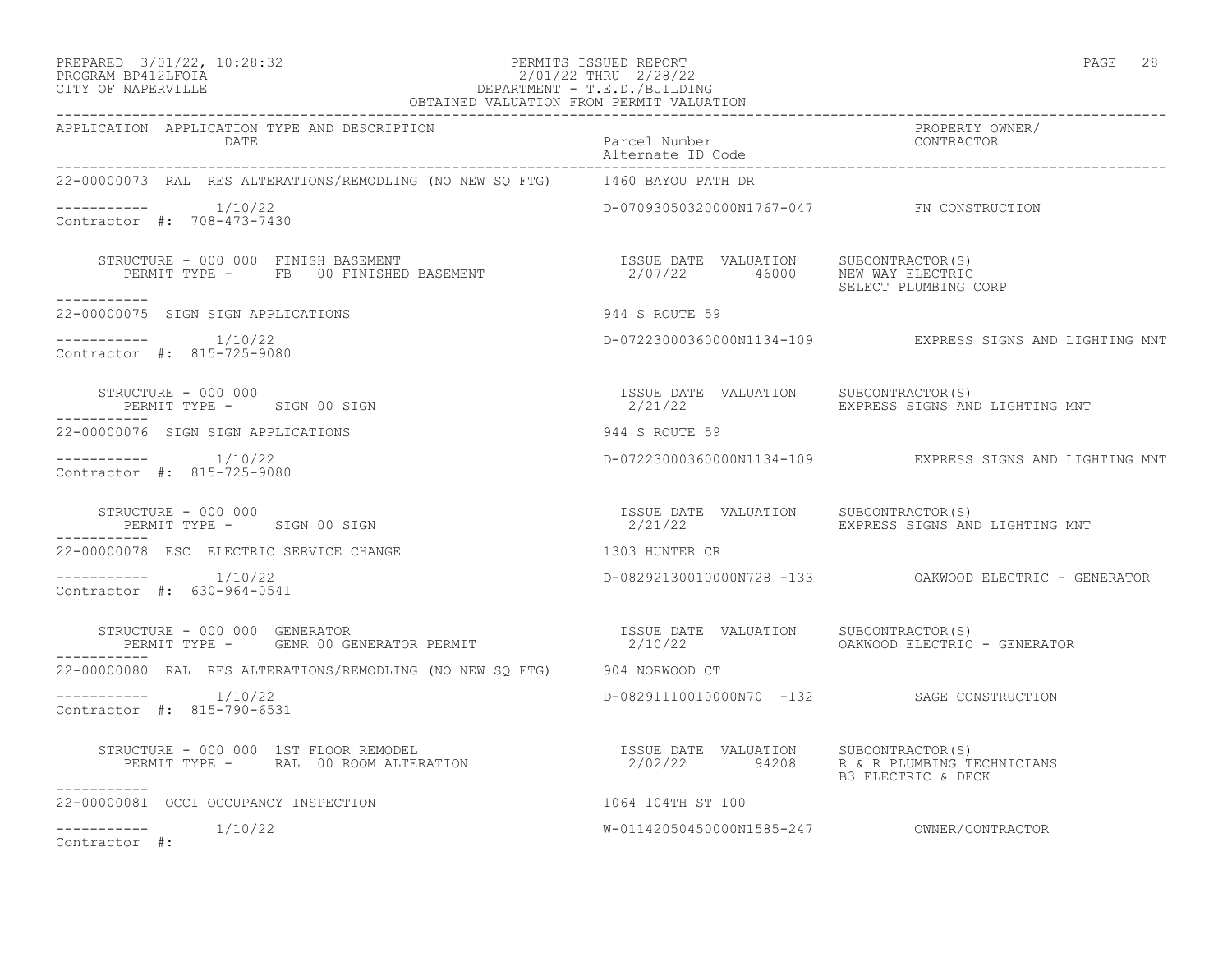PREPARED 3/01/22, 10:28:32 PERMITS ISSUED REPORT
PROGRAM BP412LFOIA 2/01/22 THRU 2/28/22
CITY OF NAPERVILLE DEPARTMENT - T.E.D./BUILDING
OBTAINED VALUATION FROM PERMIT VALUATION

| APPLICATION | APPLICATION TYPE AND DESCRIPTION / DATE | Parcel Number / Alternate ID Code | PROPERTY OWNER/ CONTRACTOR |
|---|---|---|---|
| 22-00000073 | RAL RES ALTERATIONS/REMODLING (NO NEW SQ FTG) | 1460 BAYOU PATH DR | |
| ----------- | 1/10/22 | D-07093050320000N1767-047 | FN CONSTRUCTION |
| Contractor #: 708-473-7430 | | | |

STRUCTURE - 000 000 FINISH BASEMENT
PERMIT TYPE - FB 00 FINISHED BASEMENT

| ISSUE DATE | VALUATION | SUBCONTRACTOR(S) |
|---|---|---|
| 2/07/22 | 46000 | NEW WAY ELECTRIC<br>SELECT PLUMBING CORP |

| APPLICATION | APPLICATION TYPE AND DESCRIPTION / DATE | Parcel Number / Alternate ID Code | PROPERTY OWNER/ CONTRACTOR |
|---|---|---|---|
| 22-00000075 | SIGN SIGN APPLICATIONS | 944 S ROUTE 59 | |
| ----------- | 1/10/22 | D-07223000360000N1134-109 | EXPRESS SIGNS AND LIGHTING MNT |
| Contractor #: 815-725-9080 | | | |

STRUCTURE - 000 000
PERMIT TYPE - SIGN 00 SIGN

| ISSUE DATE | VALUATION | SUBCONTRACTOR(S) |
|---|---|---|
| 2/21/22 | | EXPRESS SIGNS AND LIGHTING MNT |

| APPLICATION | APPLICATION TYPE AND DESCRIPTION / DATE | Parcel Number / Alternate ID Code | PROPERTY OWNER/ CONTRACTOR |
|---|---|---|---|
| 22-00000076 | SIGN SIGN APPLICATIONS | 944 S ROUTE 59 | |
| ----------- | 1/10/22 | D-07223000360000N1134-109 | EXPRESS SIGNS AND LIGHTING MNT |
| Contractor #: 815-725-9080 | | | |

STRUCTURE - 000 000
PERMIT TYPE - SIGN 00 SIGN

| ISSUE DATE | VALUATION | SUBCONTRACTOR(S) |
|---|---|---|
| 2/21/22 | | EXPRESS SIGNS AND LIGHTING MNT |

| APPLICATION | APPLICATION TYPE AND DESCRIPTION / DATE | Parcel Number / Alternate ID Code | PROPERTY OWNER/ CONTRACTOR |
|---|---|---|---|
| 22-00000078 | ESC ELECTRIC SERVICE CHANGE | 1303 HUNTER CR | |
| ----------- | 1/10/22 | D-08292130010000N728 -133 | OAKWOOD ELECTRIC - GENERATOR |
| Contractor #: 630-964-0541 | | | |

STRUCTURE - 000 000 GENERATOR
PERMIT TYPE - GENR 00 GENERATOR PERMIT

| ISSUE DATE | VALUATION | SUBCONTRACTOR(S) |
|---|---|---|
| 2/10/22 | | OAKWOOD ELECTRIC - GENERATOR |

| APPLICATION | APPLICATION TYPE AND DESCRIPTION / DATE | Parcel Number / Alternate ID Code | PROPERTY OWNER/ CONTRACTOR |
|---|---|---|---|
| 22-00000080 | RAL RES ALTERATIONS/REMODLING (NO NEW SQ FTG) | 904 NORWOOD CT | |
| ----------- | 1/10/22 | D-08291110010000N70 -132 | SAGE CONSTRUCTION |
| Contractor #: 815-790-6531 | | | |

STRUCTURE - 000 000 1ST FLOOR REMODEL
PERMIT TYPE - RAL 00 ROOM ALTERATION

| ISSUE DATE | VALUATION | SUBCONTRACTOR(S) |
|---|---|---|
| 2/02/22 | 94208 | R & R PLUMBING TECHNICIANS<br>B3 ELECTRIC & DECK |

| APPLICATION | APPLICATION TYPE AND DESCRIPTION / DATE | Parcel Number / Alternate ID Code | PROPERTY OWNER/ CONTRACTOR |
|---|---|---|---|
| 22-00000081 | OCCI OCCUPANCY INSPECTION | 1064 104TH ST 100 | |
| ----------- | 1/10/22 | W-01142050450000N1585-247 | OWNER/CONTRACTOR |
| Contractor #: | | | |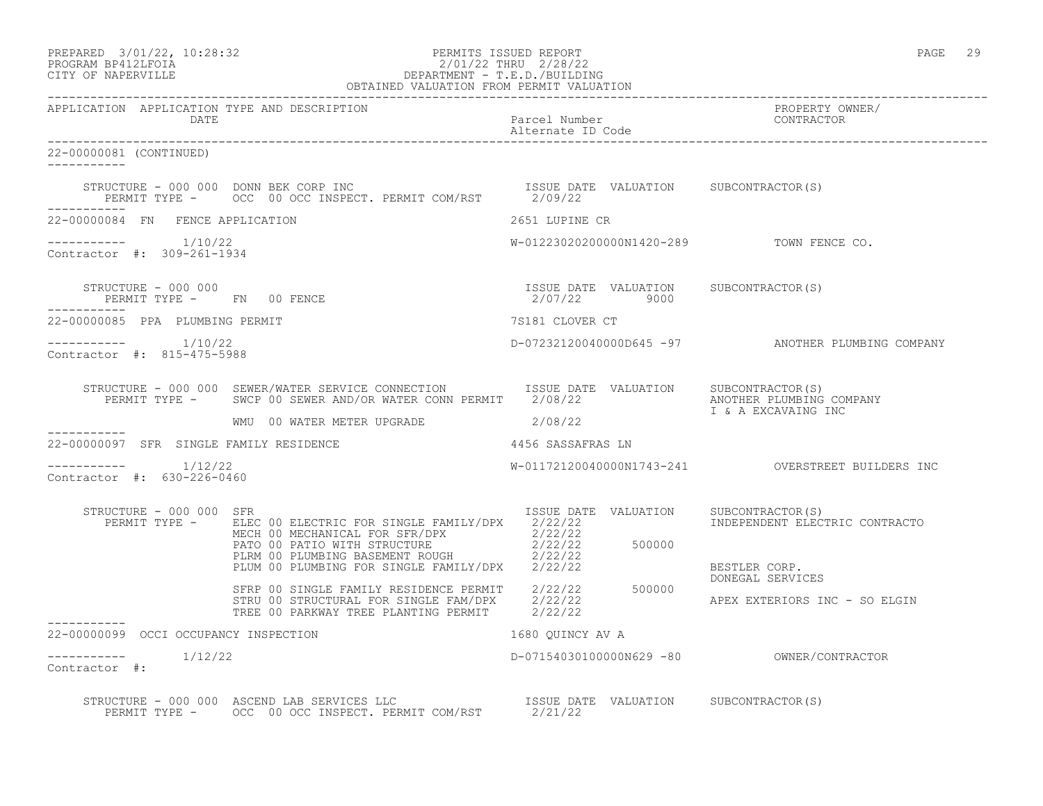PREPARED 3/01/22, 10:28:32 PERMITS ISSUED REPORT
PROGRAM BP412LFOIA 2/01/22 THRU 2/28/22
CITY OF NAPERVILLE DEPARTMENT - T.E.D./BUILDING
OBTAINED VALUATION FROM PERMIT VALUATION

| APPLICATION | APPLICATION TYPE AND DESCRIPTION / DATE | Parcel Number / Alternate ID Code | PROPERTY OWNER/ CONTRACTOR |
|---|---|---|---|

**22-00000081 (CONTINUED)**

STRUCTURE - 000 000 DONN BEK CORP INC — ISSUE DATE / VALUATION / SUBCONTRACTOR(S)

| PERMIT TYPE | ISSUE DATE | VALUATION | SUBCONTRACTOR(S) |
|---|---|---|---|
| OCC 00 OCC INSPECT. PERMIT COM/RST | 2/09/22 | | |

**22-00000084 FN FENCE APPLICATION** — 2651 LUPINE CR

1/10/22 — W-01223020200000N1420-289 — TOWN FENCE CO.

Contractor #: 309-261-1934

STRUCTURE - 000 000

| PERMIT TYPE | ISSUE DATE | VALUATION | SUBCONTRACTOR(S) |
|---|---|---|---|
| FN 00 FENCE | 2/07/22 | 9000 | |

**22-00000085 PPA PLUMBING PERMIT** — 7S181 CLOVER CT

1/10/22 — D-07232120040000D645 -97 — ANOTHER PLUMBING COMPANY

Contractor #: 815-475-5988

STRUCTURE - 000 000 SEWER/WATER SERVICE CONNECTION

| PERMIT TYPE | ISSUE DATE | VALUATION | SUBCONTRACTOR(S) |
|---|---|---|---|
| SWCP 00 SEWER AND/OR WATER CONN PERMIT | 2/08/22 | | ANOTHER PLUMBING COMPANY |
| | | | I & A EXCAVAING INC |
| WMU 00 WATER METER UPGRADE | 2/08/22 | | |

**22-00000097 SFR SINGLE FAMILY RESIDENCE** — 4456 SASSAFRAS LN

1/12/22 — W-01172120040000N1743-241 — OVERSTREET BUILDERS INC

Contractor #: 630-226-0460

STRUCTURE - 000 000 SFR

| PERMIT TYPE | ISSUE DATE | VALUATION | SUBCONTRACTOR(S) |
|---|---|---|---|
| ELEC 00 ELECTRIC FOR SINGLE FAMILY/DPX | 2/22/22 | | INDEPENDENT ELECTRIC CONTRACTO |
| MECH 00 MECHANICAL FOR SFR/DPX | 2/22/22 | | |
| PATO 00 PATIO WITH STRUCTURE | 2/22/22 | 500000 | |
| PLRM 00 PLUMBING BASEMENT ROUGH | 2/22/22 | | |
| PLUM 00 PLUMBING FOR SINGLE FAMILY/DPX | 2/22/22 | | BESTLER CORP. |
| | | | DONEGAL SERVICES |
| SFRP 00 SINGLE FAMILY RESIDENCE PERMIT | 2/22/22 | 500000 | |
| STRU 00 STRUCTURAL FOR SINGLE FAM/DPX | 2/22/22 | | APEX EXTERIORS INC - SO ELGIN |
| TREE 00 PARKWAY TREE PLANTING PERMIT | 2/22/22 | | |

**22-00000099 OCCI OCCUPANCY INSPECTION** — 1680 QUINCY AV A

1/12/22 — D-07154030100000N629 -80 — OWNER/CONTRACTOR

Contractor #:

STRUCTURE - 000 000 ASCEND LAB SERVICES LLC

| PERMIT TYPE | ISSUE DATE | VALUATION | SUBCONTRACTOR(S) |
|---|---|---|---|
| OCC 00 OCC INSPECT. PERMIT COM/RST | 2/21/22 | | |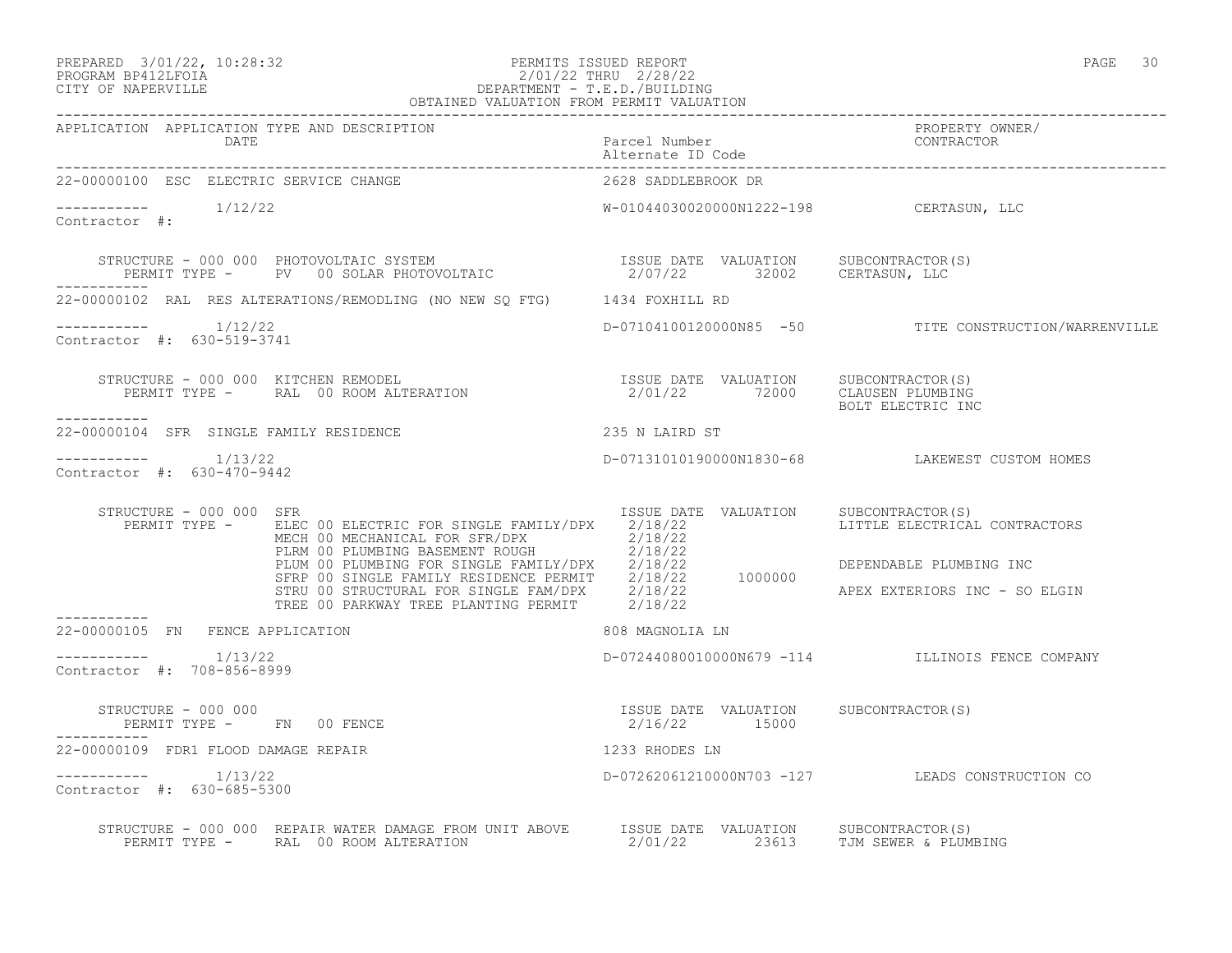PREPARED 3/01/22, 10:28:32 PERMITS ISSUED REPORT
PROGRAM BP412LFOIA 2/01/22 THRU 2/28/22
CITY OF NAPERVILLE DEPARTMENT - T.E.D./BUILDING
OBTAINED VALUATION FROM PERMIT VALUATION

| APPLICATION | APPLICATION TYPE AND DESCRIPTION / DATE | Parcel Number / Alternate ID Code | PROPERTY OWNER/ CONTRACTOR |
|---|---|---|---|
| 22-00000100 | ESC ELECTRIC SERVICE CHANGE | 2628 SADDLEBROOK DR | |
| | 1/12/22 | W-01044030020000N1222-198 | CERTASUN, LLC |
| Contractor #: | | | |

STRUCTURE - 000 000 PHOTOVOLTAIC SYSTEM
PERMIT TYPE - PV 00 SOLAR PHOTOVOLTAIC

| ISSUE DATE | VALUATION | SUBCONTRACTOR(S) |
|---|---|---|
| 2/07/22 | 32002 | CERTASUN, LLC |

| APPLICATION | APPLICATION TYPE AND DESCRIPTION / DATE | Parcel Number / Alternate ID Code | PROPERTY OWNER/ CONTRACTOR |
|---|---|---|---|
| 22-00000102 | RAL RES ALTERATIONS/REMODLING (NO NEW SQ FTG) | 1434 FOXHILL RD | |
| | 1/12/22 | D-07104100120000N85 -50 | TITE CONSTRUCTION/WARRENVILLE |
| Contractor #: 630-519-3741 | | | |

STRUCTURE - 000 000 KITCHEN REMODEL
PERMIT TYPE - RAL 00 ROOM ALTERATION

| ISSUE DATE | VALUATION | SUBCONTRACTOR(S) |
|---|---|---|
| 2/01/22 | 72000 | CLAUSEN PLUMBING |
| | | BOLT ELECTRIC INC |

| APPLICATION | APPLICATION TYPE AND DESCRIPTION / DATE | Parcel Number / Alternate ID Code | PROPERTY OWNER/ CONTRACTOR |
|---|---|---|---|
| 22-00000104 | SFR SINGLE FAMILY RESIDENCE | 235 N LAIRD ST | |
| | 1/13/22 | D-07131010190000N1830-68 | LAKEWEST CUSTOM HOMES |
| Contractor #: 630-470-9442 | | | |

STRUCTURE - 000 000 SFR

| PERMIT TYPE | ISSUE DATE | VALUATION | SUBCONTRACTOR(S) |
|---|---|---|---|
| ELEC 00 ELECTRIC FOR SINGLE FAMILY/DPX | 2/18/22 | | LITTLE ELECTRICAL CONTRACTORS |
| MECH 00 MECHANICAL FOR SFR/DPX | 2/18/22 | | |
| PLRM 00 PLUMBING BASEMENT ROUGH | 2/18/22 | | |
| PLUM 00 PLUMBING FOR SINGLE FAMILY/DPX | 2/18/22 | | DEPENDABLE PLUMBING INC |
| SFRP 00 SINGLE FAMILY RESIDENCE PERMIT | 2/18/22 | 1000000 | |
| STRU 00 STRUCTURAL FOR SINGLE FAM/DPX | 2/18/22 | | APEX EXTERIORS INC - SO ELGIN |
| TREE 00 PARKWAY TREE PLANTING PERMIT | 2/18/22 | | |

| APPLICATION | APPLICATION TYPE AND DESCRIPTION / DATE | Parcel Number / Alternate ID Code | PROPERTY OWNER/ CONTRACTOR |
|---|---|---|---|
| 22-00000105 | FN FENCE APPLICATION | 808 MAGNOLIA LN | |
| | 1/13/22 | D-07244080010000N679 -114 | ILLINOIS FENCE COMPANY |
| Contractor #: 708-856-8999 | | | |

STRUCTURE - 000 000
PERMIT TYPE - FN 00 FENCE

| ISSUE DATE | VALUATION | SUBCONTRACTOR(S) |
|---|---|---|
| 2/16/22 | 15000 | |

| APPLICATION | APPLICATION TYPE AND DESCRIPTION / DATE | Parcel Number / Alternate ID Code | PROPERTY OWNER/ CONTRACTOR |
|---|---|---|---|
| 22-00000109 | FDR1 FLOOD DAMAGE REPAIR | 1233 RHODES LN | |
| | 1/13/22 | D-07262061210000N703 -127 | LEADS CONSTRUCTION CO |
| Contractor #: 630-685-5300 | | | |

STRUCTURE - 000 000 REPAIR WATER DAMAGE FROM UNIT ABOVE
PERMIT TYPE - RAL 00 ROOM ALTERATION

| ISSUE DATE | VALUATION | SUBCONTRACTOR(S) |
|---|---|---|
| 2/01/22 | 23613 | TJM SEWER & PLUMBING |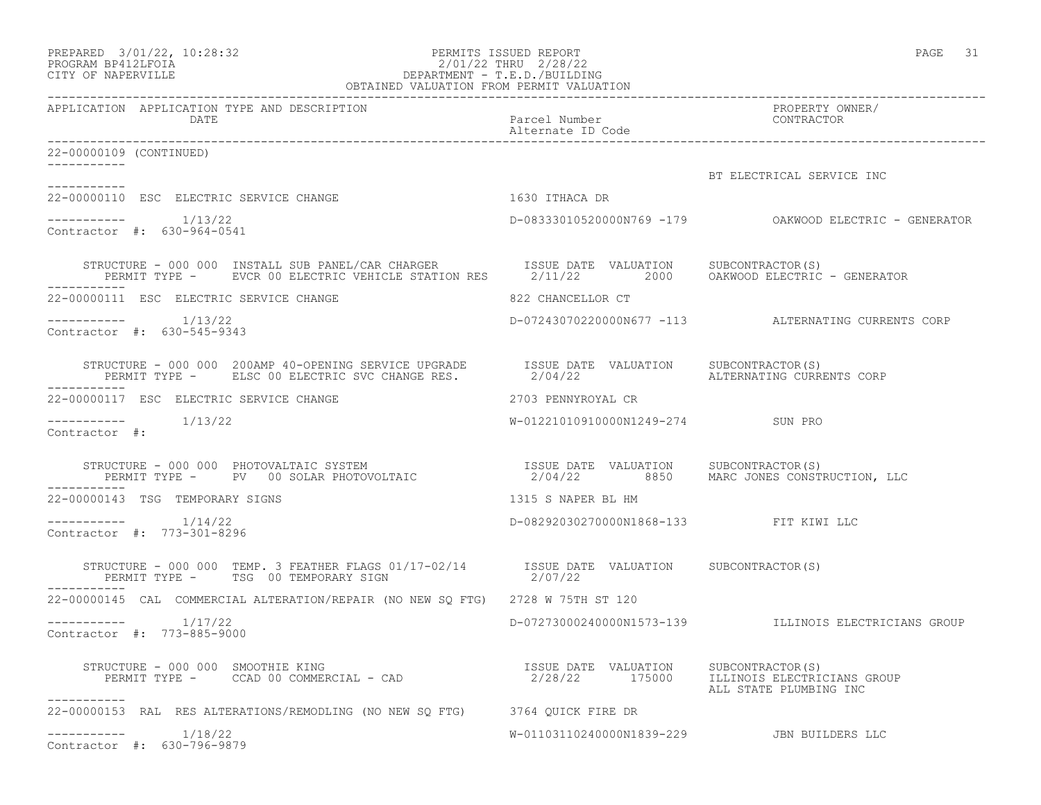PERMITS ISSUED REPORT
2/01/22 THRU 2/28/22
DEPARTMENT - T.E.D./BUILDING
OBTAINED VALUATION FROM PERMIT VALUATION

PREPARED 3/01/22, 10:28:32
PROGRAM BP412LFOIA
CITY OF NAPERVILLE

| APPLICATION | APPLICATION TYPE AND DESCRIPTION / DATE | Parcel Number / Alternate ID Code | PROPERTY OWNER/ CONTRACTOR |
|---|---|---|---|

**22-00000109 (CONTINUED)**

BT ELECTRICAL SERVICE INC

---

**22-00000110** ESC ELECTRIC SERVICE CHANGE — 1630 ITHACA DR

1/13/22 — D-08333010520000N769 -179 — OAKWOOD ELECTRIC - GENERATOR

Contractor #: 630-964-0541

STRUCTURE - 000 000 INSTALL SUB PANEL/CAR CHARGER — ISSUE DATE 2/11/22 — VALUATION 2000 — SUBCONTRACTOR(S): OAKWOOD ELECTRIC - GENERATOR
PERMIT TYPE - EVCR 00 ELECTRIC VEHICLE STATION RES

---

**22-00000111** ESC ELECTRIC SERVICE CHANGE — 822 CHANCELLOR CT

1/13/22 — D-07243070220000N677 -113 — ALTERNATING CURRENTS CORP

Contractor #: 630-545-9343

STRUCTURE - 000 000 200AMP 40-OPENING SERVICE UPGRADE — ISSUE DATE 2/04/22 — VALUATION — SUBCONTRACTOR(S): ALTERNATING CURRENTS CORP
PERMIT TYPE - ELSC 00 ELECTRIC SVC CHANGE RES.

---

**22-00000117** ESC ELECTRIC SERVICE CHANGE — 2703 PENNYROYAL CR

1/13/22 — W-01221010910000N1249-274 — SUN PRO

Contractor #:

STRUCTURE - 000 000 PHOTOVALTAIC SYSTEM — ISSUE DATE 2/04/22 — VALUATION 8850 — SUBCONTRACTOR(S): MARC JONES CONSTRUCTION, LLC
PERMIT TYPE - PV 00 SOLAR PHOTOVOLTAIC

---

**22-00000143** TSG TEMPORARY SIGNS — 1315 S NAPER BL HM

1/14/22 — D-08292030270000N1868-133 — FIT KIWI LLC

Contractor #: 773-301-8296

STRUCTURE - 000 000 TEMP. 3 FEATHER FLAGS 01/17-02/14 — ISSUE DATE 2/07/22 — VALUATION — SUBCONTRACTOR(S)
PERMIT TYPE - TSG 00 TEMPORARY SIGN

---

**22-00000145** CAL COMMERCIAL ALTERATION/REPAIR (NO NEW SQ FTG) — 2728 W 75TH ST 120

1/17/22 — D-07273000240000N1573-139 — ILLINOIS ELECTRICIANS GROUP

Contractor #: 773-885-9000

STRUCTURE - 000 000 SMOOTHIE KING — ISSUE DATE 2/28/22 — VALUATION 175000 — SUBCONTRACTOR(S): ILLINOIS ELECTRICIANS GROUP, ALL STATE PLUMBING INC
PERMIT TYPE - CCAD 00 COMMERCIAL - CAD

---

**22-00000153** RAL RES ALTERATIONS/REMODLING (NO NEW SQ FTG) — 3764 QUICK FIRE DR

1/18/22 — W-01103110240000N1839-229 — JBN BUILDERS LLC

Contractor #: 630-796-9879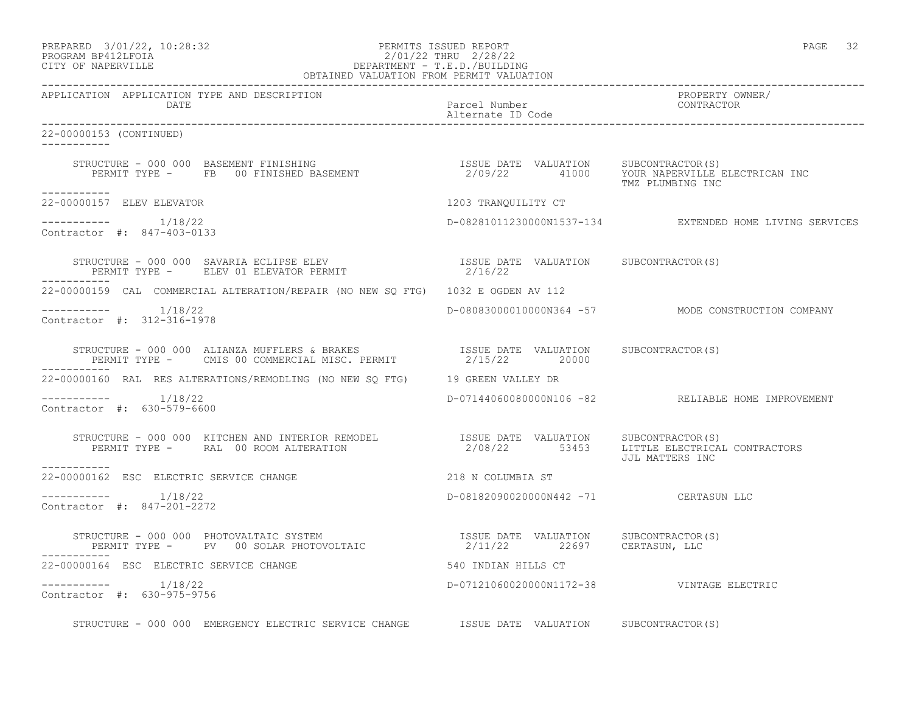PREPARED 3/01/22, 10:28:32
PROGRAM BP412LFOIA
CITY OF NAPERVILLE

PERMITS ISSUED REPORT
2/01/22 THRU 2/28/22
DEPARTMENT - T.E.D./BUILDING
OBTAINED VALUATION FROM PERMIT VALUATION

| APPLICATION | APPLICATION TYPE AND DESCRIPTION / DATE | Parcel Number / Alternate ID Code | PROPERTY OWNER/ CONTRACTOR |
|---|---|---|---|

**22-00000153 (CONTINUED)**

STRUCTURE - 000 000 BASEMENT FINISHING
PERMIT TYPE - FB 00 FINISHED BASEMENT
ISSUE DATE 2/09/22 VALUATION 41000
SUBCONTRACTOR(S): YOUR NAPERVILLE ELECTRICAN INC; TMZ PLUMBING INC

---

**22-00000157** ELEV ELEVATOR — 1203 TRANQUILITY CT
1/18/22 — D-08281011230000N1537-134 — EXTENDED HOME LIVING SERVICES
Contractor #: 847-403-0133

STRUCTURE - 000 000 SAVARIA ECLIPSE ELEV
PERMIT TYPE - ELEV 01 ELEVATOR PERMIT
ISSUE DATE 2/16/22 VALUATION
SUBCONTRACTOR(S)

---

**22-00000159** CAL COMMERCIAL ALTERATION/REPAIR (NO NEW SQ FTG) — 1032 E OGDEN AV 112
1/18/22 — D-08083000010000N364 -57 — MODE CONSTRUCTION COMPANY
Contractor #: 312-316-1978

STRUCTURE - 000 000 ALIANZA MUFFLERS & BRAKES
PERMIT TYPE - CMIS 00 COMMERCIAL MISC. PERMIT
ISSUE DATE 2/15/22 VALUATION 20000
SUBCONTRACTOR(S)

---

**22-00000160** RAL RES ALTERATIONS/REMODLING (NO NEW SQ FTG) — 19 GREEN VALLEY DR
1/18/22 — D-07144060080000N106 -82 — RELIABLE HOME IMPROVEMENT
Contractor #: 630-579-6600

STRUCTURE - 000 000 KITCHEN AND INTERIOR REMODEL
PERMIT TYPE - RAL 00 ROOM ALTERATION
ISSUE DATE 2/08/22 VALUATION 53453
SUBCONTRACTOR(S): LITTLE ELECTRICAL CONTRACTORS; JJL MATTERS INC

---

**22-00000162** ESC ELECTRIC SERVICE CHANGE — 218 N COLUMBIA ST
1/18/22 — D-08182090020000N442 -71 — CERTASUN LLC
Contractor #: 847-201-2272

STRUCTURE - 000 000 PHOTOVALTAIC SYSTEM
PERMIT TYPE - PV 00 SOLAR PHOTOVOLTAIC
ISSUE DATE 2/11/22 VALUATION 22697
SUBCONTRACTOR(S): CERTASUN, LLC

---

**22-00000164** ESC ELECTRIC SERVICE CHANGE — 540 INDIAN HILLS CT
1/18/22 — D-07121060020000N1172-38 — VINTAGE ELECTRIC
Contractor #: 630-975-9756

STRUCTURE - 000 000 EMERGENCY ELECTRIC SERVICE CHANGE
ISSUE DATE VALUATION
SUBCONTRACTOR(S)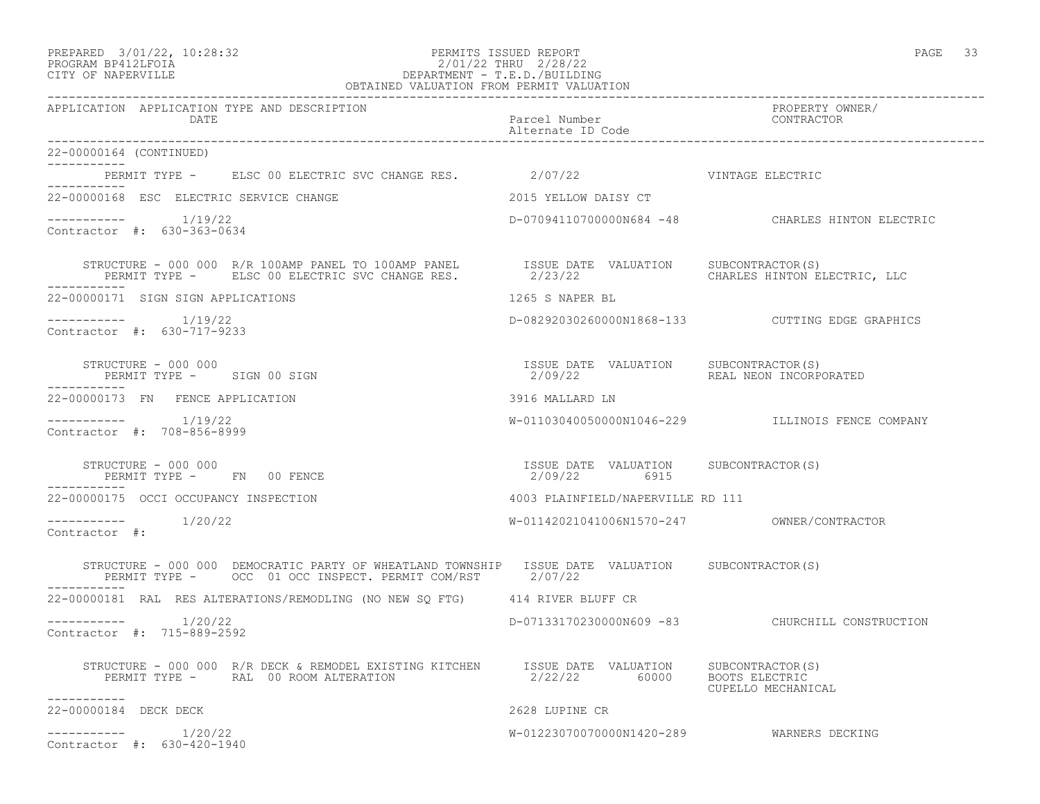| APPLICATION | APPLICATION TYPE AND DESCRIPTION DATE | Parcel Number Alternate ID Code | PROPERTY OWNER/ CONTRACTOR |
|---|---|---|---|

22-00000164 (CONTINUED)

PERMIT TYPE - ELSC 00 ELECTRIC SVC CHANGE RES. 2/07/22 VINTAGE ELECTRIC

---

22-00000168 ESC ELECTRIC SERVICE CHANGE — 2015 YELLOW DAISY CT

1/19/22 — D-07094110700000N684 -48 — CHARLES HINTON ELECTRIC

Contractor #: 630-363-0634

STRUCTURE - 000 000 R/R 100AMP PANEL TO 100AMP PANEL — ISSUE DATE 2/23/22 — VALUATION — SUBCONTRACTOR(S) CHARLES HINTON ELECTRIC, LLC

PERMIT TYPE - ELSC 00 ELECTRIC SVC CHANGE RES.

---

22-00000171 SIGN SIGN APPLICATIONS — 1265 S NAPER BL

1/19/22 — D-08292030260000N1868-133 — CUTTING EDGE GRAPHICS

Contractor #: 630-717-9233

STRUCTURE - 000 000 — ISSUE DATE 2/09/22 — VALUATION — SUBCONTRACTOR(S) REAL NEON INCORPORATED

PERMIT TYPE - SIGN 00 SIGN

---

22-00000173 FN FENCE APPLICATION — 3916 MALLARD LN

1/19/22 — W-01103040050000N1046-229 — ILLINOIS FENCE COMPANY

Contractor #: 708-856-8999

STRUCTURE - 000 000 — ISSUE DATE 2/09/22 — VALUATION 6915 — SUBCONTRACTOR(S)

PERMIT TYPE - FN 00 FENCE

---

22-00000175 OCCI OCCUPANCY INSPECTION — 4003 PLAINFIELD/NAPERVILLE RD 111

1/20/22 — W-01142021041006N1570-247 — OWNER/CONTRACTOR

Contractor #:

STRUCTURE - 000 000 DEMOCRATIC PARTY OF WHEATLAND TOWNSHIP — ISSUE DATE 2/07/22 — VALUATION — SUBCONTRACTOR(S)

PERMIT TYPE - OCC 01 OCC INSPECT. PERMIT COM/RST

---

22-00000181 RAL RES ALTERATIONS/REMODLING (NO NEW SQ FTG) — 414 RIVER BLUFF CR

1/20/22 — D-07133170230000N609 -83 — CHURCHILL CONSTRUCTION

Contractor #: 715-889-2592

STRUCTURE - 000 000 R/R DECK & REMODEL EXISTING KITCHEN — ISSUE DATE 2/22/22 — VALUATION 60000 — SUBCONTRACTOR(S) BOOTS ELECTRIC, CUPELLO MECHANICAL

PERMIT TYPE - RAL 00 ROOM ALTERATION

---

22-00000184 DECK DECK — 2628 LUPINE CR

1/20/22 — W-01223070070000N1420-289 — WARNERS DECKING

Contractor #: 630-420-1940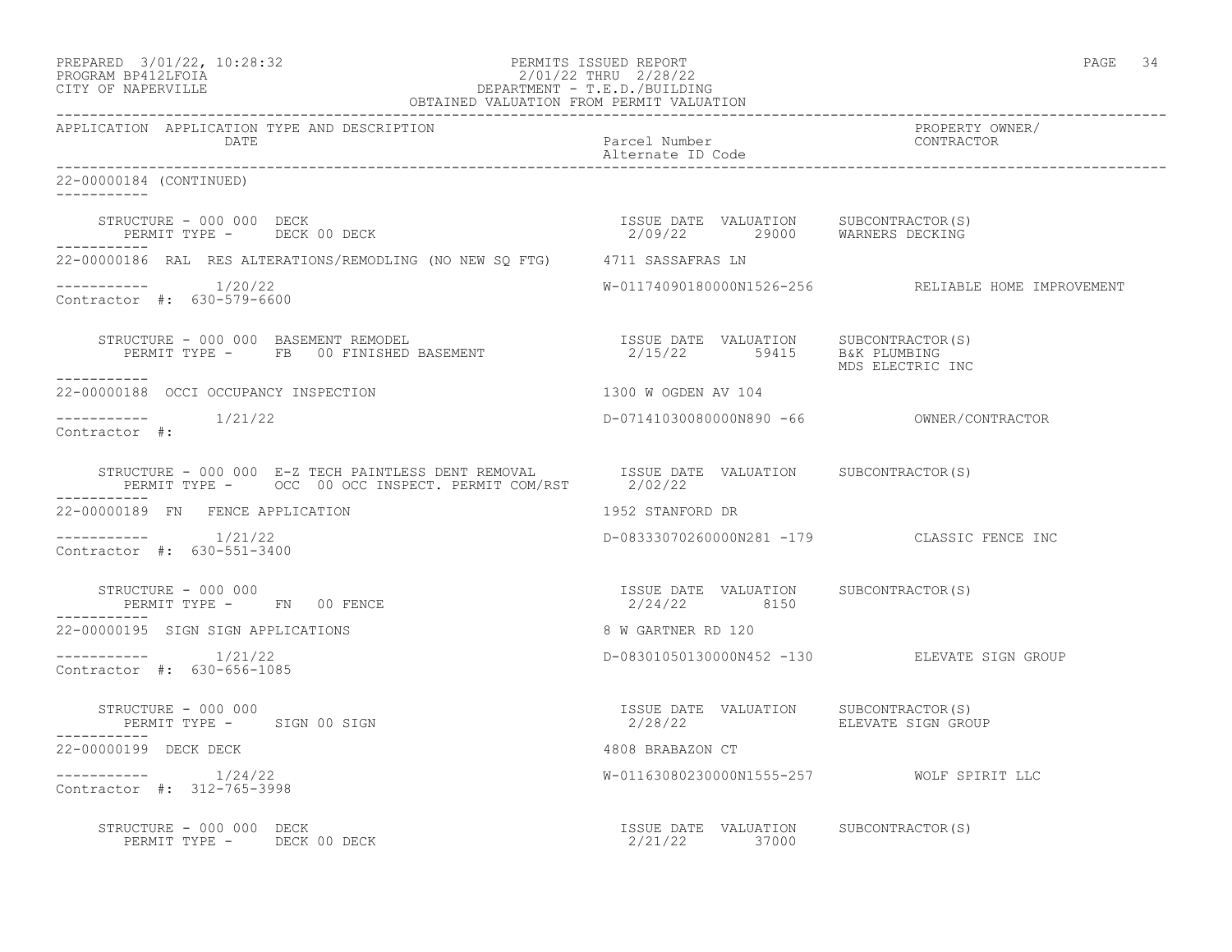APPLICATION APPLICATION TYPE AND DESCRIPTION DATE | Parcel Number Alternate ID Code | PROPERTY OWNER/ CONTRACTOR

22-00000184 (CONTINUED)

-----------

STRUCTURE - 000 000 DECK
PERMIT TYPE - DECK 00 DECK

ISSUE DATE VALUATION SUBCONTRACTOR(S)
2/09/22 29000 WARNERS DECKING

-----------

22-00000186 RAL RES ALTERATIONS/REMODLING (NO NEW SQ FTG) 4711 SASSAFRAS LN

----------- 1/20/22 W-01174090180000N1526-256 RELIABLE HOME IMPROVEMENT
Contractor #: 630-579-6600

STRUCTURE - 000 000 BASEMENT REMODEL
PERMIT TYPE - FB 00 FINISHED BASEMENT

ISSUE DATE VALUATION SUBCONTRACTOR(S)
2/15/22 59415 B&K PLUMBING
MDS ELECTRIC INC

-----------

22-00000188 OCCI OCCUPANCY INSPECTION 1300 W OGDEN AV 104

----------- 1/21/22 D-07141030080000N890 -66 OWNER/CONTRACTOR
Contractor #:

STRUCTURE - 000 000 E-Z TECH PAINTLESS DENT REMOVAL
PERMIT TYPE - OCC 00 OCC INSPECT. PERMIT COM/RST

ISSUE DATE VALUATION SUBCONTRACTOR(S)
2/02/22

-----------

22-00000189 FN FENCE APPLICATION 1952 STANFORD DR

----------- 1/21/22 D-08333070260000N281 -179 CLASSIC FENCE INC
Contractor #: 630-551-3400

STRUCTURE - 000 000
PERMIT TYPE - FN 00 FENCE

ISSUE DATE VALUATION SUBCONTRACTOR(S)
2/24/22 8150

-----------

22-00000195 SIGN SIGN APPLICATIONS 8 W GARTNER RD 120

----------- 1/21/22 D-08301050130000N452 -130 ELEVATE SIGN GROUP
Contractor #: 630-656-1085

STRUCTURE - 000 000
PERMIT TYPE - SIGN 00 SIGN

ISSUE DATE VALUATION SUBCONTRACTOR(S)
2/28/22 ELEVATE SIGN GROUP

-----------

22-00000199 DECK DECK 4808 BRABAZON CT

----------- 1/24/22 W-01163080230000N1555-257 WOLF SPIRIT LLC
Contractor #: 312-765-3998

STRUCTURE - 000 000 DECK
PERMIT TYPE - DECK 00 DECK

ISSUE DATE VALUATION SUBCONTRACTOR(S)
2/21/22 37000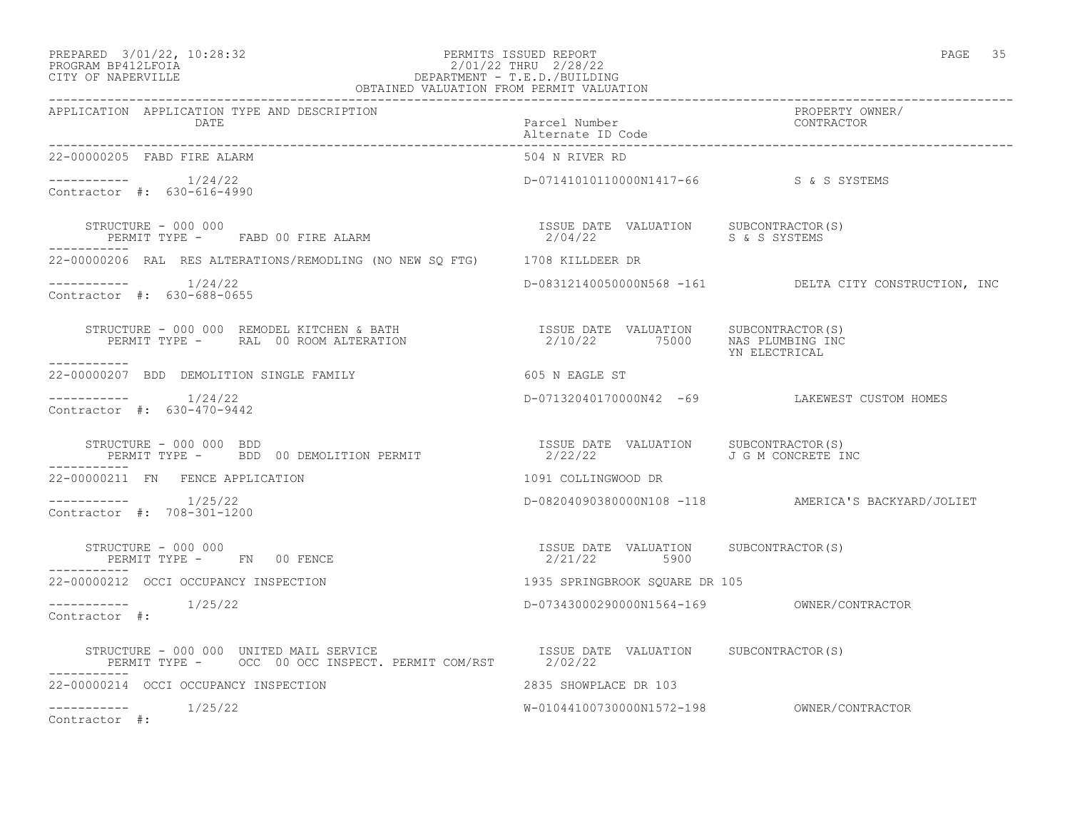PERMITS ISSUED REPORT
2/01/22 THRU 2/28/22
DEPARTMENT - T.E.D./BUILDING
OBTAINED VALUATION FROM PERMIT VALUATION

PREPARED 3/01/22, 10:28:32
PROGRAM BP412LFOIA
CITY OF NAPERVILLE

| APPLICATION | APPLICATION TYPE AND DESCRIPTION / DATE | Parcel Number / Alternate ID Code | PROPERTY OWNER/ CONTRACTOR |
|---|---|---|---|

22-00000205 FABD FIRE ALARM — 504 N RIVER RD

----------- 1/24/22 — D-07141010110000N1417-66 — S & S SYSTEMS
Contractor #: 630-616-4990

STRUCTURE - 000 000
PERMIT TYPE - FABD 00 FIRE ALARM
ISSUE DATE 2/04/22 VALUATION SUBCONTRACTOR(S) S & S SYSTEMS

-----------

22-00000206 RAL RES ALTERATIONS/REMODLING (NO NEW SQ FTG) — 1708 KILLDEER DR

----------- 1/24/22 — D-08312140050000N568 -161 — DELTA CITY CONSTRUCTION, INC
Contractor #: 630-688-0655

STRUCTURE - 000 000 REMODEL KITCHEN & BATH
PERMIT TYPE - RAL 00 ROOM ALTERATION
ISSUE DATE 2/10/22 VALUATION 75000 SUBCONTRACTOR(S) NAS PLUMBING INC, YN ELECTRICAL

-----------

22-00000207 BDD DEMOLITION SINGLE FAMILY — 605 N EAGLE ST

----------- 1/24/22 — D-07132040170000N42 -69 — LAKEWEST CUSTOM HOMES
Contractor #: 630-470-9442

STRUCTURE - 000 000 BDD
PERMIT TYPE - BDD 00 DEMOLITION PERMIT
ISSUE DATE 2/22/22 VALUATION SUBCONTRACTOR(S) J G M CONCRETE INC

-----------

22-00000211 FN FENCE APPLICATION — 1091 COLLINGWOOD DR

----------- 1/25/22 — D-08204090380000N108 -118 — AMERICA'S BACKYARD/JOLIET
Contractor #: 708-301-1200

STRUCTURE - 000 000
PERMIT TYPE - FN 00 FENCE
ISSUE DATE 2/21/22 VALUATION 5900 SUBCONTRACTOR(S)

-----------

22-00000212 OCCI OCCUPANCY INSPECTION — 1935 SPRINGBROOK SQUARE DR 105

----------- 1/25/22 — D-07343000290000N1564-169 — OWNER/CONTRACTOR
Contractor #:

STRUCTURE - 000 000 UNITED MAIL SERVICE
PERMIT TYPE - OCC 00 OCC INSPECT. PERMIT COM/RST
ISSUE DATE 2/02/22 VALUATION SUBCONTRACTOR(S)

-----------

22-00000214 OCCI OCCUPANCY INSPECTION — 2835 SHOWPLACE DR 103

----------- 1/25/22 — W-01044100730000N1572-198 — OWNER/CONTRACTOR
Contractor #: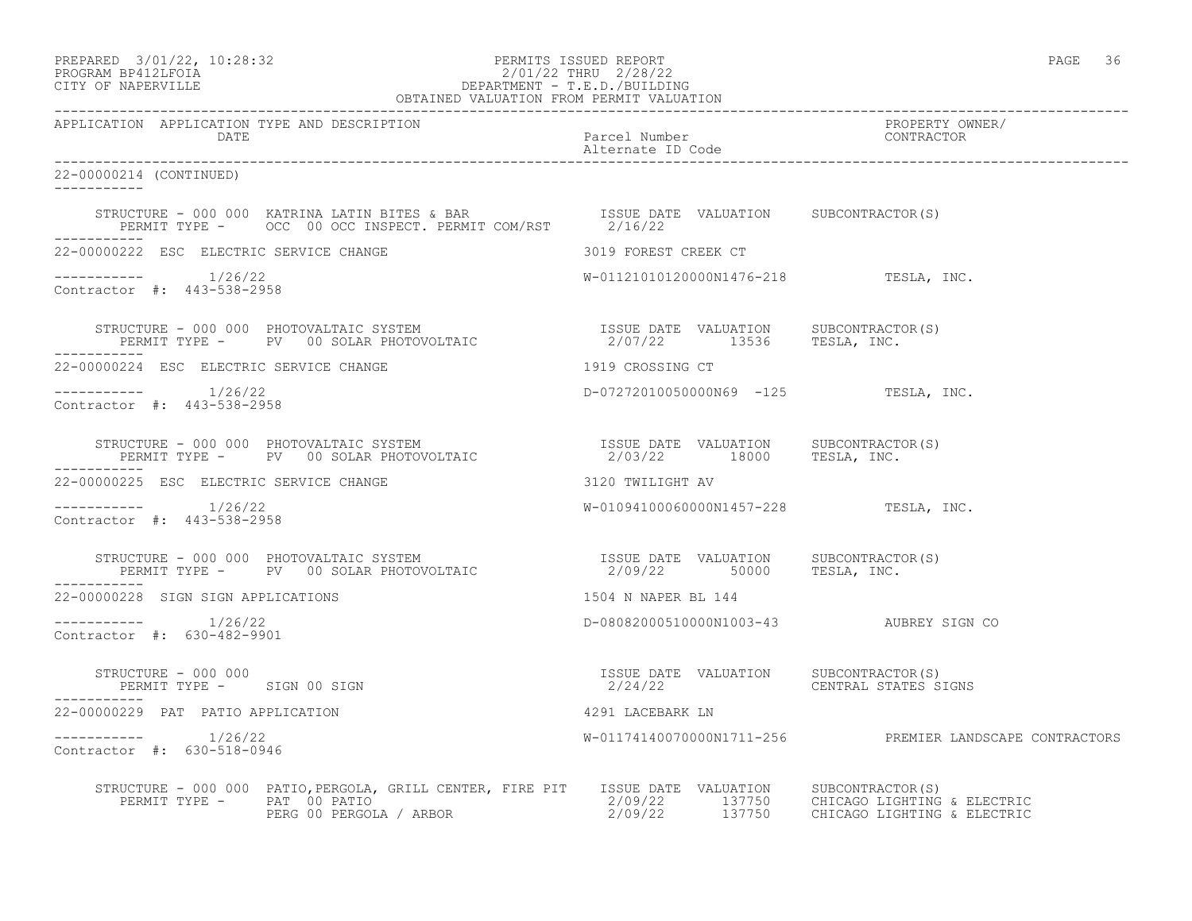PREPARED 3/01/22, 10:28:32 PERMITS ISSUED REPORT
PROGRAM BP412LFOIA 2/01/22 THRU 2/28/22
CITY OF NAPERVILLE DEPARTMENT - T.E.D./BUILDING
OBTAINED VALUATION FROM PERMIT VALUATION

| APPLICATION | APPLICATION TYPE AND DESCRIPTION / DATE | Parcel Number / Alternate ID Code | PROPERTY OWNER/ CONTRACTOR |
|---|---|---|---|

22-00000214 (CONTINUED)

STRUCTURE - 000 000 KATRINA LATIN BITES & BAR — ISSUE DATE 2/16/22 — VALUATION — SUBCONTRACTOR(S)
PERMIT TYPE - OCC 00 OCC INSPECT. PERMIT COM/RST

---

22-00000222 ESC ELECTRIC SERVICE CHANGE — 3019 FOREST CREEK CT
1/26/22 — W-01121010120000N1476-218 — TESLA, INC.
Contractor #: 443-538-2958

STRUCTURE - 000 000 PHOTOVALTAIC SYSTEM — ISSUE DATE 2/07/22 — VALUATION 13536 — SUBCONTRACTOR(S) TESLA, INC.
PERMIT TYPE - PV 00 SOLAR PHOTOVOLTAIC

---

22-00000224 ESC ELECTRIC SERVICE CHANGE — 1919 CROSSING CT
1/26/22 — D-07272010050000N69 -125 — TESLA, INC.
Contractor #: 443-538-2958

STRUCTURE - 000 000 PHOTOVALTAIC SYSTEM — ISSUE DATE 2/03/22 — VALUATION 18000 — SUBCONTRACTOR(S) TESLA, INC.
PERMIT TYPE - PV 00 SOLAR PHOTOVOLTAIC

---

22-00000225 ESC ELECTRIC SERVICE CHANGE — 3120 TWILIGHT AV
1/26/22 — W-01094100060000N1457-228 — TESLA, INC.
Contractor #: 443-538-2958

STRUCTURE - 000 000 PHOTOVALTAIC SYSTEM — ISSUE DATE 2/09/22 — VALUATION 50000 — SUBCONTRACTOR(S) TESLA, INC.
PERMIT TYPE - PV 00 SOLAR PHOTOVOLTAIC

---

22-00000228 SIGN SIGN APPLICATIONS — 1504 N NAPER BL 144
1/26/22 — D-08082000510000N1003-43 — AUBREY SIGN CO
Contractor #: 630-482-9901

STRUCTURE - 000 000 — ISSUE DATE 2/24/22 — VALUATION — SUBCONTRACTOR(S) CENTRAL STATES SIGNS
PERMIT TYPE - SIGN 00 SIGN

---

22-00000229 PAT PATIO APPLICATION — 4291 LACEBARK LN
1/26/22 — W-01174140070000N1711-256 — PREMIER LANDSCAPE CONTRACTORS
Contractor #: 630-518-0946

STRUCTURE - 000 000 PATIO,PERGOLA, GRILL CENTER, FIRE PIT

| PERMIT TYPE | ISSUE DATE | VALUATION | SUBCONTRACTOR(S) |
|---|---|---|---|
| PAT 00 PATIO | 2/09/22 | 137750 | CHICAGO LIGHTING & ELECTRIC |
| PERG 00 PERGOLA / ARBOR | 2/09/22 | 137750 | CHICAGO LIGHTING & ELECTRIC |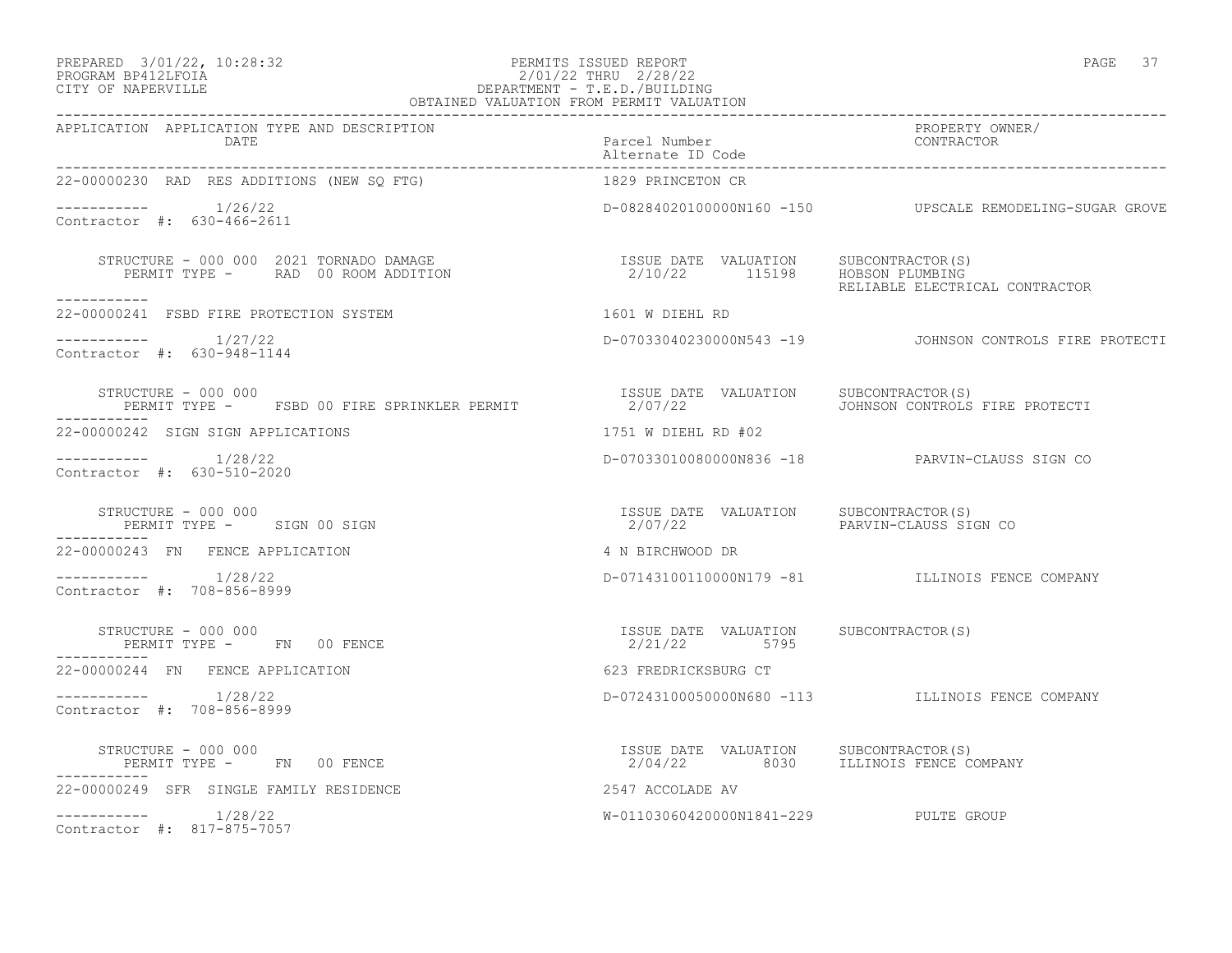PREPARED 3/01/22, 10:28:32
PROGRAM BP412LFOIA
CITY OF NAPERVILLE

PERMITS ISSUED REPORT
2/01/22 THRU 2/28/22
DEPARTMENT - T.E.D./BUILDING
OBTAINED VALUATION FROM PERMIT VALUATION

| APPLICATION | APPLICATION TYPE AND DESCRIPTION / DATE | Parcel Number / Alternate ID Code | PROPERTY OWNER/ CONTRACTOR |
|---|---|---|---|
| 22-00000230 | RAD RES ADDITIONS (NEW SQ FTG) | 1829 PRINCETON CR | |
| ----------- | 1/26/22 | D-08284020100000N160 -150 | UPSCALE REMODELING-SUGAR GROVE |
| Contractor #: 630-466-2611 | | | |
| | STRUCTURE - 000 000 2021 TORNADO DAMAGE / PERMIT TYPE - RAD 00 ROOM ADDITION | ISSUE DATE 2/10/22 VALUATION 115198 | SUBCONTRACTOR(S) HOBSON PLUMBING, RELIABLE ELECTRICAL CONTRACTOR |
| 22-00000241 | FSBD FIRE PROTECTION SYSTEM | 1601 W DIEHL RD | |
| ----------- | 1/27/22 | D-07033040230000N543 -19 | JOHNSON CONTROLS FIRE PROTECTI |
| Contractor #: 630-948-1144 | | | |
| | STRUCTURE - 000 000 / PERMIT TYPE - FSBD 00 FIRE SPRINKLER PERMIT | ISSUE DATE 2/07/22 VALUATION | SUBCONTRACTOR(S) JOHNSON CONTROLS FIRE PROTECTI |
| 22-00000242 | SIGN SIGN APPLICATIONS | 1751 W DIEHL RD #02 | |
| ----------- | 1/28/22 | D-07033010080000N836 -18 | PARVIN-CLAUSS SIGN CO |
| Contractor #: 630-510-2020 | | | |
| | STRUCTURE - 000 000 / PERMIT TYPE - SIGN 00 SIGN | ISSUE DATE 2/07/22 VALUATION | SUBCONTRACTOR(S) PARVIN-CLAUSS SIGN CO |
| 22-00000243 | FN FENCE APPLICATION | 4 N BIRCHWOOD DR | |
| ----------- | 1/28/22 | D-07143100110000N179 -81 | ILLINOIS FENCE COMPANY |
| Contractor #: 708-856-8999 | | | |
| | STRUCTURE - 000 000 / PERMIT TYPE - FN 00 FENCE | ISSUE DATE 2/21/22 VALUATION 5795 | SUBCONTRACTOR(S) |
| 22-00000244 | FN FENCE APPLICATION | 623 FREDRICKSBURG CT | |
| ----------- | 1/28/22 | D-07243100050000N680 -113 | ILLINOIS FENCE COMPANY |
| Contractor #: 708-856-8999 | | | |
| | STRUCTURE - 000 000 / PERMIT TYPE - FN 00 FENCE | ISSUE DATE 2/04/22 VALUATION 8030 | SUBCONTRACTOR(S) ILLINOIS FENCE COMPANY |
| 22-00000249 | SFR SINGLE FAMILY RESIDENCE | 2547 ACCOLADE AV | |
| ----------- | 1/28/22 | W-01103060420000N1841-229 | PULTE GROUP |
| Contractor #: 817-875-7057 | | | |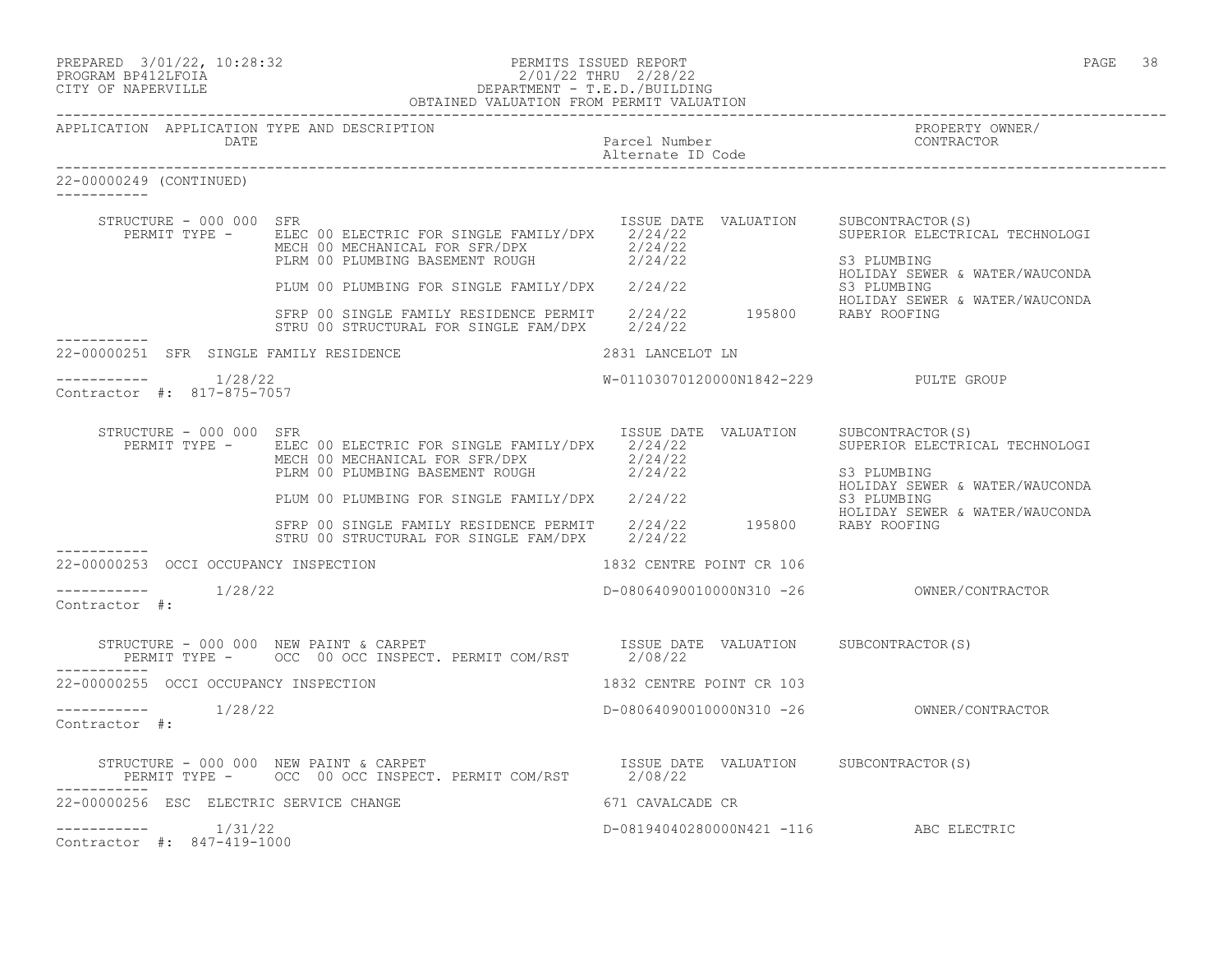PREPARED 3/01/22, 10:28:32 PERMITS ISSUED REPORT
PROGRAM BP412LFOIA 2/01/22 THRU 2/28/22
CITY OF NAPERVILLE DEPARTMENT - T.E.D./BUILDING
OBTAINED VALUATION FROM PERMIT VALUATION

| APPLICATION | APPLICATION TYPE AND DESCRIPTION DATE | Parcel Number Alternate ID Code | PROPERTY OWNER/ CONTRACTOR |
|---|---|---|---|

**22-00000249 (CONTINUED)**

STRUCTURE - 000 000 SFR

| PERMIT TYPE | ISSUE DATE | VALUATION | SUBCONTRACTOR(S) |
|---|---|---|---|
| ELEC 00 ELECTRIC FOR SINGLE FAMILY/DPX | 2/24/22 | | SUPERIOR ELECTRICAL TECHNOLOGI |
| MECH 00 MECHANICAL FOR SFR/DPX | 2/24/22 | | |
| PLRM 00 PLUMBING BASEMENT ROUGH | 2/24/22 | | S3 PLUMBING; HOLIDAY SEWER & WATER/WAUCONDA |
| PLUM 00 PLUMBING FOR SINGLE FAMILY/DPX | 2/24/22 | | S3 PLUMBING; HOLIDAY SEWER & WATER/WAUCONDA |
| SFRP 00 SINGLE FAMILY RESIDENCE PERMIT | 2/24/22 | 195800 | RABY ROOFING |
| STRU 00 STRUCTURAL FOR SINGLE FAM/DPX | 2/24/22 | | |

**22-00000251 SFR SINGLE FAMILY RESIDENCE** — 2831 LANCELOT LN

1/28/22 — W-01103070120000N1842-229 — PULTE GROUP
Contractor #: 817-875-7057

STRUCTURE - 000 000 SFR

| PERMIT TYPE | ISSUE DATE | VALUATION | SUBCONTRACTOR(S) |
|---|---|---|---|
| ELEC 00 ELECTRIC FOR SINGLE FAMILY/DPX | 2/24/22 | | SUPERIOR ELECTRICAL TECHNOLOGI |
| MECH 00 MECHANICAL FOR SFR/DPX | 2/24/22 | | |
| PLRM 00 PLUMBING BASEMENT ROUGH | 2/24/22 | | S3 PLUMBING; HOLIDAY SEWER & WATER/WAUCONDA |
| PLUM 00 PLUMBING FOR SINGLE FAMILY/DPX | 2/24/22 | | S3 PLUMBING; HOLIDAY SEWER & WATER/WAUCONDA |
| SFRP 00 SINGLE FAMILY RESIDENCE PERMIT | 2/24/22 | 195800 | RABY ROOFING |
| STRU 00 STRUCTURAL FOR SINGLE FAM/DPX | 2/24/22 | | |

**22-00000253 OCCI OCCUPANCY INSPECTION** — 1832 CENTRE POINT CR 106

1/28/22 — D-08064090010000N310 -26 — OWNER/CONTRACTOR
Contractor #:

STRUCTURE - 000 000 NEW PAINT & CARPET

| PERMIT TYPE | ISSUE DATE | VALUATION | SUBCONTRACTOR(S) |
|---|---|---|---|
| OCC 00 OCC INSPECT. PERMIT COM/RST | 2/08/22 | | |

**22-00000255 OCCI OCCUPANCY INSPECTION** — 1832 CENTRE POINT CR 103

1/28/22 — D-08064090010000N310 -26 — OWNER/CONTRACTOR
Contractor #:

STRUCTURE - 000 000 NEW PAINT & CARPET

| PERMIT TYPE | ISSUE DATE | VALUATION | SUBCONTRACTOR(S) |
|---|---|---|---|
| OCC 00 OCC INSPECT. PERMIT COM/RST | 2/08/22 | | |

**22-00000256 ESC ELECTRIC SERVICE CHANGE** — 671 CAVALCADE CR

1/31/22 — D-08194040280000N421 -116 — ABC ELECTRIC
Contractor #: 847-419-1000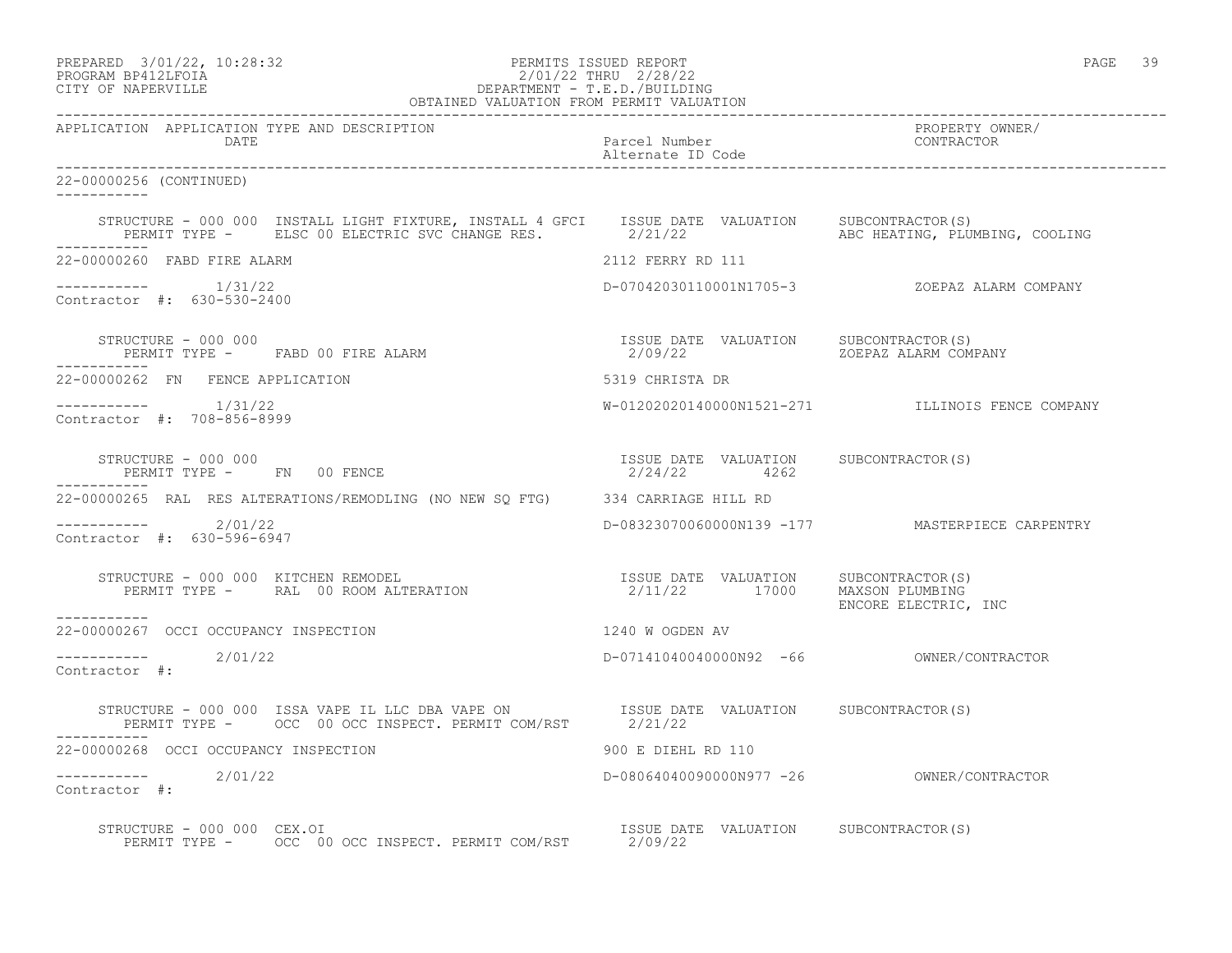APPLICATION APPLICATION TYPE AND DESCRIPTION DATE | Parcel Number / Alternate ID Code | PROPERTY OWNER/ CONTRACTOR

22-00000256 (CONTINUED)

STRUCTURE - 000 000 INSTALL LIGHT FIXTURE, INSTALL 4 GFCI
PERMIT TYPE - ELSC 00 ELECTRIC SVC CHANGE RES.
ISSUE DATE 2/21/22 VALUATION
SUBCONTRACTOR(S) ABC HEATING, PLUMBING, COOLING

22-00000260 FABD FIRE ALARM — 2112 FERRY RD 111
1/31/22 — D-07042030110001N1705-3 — ZOEPAZ ALARM COMPANY
Contractor #: 630-530-2400

STRUCTURE - 000 000
PERMIT TYPE - FABD 00 FIRE ALARM
ISSUE DATE 2/09/22 VALUATION
SUBCONTRACTOR(S) ZOEPAZ ALARM COMPANY

22-00000262 FN FENCE APPLICATION — 5319 CHRISTA DR
1/31/22 — W-01202020140000N1521-271 — ILLINOIS FENCE COMPANY
Contractor #: 708-856-8999

STRUCTURE - 000 000
PERMIT TYPE - FN 00 FENCE
ISSUE DATE 2/24/22 VALUATION 4262
SUBCONTRACTOR(S)

22-00000265 RAL RES ALTERATIONS/REMODLING (NO NEW SQ FTG) — 334 CARRIAGE HILL RD
2/01/22 — D-08323070060000N139 -177 — MASTERPIECE CARPENTRY
Contractor #: 630-596-6947

STRUCTURE - 000 000 KITCHEN REMODEL
PERMIT TYPE - RAL 00 ROOM ALTERATION
ISSUE DATE 2/11/22 VALUATION 17000
SUBCONTRACTOR(S) MAXSON PLUMBING, ENCORE ELECTRIC, INC

22-00000267 OCCI OCCUPANCY INSPECTION — 1240 W OGDEN AV
2/01/22 — D-07141040040000N92 -66 — OWNER/CONTRACTOR
Contractor #:

STRUCTURE - 000 000 ISSA VAPE IL LLC DBA VAPE ON
PERMIT TYPE - OCC 00 OCC INSPECT. PERMIT COM/RST
ISSUE DATE 2/21/22 VALUATION
SUBCONTRACTOR(S)

22-00000268 OCCI OCCUPANCY INSPECTION — 900 E DIEHL RD 110
2/01/22 — D-08064040090000N977 -26 — OWNER/CONTRACTOR
Contractor #:

STRUCTURE - 000 000 CEX.OI
PERMIT TYPE - OCC 00 OCC INSPECT. PERMIT COM/RST
ISSUE DATE 2/09/22 VALUATION
SUBCONTRACTOR(S)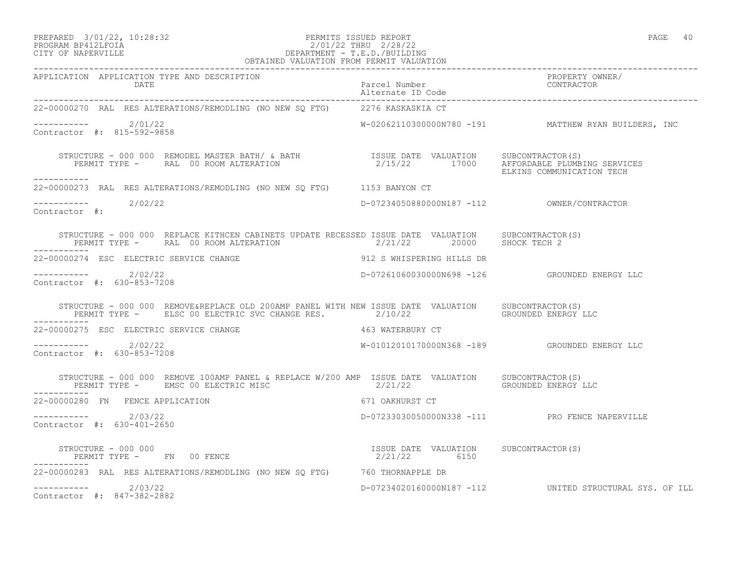PREPARED 3/01/22, 10:28:32 PERMITS ISSUED REPORT
PROGRAM BP412LFOIA 2/01/22 THRU 2/28/22
CITY OF NAPERVILLE DEPARTMENT - T.E.D./BUILDING
OBTAINED VALUATION FROM PERMIT VALUATION

| APPLICATION | APPLICATION TYPE AND DESCRIPTION / DATE | Parcel Number / Alternate ID Code | PROPERTY OWNER/ CONTRACTOR |
|---|---|---|---|
| 22-00000270 | RAL RES ALTERATIONS/REMODLING (NO NEW SQ FTG) | 2276 KASKASKIA CT | |
| ----------- | 2/01/22 | W-02062110300000N780 -191 | MATTHEW RYAN BUILDERS, INC |
| Contractor #: 815-592-9858 | | | |
| | STRUCTURE - 000 000 REMODEL MASTER BATH/ & BATH<br>PERMIT TYPE - RAL 00 ROOM ALTERATION | ISSUE DATE 2/15/22 VALUATION 17000 | SUBCONTRACTOR(S)<br>AFFORDABLE PLUMBING SERVICES<br>ELKINS COMMUNICATION TECH |
| 22-00000273 | RAL RES ALTERATIONS/REMODLING (NO NEW SQ FTG) | 1153 BANYON CT | |
| ----------- | 2/02/22 | D-07234050880000N187 -112 | OWNER/CONTRACTOR |
| Contractor #: | | | |
| | STRUCTURE - 000 000 REPLACE KITHCEN CABINETS UPDATE RECESSED<br>PERMIT TYPE - RAL 00 ROOM ALTERATION | ISSUE DATE 2/21/22 VALUATION 20000 | SUBCONTRACTOR(S)<br>SHOCK TECH 2 |
| 22-00000274 | ESC ELECTRIC SERVICE CHANGE | 912 S WHISPERING HILLS DR | |
| ----------- | 2/02/22 | D-07261060030000N698 -126 | GROUNDED ENERGY LLC |
| Contractor #: 630-853-7208 | | | |
| | STRUCTURE - 000 000 REMOVE&REPLACE OLD 200AMP PANEL WITH NEW<br>PERMIT TYPE - ELSC 00 ELECTRIC SVC CHANGE RES. | ISSUE DATE 2/10/22 VALUATION | SUBCONTRACTOR(S)<br>GROUNDED ENERGY LLC |
| 22-00000275 | ESC ELECTRIC SERVICE CHANGE | 463 WATERBURY CT | |
| ----------- | 2/02/22 | W-01012010170000N368 -189 | GROUNDED ENERGY LLC |
| Contractor #: 630-853-7208 | | | |
| | STRUCTURE - 000 000 REMOVE 100AMP PANEL & REPLACE W/200 AMP<br>PERMIT TYPE - EMSC 00 ELECTRIC MISC | ISSUE DATE 2/21/22 VALUATION | SUBCONTRACTOR(S)<br>GROUNDED ENERGY LLC |
| 22-00000280 | FN FENCE APPLICATION | 671 OAKHURST CT | |
| ----------- | 2/03/22 | D-07233030050000N338 -111 | PRO FENCE NAPERVILLE |
| Contractor #: 630-401-2650 | | | |
| | STRUCTURE - 000 000<br>PERMIT TYPE - FN 00 FENCE | ISSUE DATE 2/21/22 VALUATION 6150 | SUBCONTRACTOR(S) |
| 22-00000283 | RAL RES ALTERATIONS/REMODLING (NO NEW SQ FTG) | 760 THORNAPPLE DR | |
| ----------- | 2/03/22 | D-07234020160000N187 -112 | UNITED STRUCTURAL SYS. OF ILL |
| Contractor #: 847-382-2882 | | | |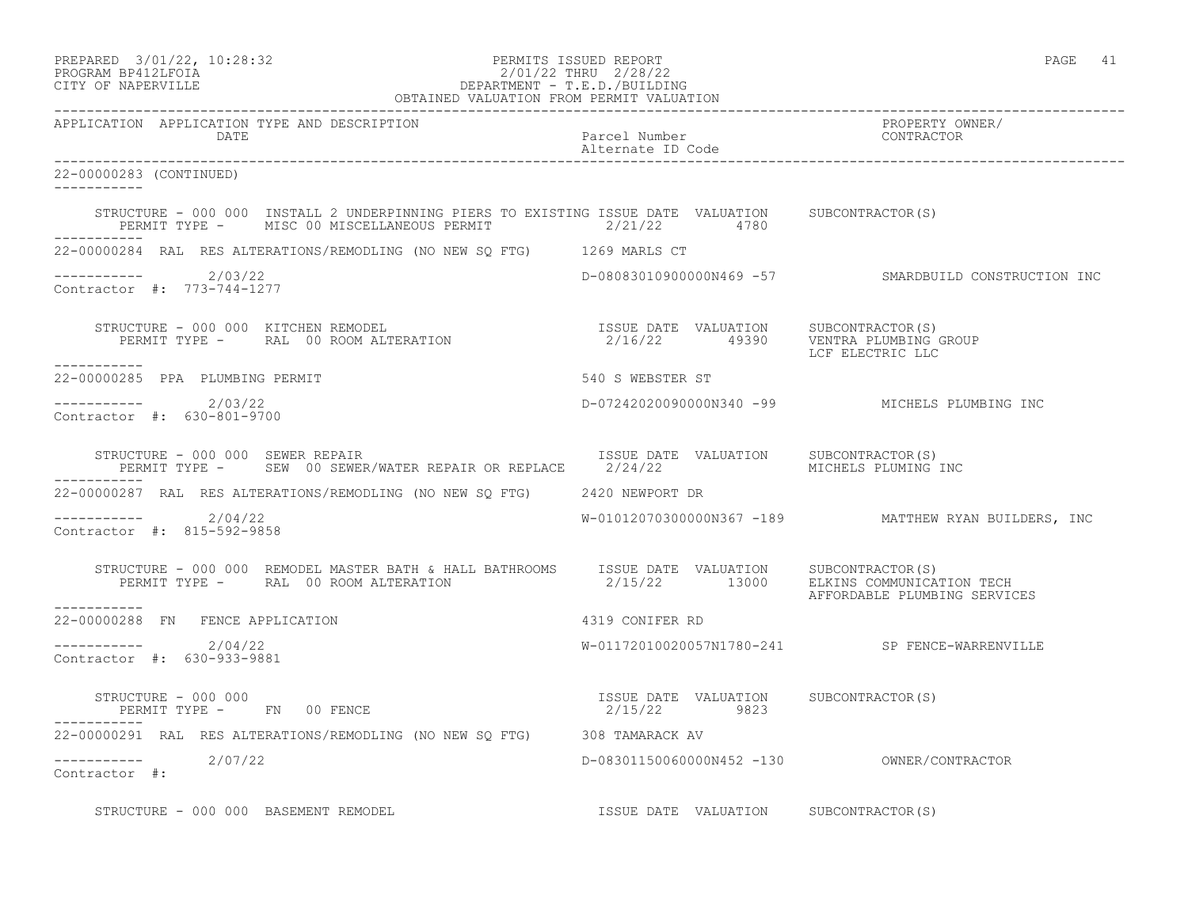PREPARED 3/01/22, 10:28:32 PERMITS ISSUED REPORT
PROGRAM BP412LFOIA 2/01/22 THRU 2/28/22
CITY OF NAPERVILLE DEPARTMENT - T.E.D./BUILDING
OBTAINED VALUATION FROM PERMIT VALUATION

| APPLICATION | APPLICATION TYPE AND DESCRIPTION / DATE | Parcel Number / Alternate ID Code | PROPERTY OWNER/ CONTRACTOR |
|---|---|---|---|

22-00000283 (CONTINUED)

STRUCTURE - 000 000 INSTALL 2 UNDERPINNING PIERS TO EXISTING
PERMIT TYPE - MISC 00 MISCELLANEOUS PERMIT
ISSUE DATE 2/21/22 VALUATION 4780 SUBCONTRACTOR(S)

---

22-00000284 RAL RES ALTERATIONS/REMODLING (NO NEW SQ FTG) 1269 MARLS CT
2/03/22 D-08083010900000N469 -57 SMARDBUILD CONSTRUCTION INC
Contractor #: 773-744-1277

STRUCTURE - 000 000 KITCHEN REMODEL
PERMIT TYPE - RAL 00 ROOM ALTERATION
ISSUE DATE 2/16/22 VALUATION 49390 SUBCONTRACTOR(S) VENTRA PLUMBING GROUP, LCF ELECTRIC LLC

---

22-00000285 PPA PLUMBING PERMIT 540 S WEBSTER ST
2/03/22 D-07242020090000N340 -99 MICHELS PLUMBING INC
Contractor #: 630-801-9700

STRUCTURE - 000 000 SEWER REPAIR
PERMIT TYPE - SEW 00 SEWER/WATER REPAIR OR REPLACE
ISSUE DATE 2/24/22 VALUATION SUBCONTRACTOR(S) MICHELS PLUMING INC

---

22-00000287 RAL RES ALTERATIONS/REMODLING (NO NEW SQ FTG) 2420 NEWPORT DR
2/04/22 W-01012070300000N367 -189 MATTHEW RYAN BUILDERS, INC
Contractor #: 815-592-9858

STRUCTURE - 000 000 REMODEL MASTER BATH & HALL BATHROOMS
PERMIT TYPE - RAL 00 ROOM ALTERATION
ISSUE DATE 2/15/22 VALUATION 13000 SUBCONTRACTOR(S) ELKINS COMMUNICATION TECH, AFFORDABLE PLUMBING SERVICES

---

22-00000288 FN FENCE APPLICATION 4319 CONIFER RD
2/04/22 W-01172010020057N1780-241 SP FENCE-WARRENVILLE
Contractor #: 630-933-9881

STRUCTURE - 000 000
PERMIT TYPE - FN 00 FENCE
ISSUE DATE 2/15/22 VALUATION 9823 SUBCONTRACTOR(S)

---

22-00000291 RAL RES ALTERATIONS/REMODLING (NO NEW SQ FTG) 308 TAMARACK AV
2/07/22 D-08301150060000N452 -130 OWNER/CONTRACTOR
Contractor #:

STRUCTURE - 000 000 BASEMENT REMODEL
ISSUE DATE VALUATION SUBCONTRACTOR(S)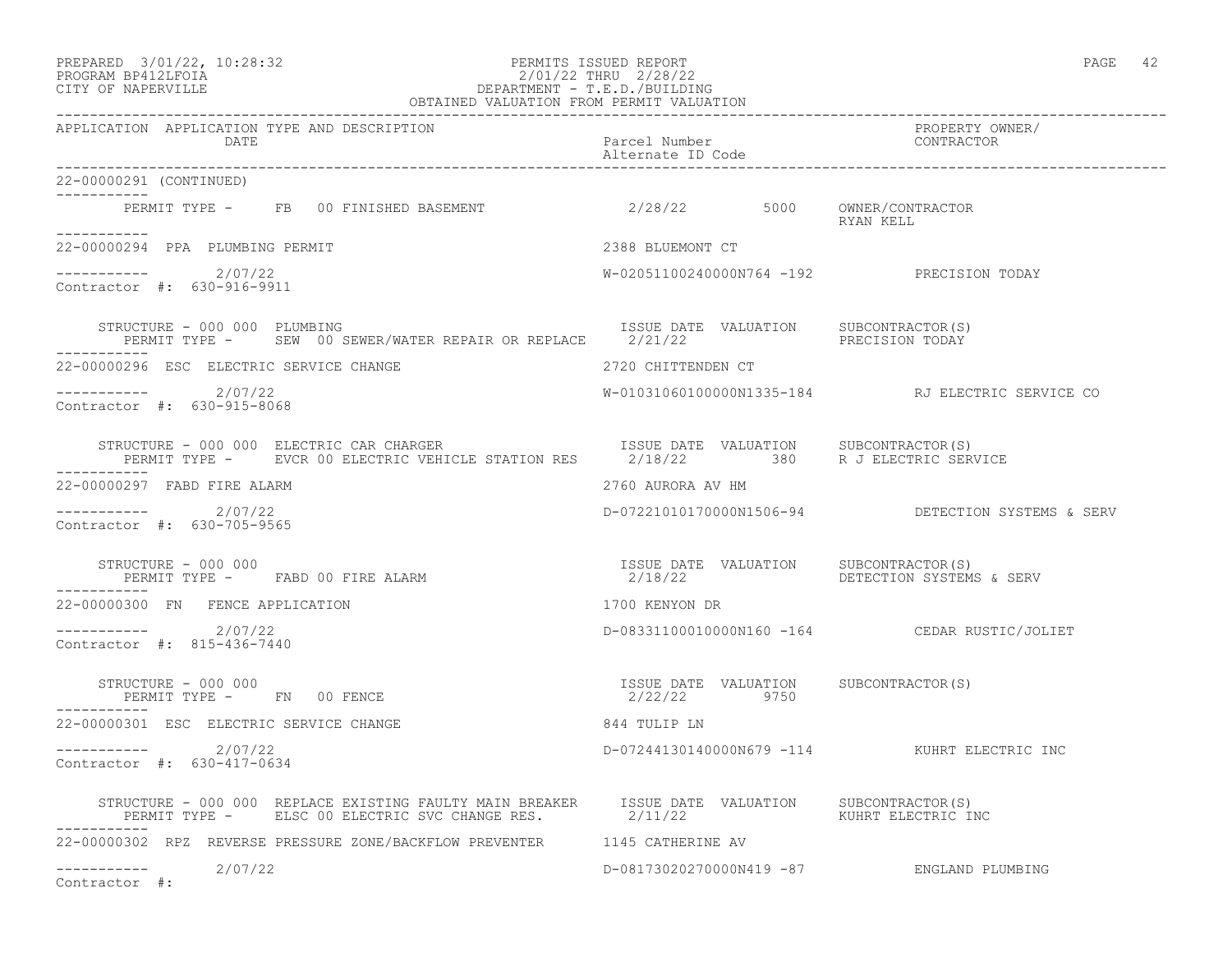PREPARED 3/01/22, 10:28:32 PERMITS ISSUED REPORT
PROGRAM BP412LFOIA 2/01/22 THRU 2/28/22
CITY OF NAPERVILLE DEPARTMENT - T.E.D./BUILDING
OBTAINED VALUATION FROM PERMIT VALUATION

| APPLICATION | APPLICATION TYPE AND DESCRIPTION / DATE | Parcel Number / Alternate ID Code | PROPERTY OWNER/ CONTRACTOR |
|---|---|---|---|

22-00000291 (CONTINUED)

PERMIT TYPE - FB 00 FINISHED BASEMENT — 2/28/22 — 5000 — OWNER/CONTRACTOR RYAN KELL

---

**22-00000294 PPA PLUMBING PERMIT** — 2388 BLUEMONT CT

2/07/22 — W-02051100240000N764 -192 — PRECISION TODAY
Contractor #: 630-916-9911

| STRUCTURE - 000 000 PLUMBING | ISSUE DATE | VALUATION | SUBCONTRACTOR(S) |
|---|---|---|---|
| PERMIT TYPE - SEW 00 SEWER/WATER REPAIR OR REPLACE | 2/21/22 | | PRECISION TODAY |

---

**22-00000296 ESC ELECTRIC SERVICE CHANGE** — 2720 CHITTENDEN CT

2/07/22 — W-01031060100000N1335-184 — RJ ELECTRIC SERVICE CO
Contractor #: 630-915-8068

| STRUCTURE - 000 000 ELECTRIC CAR CHARGER | ISSUE DATE | VALUATION | SUBCONTRACTOR(S) |
|---|---|---|---|
| PERMIT TYPE - EVCR 00 ELECTRIC VEHICLE STATION RES | 2/18/22 | 380 | R J ELECTRIC SERVICE |

---

**22-00000297 FABD FIRE ALARM** — 2760 AURORA AV HM

2/07/22 — D-07221010170000N1506-94 — DETECTION SYSTEMS & SERV
Contractor #: 630-705-9565

| STRUCTURE - 000 000 | ISSUE DATE | VALUATION | SUBCONTRACTOR(S) |
|---|---|---|---|
| PERMIT TYPE - FABD 00 FIRE ALARM | 2/18/22 | | DETECTION SYSTEMS & SERV |

---

**22-00000300 FN FENCE APPLICATION** — 1700 KENYON DR

2/07/22 — D-08331100010000N160 -164 — CEDAR RUSTIC/JOLIET
Contractor #: 815-436-7440

| STRUCTURE - 000 000 | ISSUE DATE | VALUATION | SUBCONTRACTOR(S) |
|---|---|---|---|
| PERMIT TYPE - FN 00 FENCE | 2/22/22 | 9750 | |

---

**22-00000301 ESC ELECTRIC SERVICE CHANGE** — 844 TULIP LN

2/07/22 — D-07244130140000N679 -114 — KUHRT ELECTRIC INC
Contractor #: 630-417-0634

| STRUCTURE - 000 000 REPLACE EXISTING FAULTY MAIN BREAKER | ISSUE DATE | VALUATION | SUBCONTRACTOR(S) |
|---|---|---|---|
| PERMIT TYPE - ELSC 00 ELECTRIC SVC CHANGE RES. | 2/11/22 | | KUHRT ELECTRIC INC |

---

**22-00000302 RPZ REVERSE PRESSURE ZONE/BACKFLOW PREVENTER** — 1145 CATHERINE AV

2/07/22 — D-08173020270000N419 -87 — ENGLAND PLUMBING
Contractor #: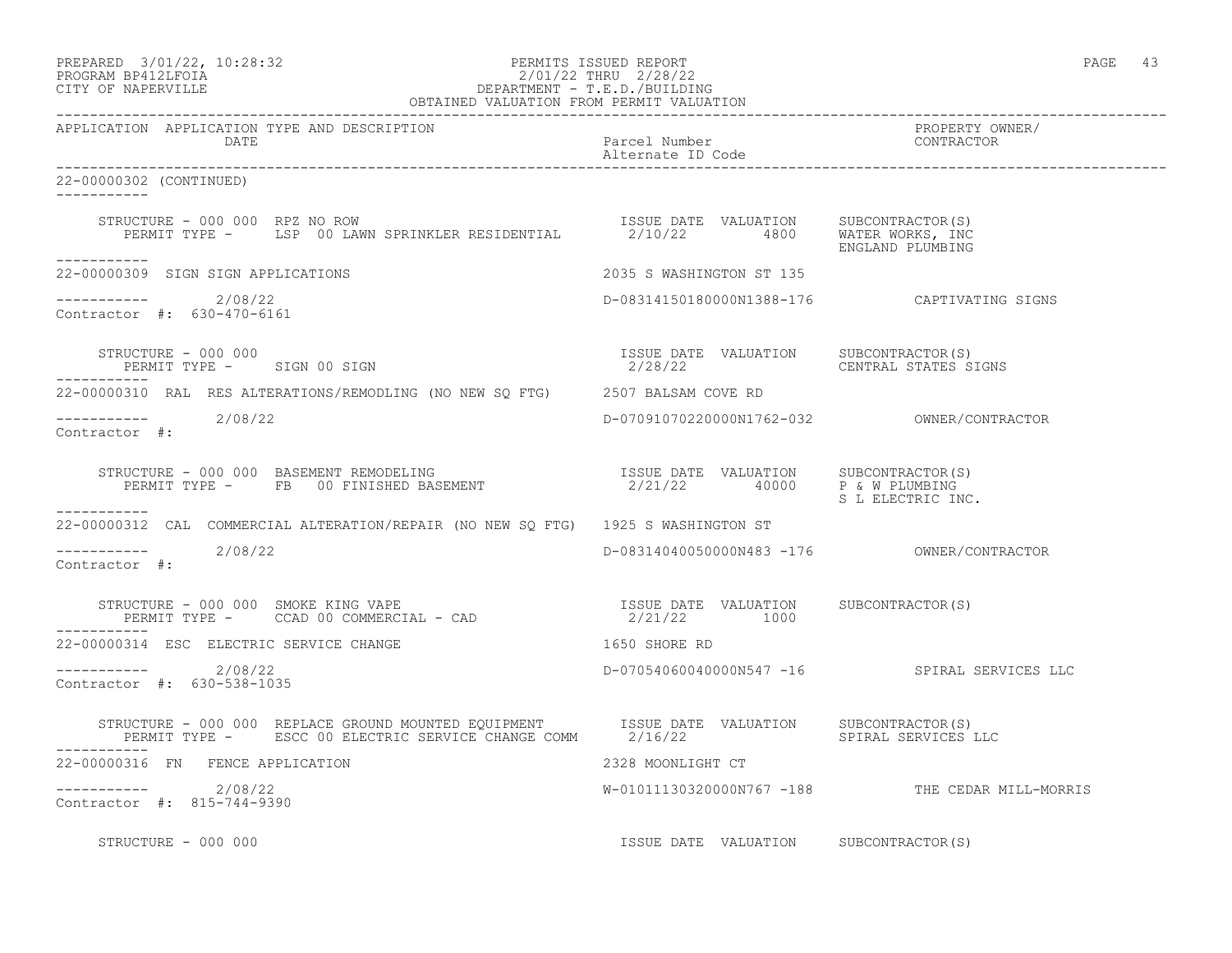PREPARED 3/01/22, 10:28:32 PERMITS ISSUED REPORT
PROGRAM BP412LFOIA 2/01/22 THRU 2/28/22
CITY OF NAPERVILLE DEPARTMENT - T.E.D./BUILDING
OBTAINED VALUATION FROM PERMIT VALUATION

| APPLICATION | APPLICATION TYPE AND DESCRIPTION / DATE | Parcel Number / Alternate ID Code | PROPERTY OWNER/ CONTRACTOR |
|---|---|---|---|

**22-00000302 (CONTINUED)**

STRUCTURE - 000 000 RPZ NO ROW — ISSUE DATE 2/10/22, VALUATION 4800
PERMIT TYPE - LSP 00 LAWN SPRINKLER RESIDENTIAL
SUBCONTRACTOR(S): WATER WORKS, INC; ENGLAND PLUMBING

---

**22-00000309 SIGN SIGN APPLICATIONS** — 2035 S WASHINGTON ST 135
2/08/22 — D-08314150180000N1388-176 — CAPTIVATING SIGNS
Contractor #: 630-470-6161

STRUCTURE - 000 000 — ISSUE DATE 2/28/22
PERMIT TYPE - SIGN 00 SIGN
SUBCONTRACTOR(S): CENTRAL STATES SIGNS

---

**22-00000310 RAL RES ALTERATIONS/REMODLING (NO NEW SQ FTG)** — 2507 BALSAM COVE RD
2/08/22 — D-07091070220000N1762-032 — OWNER/CONTRACTOR
Contractor #:

STRUCTURE - 000 000 BASEMENT REMODELING — ISSUE DATE 2/21/22, VALUATION 40000
PERMIT TYPE - FB 00 FINISHED BASEMENT
SUBCONTRACTOR(S): P & W PLUMBING; S L ELECTRIC INC.

---

**22-00000312 CAL COMMERCIAL ALTERATION/REPAIR (NO NEW SQ FTG)** — 1925 S WASHINGTON ST
2/08/22 — D-08314040050000N483 -176 — OWNER/CONTRACTOR
Contractor #:

STRUCTURE - 000 000 SMOKE KING VAPE — ISSUE DATE 2/21/22, VALUATION 1000
PERMIT TYPE - CCAD 00 COMMERCIAL - CAD
SUBCONTRACTOR(S):

---

**22-00000314 ESC ELECTRIC SERVICE CHANGE** — 1650 SHORE RD
2/08/22 — D-07054060040000N547 -16 — SPIRAL SERVICES LLC
Contractor #: 630-538-1035

STRUCTURE - 000 000 REPLACE GROUND MOUNTED EQUIPMENT — ISSUE DATE 2/16/22
PERMIT TYPE - ESCC 00 ELECTRIC SERVICE CHANGE COMM
SUBCONTRACTOR(S): SPIRAL SERVICES LLC

---

**22-00000316 FN FENCE APPLICATION** — 2328 MOONLIGHT CT
2/08/22 — W-01011130320000N767 -188 — THE CEDAR MILL-MORRIS
Contractor #: 815-744-9390

STRUCTURE - 000 000 — ISSUE DATE VALUATION SUBCONTRACTOR(S)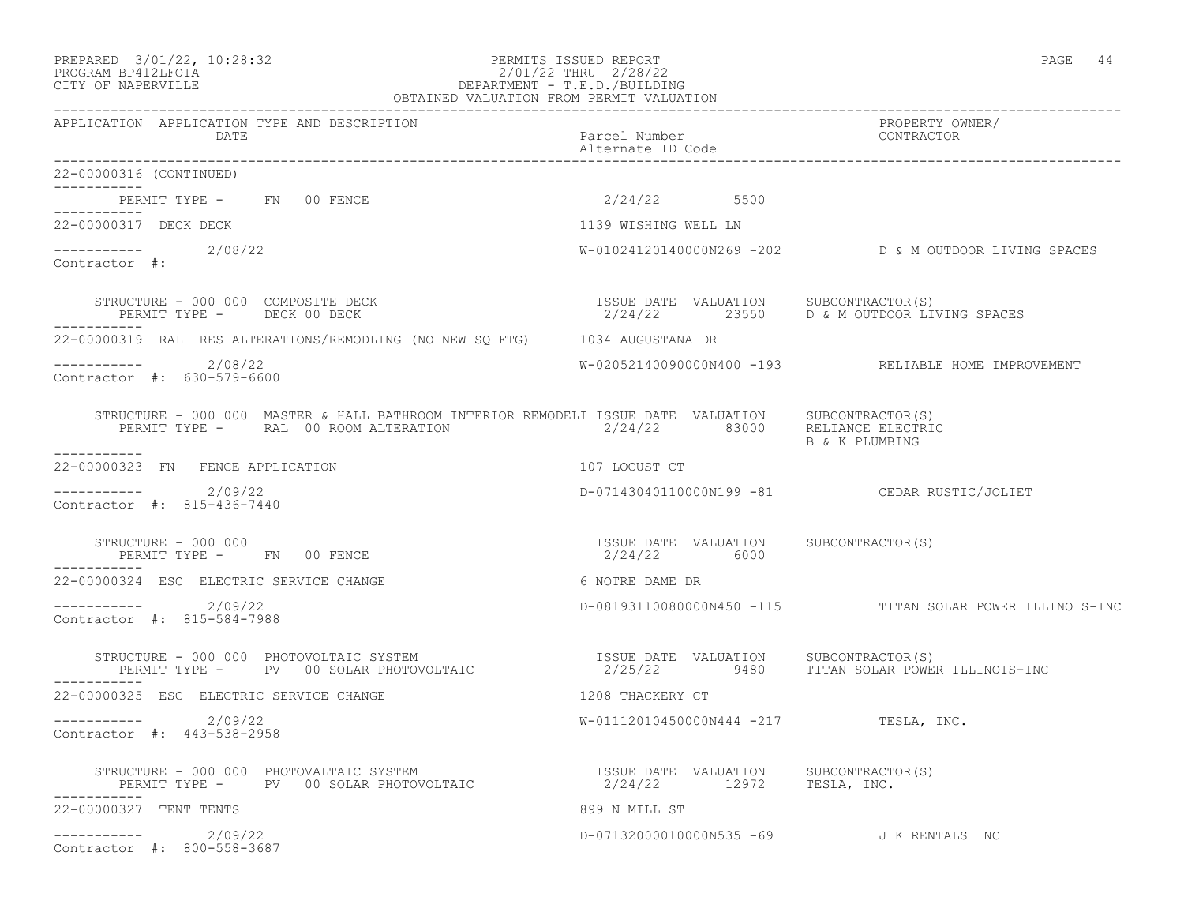PREPARED 3/01/22, 10:28:32 — PERMITS ISSUED REPORT — PROGRAM BP412LFOIA — 2/01/22 THRU 2/28/22 — CITY OF NAPERVILLE — DEPARTMENT - T.E.D./BUILDING — OBTAINED VALUATION FROM PERMIT VALUATION

| APPLICATION | APPLICATION TYPE AND DESCRIPTION / DATE | Parcel Number / Alternate ID Code | PROPERTY OWNER/ CONTRACTOR |
|---|---|---|---|

**22-00000316 (CONTINUED)**

PERMIT TYPE - FN 00 FENCE — 2/24/22 — 5500

---

**22-00000317 DECK DECK** — 1139 WISHING WELL LN

2/08/22 — W-01024120140000N269 -202 — D & M OUTDOOR LIVING SPACES

Contractor #:

| STRUCTURE | PERMIT TYPE | ISSUE DATE | VALUATION | SUBCONTRACTOR(S) |
|---|---|---|---|---|
| 000 000 COMPOSITE DECK | DECK 00 DECK | 2/24/22 | 23550 | D & M OUTDOOR LIVING SPACES |

---

**22-00000319 RAL RES ALTERATIONS/REMODLING (NO NEW SQ FTG)** — 1034 AUGUSTANA DR

2/08/22 — W-02052140090000N400 -193 — RELIABLE HOME IMPROVEMENT

Contractor #: 630-579-6600

| STRUCTURE | PERMIT TYPE | ISSUE DATE | VALUATION | SUBCONTRACTOR(S) |
|---|---|---|---|---|
| 000 000 MASTER & HALL BATHROOM INTERIOR REMODELI | RAL 00 ROOM ALTERATION | 2/24/22 | 83000 | RELIANCE ELECTRIC; B & K PLUMBING |

---

**22-00000323 FN FENCE APPLICATION** — 107 LOCUST CT

2/09/22 — D-07143040110000N199 -81 — CEDAR RUSTIC/JOLIET

Contractor #: 815-436-7440

| STRUCTURE | PERMIT TYPE | ISSUE DATE | VALUATION | SUBCONTRACTOR(S) |
|---|---|---|---|---|
| 000 000 | FN 00 FENCE | 2/24/22 | 6000 | |

---

**22-00000324 ESC ELECTRIC SERVICE CHANGE** — 6 NOTRE DAME DR

2/09/22 — D-08193110080000N450 -115 — TITAN SOLAR POWER ILLINOIS-INC

Contractor #: 815-584-7988

| STRUCTURE | PERMIT TYPE | ISSUE DATE | VALUATION | SUBCONTRACTOR(S) |
|---|---|---|---|---|
| 000 000 PHOTOVOLTAIC SYSTEM | PV 00 SOLAR PHOTOVOLTAIC | 2/25/22 | 9480 | TITAN SOLAR POWER ILLINOIS-INC |

---

**22-00000325 ESC ELECTRIC SERVICE CHANGE** — 1208 THACKERY CT

2/09/22 — W-01112010450000N444 -217 — TESLA, INC.

Contractor #: 443-538-2958

| STRUCTURE | PERMIT TYPE | ISSUE DATE | VALUATION | SUBCONTRACTOR(S) |
|---|---|---|---|---|
| 000 000 PHOTOVALTAIC SYSTEM | PV 00 SOLAR PHOTOVOLTAIC | 2/24/22 | 12972 | TESLA, INC. |

---

**22-00000327 TENT TENTS** — 899 N MILL ST

2/09/22 — D-07132000010000N535 -69 — J K RENTALS INC

Contractor #: 800-558-3687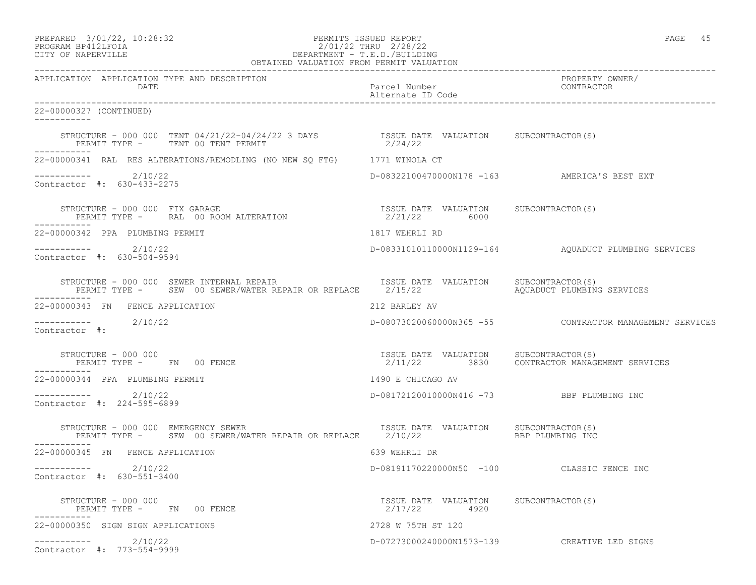PREPARED 3/01/22, 10:28:32
PROGRAM BP412LFOIA
CITY OF NAPERVILLE

PERMITS ISSUED REPORT
2/01/22 THRU 2/28/22
DEPARTMENT - T.E.D./BUILDING
OBTAINED VALUATION FROM PERMIT VALUATION

| APPLICATION | APPLICATION TYPE AND DESCRIPTION / DATE | Parcel Number / Alternate ID Code | PROPERTY OWNER/ CONTRACTOR |
|---|---|---|---|

22-00000327 (CONTINUED)

STRUCTURE - 000 000 TENT 04/21/22-04/24/22 3 DAYS — ISSUE DATE 2/24/22 — VALUATION — SUBCONTRACTOR(S)
PERMIT TYPE - TENT 00 TENT PERMIT

---

22-00000341 RAL RES ALTERATIONS/REMODLING (NO NEW SQ FTG) — 1771 WINOLA CT
2/10/22 — D-08322100470000N178 -163 — AMERICA'S BEST EXT
Contractor #: 630-433-2275

STRUCTURE - 000 000 FIX GARAGE — ISSUE DATE 2/21/22 — VALUATION 6000 — SUBCONTRACTOR(S)
PERMIT TYPE - RAL 00 ROOM ALTERATION

---

22-00000342 PPA PLUMBING PERMIT — 1817 WEHRLI RD
2/10/22 — D-08331010110000N1129-164 — AQUADUCT PLUMBING SERVICES
Contractor #: 630-504-9594

STRUCTURE - 000 000 SEWER INTERNAL REPAIR — ISSUE DATE 2/15/22 — VALUATION — SUBCONTRACTOR(S) AQUADUCT PLUMBING SERVICES
PERMIT TYPE - SEW 00 SEWER/WATER REPAIR OR REPLACE

---

22-00000343 FN FENCE APPLICATION — 212 BARLEY AV
2/10/22 — D-08073020060000N365 -55 — CONTRACTOR MANAGEMENT SERVICES
Contractor #:

STRUCTURE - 000 000 — ISSUE DATE 2/11/22 — VALUATION 3830 — SUBCONTRACTOR(S) CONTRACTOR MANAGEMENT SERVICES
PERMIT TYPE - FN 00 FENCE

---

22-00000344 PPA PLUMBING PERMIT — 1490 E CHICAGO AV
2/10/22 — D-08172120010000N416 -73 — BBP PLUMBING INC
Contractor #: 224-595-6899

STRUCTURE - 000 000 EMERGENCY SEWER — ISSUE DATE 2/10/22 — VALUATION — SUBCONTRACTOR(S) BBP PLUMBING INC
PERMIT TYPE - SEW 00 SEWER/WATER REPAIR OR REPLACE

---

22-00000345 FN FENCE APPLICATION — 639 WEHRLI DR
2/10/22 — D-08191170220000N50 -100 — CLASSIC FENCE INC
Contractor #: 630-551-3400

STRUCTURE - 000 000 — ISSUE DATE 2/17/22 — VALUATION 4920 — SUBCONTRACTOR(S)
PERMIT TYPE - FN 00 FENCE

---

22-00000350 SIGN SIGN APPLICATIONS — 2728 W 75TH ST 120
2/10/22 — D-07273000240000N1573-139 — CREATIVE LED SIGNS
Contractor #: 773-554-9999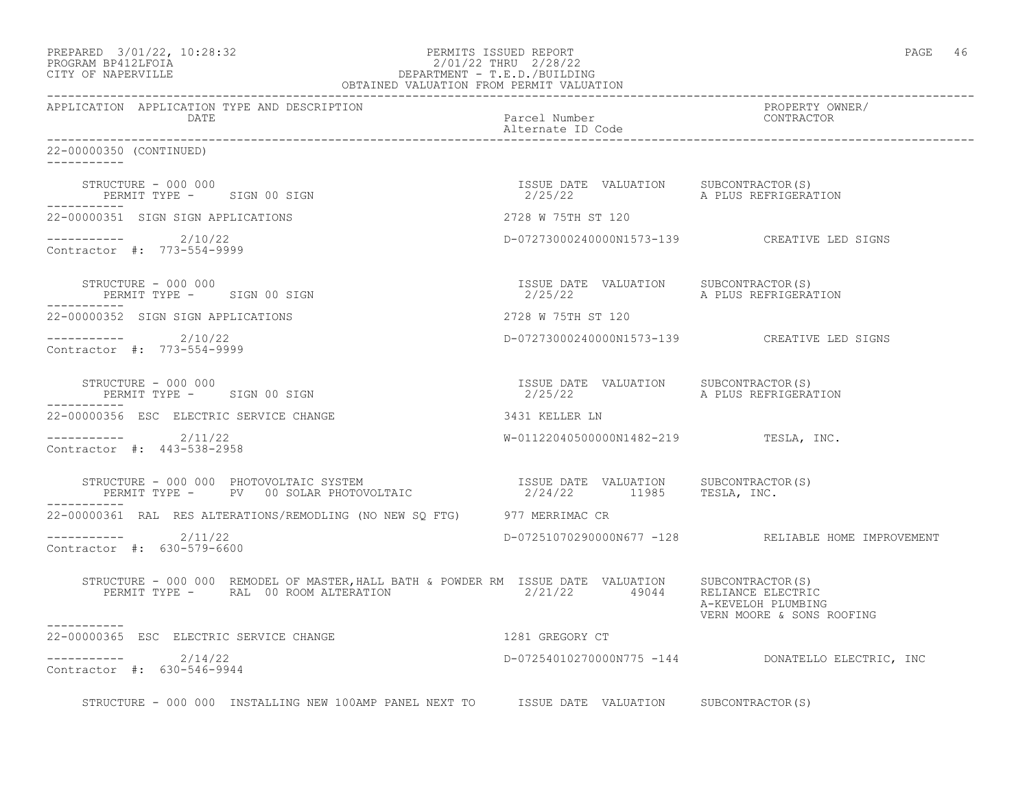PREPARED 3/01/22, 10:28:32 PERMITS ISSUED REPORT
PROGRAM BP412LFOIA 2/01/22 THRU 2/28/22
CITY OF NAPERVILLE DEPARTMENT - T.E.D./BUILDING
OBTAINED VALUATION FROM PERMIT VALUATION

| APPLICATION | APPLICATION TYPE AND DESCRIPTION / DATE | Parcel Number / Alternate ID Code | PROPERTY OWNER/ CONTRACTOR |
|---|---|---|---|

22-00000350 (CONTINUED)

STRUCTURE - 000 000
PERMIT TYPE - SIGN 00 SIGN
ISSUE DATE 2/25/22 VALUATION
SUBCONTRACTOR(S) A PLUS REFRIGERATION

22-00000351 SIGN SIGN APPLICATIONS — 2728 W 75TH ST 120
2/10/22 — D-07273000240000N1573-139 — CREATIVE LED SIGNS
Contractor #: 773-554-9999

STRUCTURE - 000 000
PERMIT TYPE - SIGN 00 SIGN
ISSUE DATE 2/25/22 VALUATION
SUBCONTRACTOR(S) A PLUS REFRIGERATION

22-00000352 SIGN SIGN APPLICATIONS — 2728 W 75TH ST 120
2/10/22 — D-07273000240000N1573-139 — CREATIVE LED SIGNS
Contractor #: 773-554-9999

STRUCTURE - 000 000
PERMIT TYPE - SIGN 00 SIGN
ISSUE DATE 2/25/22 VALUATION
SUBCONTRACTOR(S) A PLUS REFRIGERATION

22-00000356 ESC ELECTRIC SERVICE CHANGE — 3431 KELLER LN
2/11/22 — W-01122040500000N1482-219 — TESLA, INC.
Contractor #: 443-538-2958

STRUCTURE - 000 000 PHOTOVOLTAIC SYSTEM
PERMIT TYPE - PV 00 SOLAR PHOTOVOLTAIC
ISSUE DATE 2/24/22 VALUATION 11985
SUBCONTRACTOR(S) TESLA, INC.

22-00000361 RAL RES ALTERATIONS/REMODLING (NO NEW SQ FTG) — 977 MERRIMAC CR
2/11/22 — D-07251070290000N677 -128 — RELIABLE HOME IMPROVEMENT
Contractor #: 630-579-6600

STRUCTURE - 000 000 REMODEL OF MASTER,HALL BATH & POWDER RM
PERMIT TYPE - RAL 00 ROOM ALTERATION
ISSUE DATE 2/21/22 VALUATION 49044
SUBCONTRACTOR(S) RELIANCE ELECTRIC, A-KEVELOH PLUMBING, VERN MOORE & SONS ROOFING

22-00000365 ESC ELECTRIC SERVICE CHANGE — 1281 GREGORY CT
2/14/22 — D-07254010270000N775 -144 — DONATELLO ELECTRIC, INC
Contractor #: 630-546-9944

STRUCTURE - 000 000 INSTALLING NEW 100AMP PANEL NEXT TO
ISSUE DATE VALUATION
SUBCONTRACTOR(S)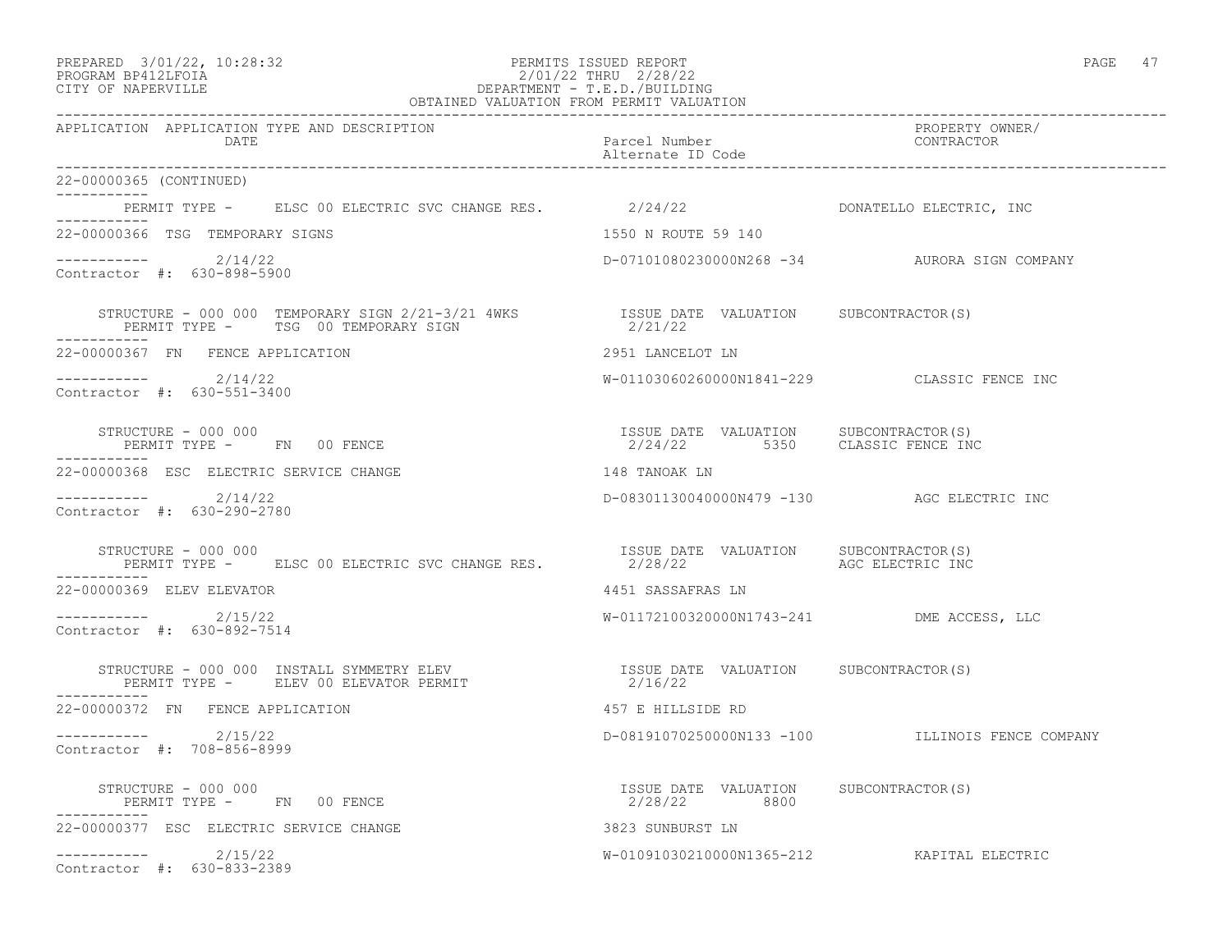PREPARED 3/01/22, 10:28:32 PERMITS ISSUED REPORT
PROGRAM BP412LFOIA 2/01/22 THRU 2/28/22
CITY OF NAPERVILLE DEPARTMENT - T.E.D./BUILDING
OBTAINED VALUATION FROM PERMIT VALUATION

| APPLICATION | APPLICATION TYPE AND DESCRIPTION / DATE | Parcel Number / Alternate ID Code | PROPERTY OWNER/ CONTRACTOR |
|---|---|---|---|

22-00000365 (CONTINUED)

PERMIT TYPE - ELSC 00 ELECTRIC SVC CHANGE RES. 2/24/22 DONATELLO ELECTRIC, INC

---

22-00000366 TSG TEMPORARY SIGNS — 1550 N ROUTE 59 140

2/14/22 — D-07101080230000N268 -34 — AURORA SIGN COMPANY

Contractor #: 630-898-5900

STRUCTURE - 000 000 TEMPORARY SIGN 2/21-3/21 4WKS — ISSUE DATE 2/21/22, VALUATION, SUBCONTRACTOR(S)
PERMIT TYPE - TSG 00 TEMPORARY SIGN

---

22-00000367 FN FENCE APPLICATION — 2951 LANCELOT LN

2/14/22 — W-01103060260000N1841-229 — CLASSIC FENCE INC

Contractor #: 630-551-3400

STRUCTURE - 000 000 — ISSUE DATE 2/24/22, VALUATION 5350, SUBCONTRACTOR(S) CLASSIC FENCE INC
PERMIT TYPE - FN 00 FENCE

---

22-00000368 ESC ELECTRIC SERVICE CHANGE — 148 TANOAK LN

2/14/22 — D-08301130040000N479 -130 — AGC ELECTRIC INC

Contractor #: 630-290-2780

STRUCTURE - 000 000 — ISSUE DATE 2/28/22, VALUATION, SUBCONTRACTOR(S) AGC ELECTRIC INC
PERMIT TYPE - ELSC 00 ELECTRIC SVC CHANGE RES.

---

22-00000369 ELEV ELEVATOR — 4451 SASSAFRAS LN

2/15/22 — W-01172100320000N1743-241 — DME ACCESS, LLC

Contractor #: 630-892-7514

STRUCTURE - 000 000 INSTALL SYMMETRY ELEV — ISSUE DATE 2/16/22, VALUATION, SUBCONTRACTOR(S)
PERMIT TYPE - ELEV 00 ELEVATOR PERMIT

---

22-00000372 FN FENCE APPLICATION — 457 E HILLSIDE RD

2/15/22 — D-08191070250000N133 -100 — ILLINOIS FENCE COMPANY

Contractor #: 708-856-8999

STRUCTURE - 000 000 — ISSUE DATE 2/28/22, VALUATION 8800, SUBCONTRACTOR(S)
PERMIT TYPE - FN 00 FENCE

---

22-00000377 ESC ELECTRIC SERVICE CHANGE — 3823 SUNBURST LN

2/15/22 — W-01091030210000N1365-212 — KAPITAL ELECTRIC

Contractor #: 630-833-2389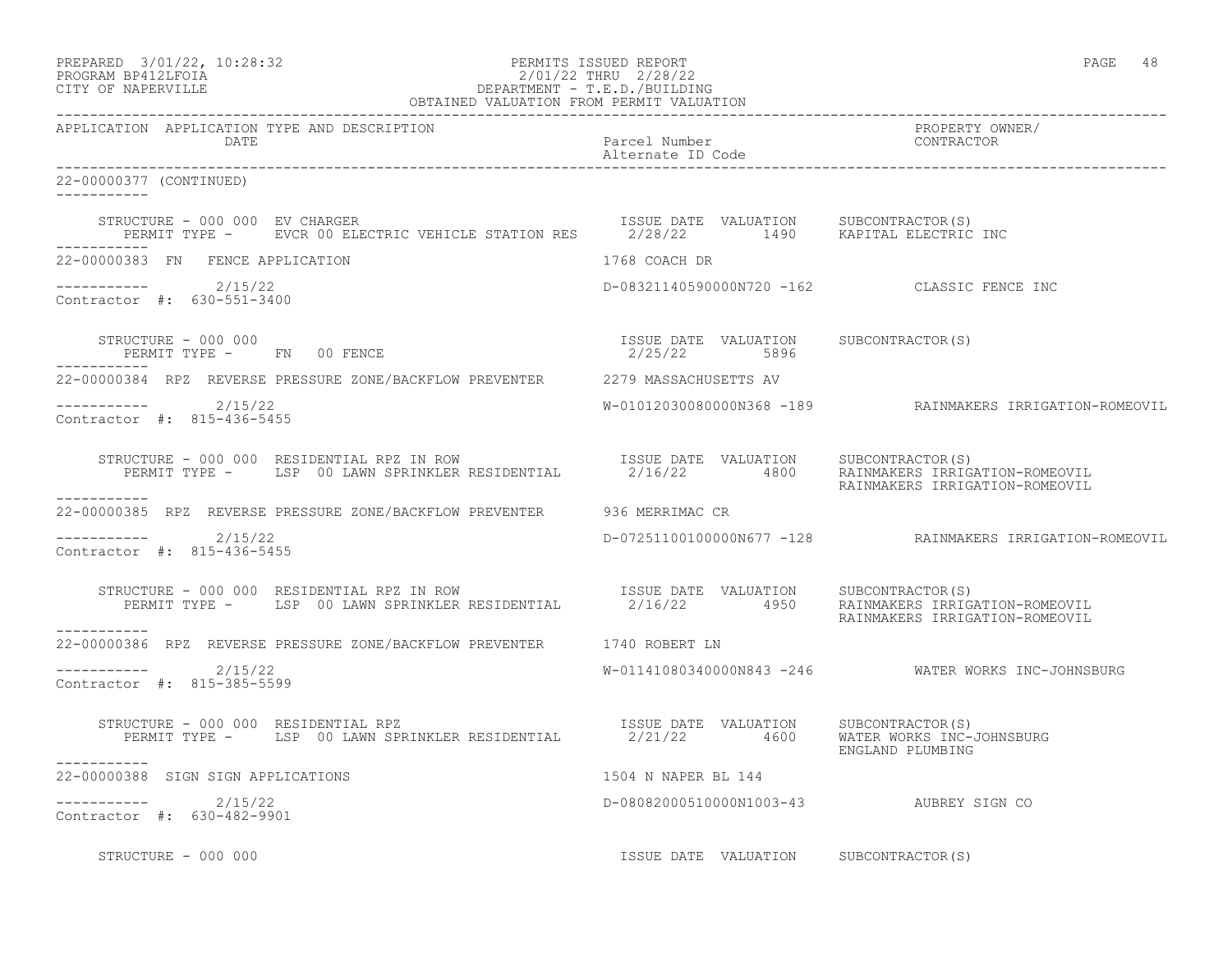APPLICATION APPLICATION TYPE AND DESCRIPTION DATE | Parcel Number / Alternate ID Code | PROPERTY OWNER/ CONTRACTOR

22-00000377 (CONTINUED)

STRUCTURE - 000 000 EV CHARGER
PERMIT TYPE - EVCR 00 ELECTRIC VEHICLE STATION RES

| ISSUE DATE | VALUATION | SUBCONTRACTOR(S) |
|---|---|---|
| 2/28/22 | 1490 | KAPITAL ELECTRIC INC |

---

22-00000383 FN FENCE APPLICATION — 1768 COACH DR

2/15/22 — D-08321140590000N720 -162 — CLASSIC FENCE INC

Contractor #: 630-551-3400

STRUCTURE - 000 000
PERMIT TYPE - FN 00 FENCE

| ISSUE DATE | VALUATION | SUBCONTRACTOR(S) |
|---|---|---|
| 2/25/22 | 5896 | |

---

22-00000384 RPZ REVERSE PRESSURE ZONE/BACKFLOW PREVENTER — 2279 MASSACHUSETTS AV

2/15/22 — W-01012030080000N368 -189 — RAINMAKERS IRRIGATION-ROMEOVIL

Contractor #: 815-436-5455

STRUCTURE - 000 000 RESIDENTIAL RPZ IN ROW
PERMIT TYPE - LSP 00 LAWN SPRINKLER RESIDENTIAL

| ISSUE DATE | VALUATION | SUBCONTRACTOR(S) |
|---|---|---|
| 2/16/22 | 4800 | RAINMAKERS IRRIGATION-ROMEOVIL<br>RAINMAKERS IRRIGATION-ROMEOVIL |

---

22-00000385 RPZ REVERSE PRESSURE ZONE/BACKFLOW PREVENTER — 936 MERRIMAC CR

2/15/22 — D-07251100100000N677 -128 — RAINMAKERS IRRIGATION-ROMEOVIL

Contractor #: 815-436-5455

STRUCTURE - 000 000 RESIDENTIAL RPZ IN ROW
PERMIT TYPE - LSP 00 LAWN SPRINKLER RESIDENTIAL

| ISSUE DATE | VALUATION | SUBCONTRACTOR(S) |
|---|---|---|
| 2/16/22 | 4950 | RAINMAKERS IRRIGATION-ROMEOVIL<br>RAINMAKERS IRRIGATION-ROMEOVIL |

---

22-00000386 RPZ REVERSE PRESSURE ZONE/BACKFLOW PREVENTER — 1740 ROBERT LN

2/15/22 — W-01141080340000N843 -246 — WATER WORKS INC-JOHNSBURG

Contractor #: 815-385-5599

STRUCTURE - 000 000 RESIDENTIAL RPZ
PERMIT TYPE - LSP 00 LAWN SPRINKLER RESIDENTIAL

| ISSUE DATE | VALUATION | SUBCONTRACTOR(S) |
|---|---|---|
| 2/21/22 | 4600 | WATER WORKS INC-JOHNSBURG<br>ENGLAND PLUMBING |

---

22-00000388 SIGN SIGN APPLICATIONS — 1504 N NAPER BL 144

2/15/22 — D-08082000510000N1003-43 — AUBREY SIGN CO

Contractor #: 630-482-9901

STRUCTURE - 000 000

| ISSUE DATE | VALUATION | SUBCONTRACTOR(S) |
|---|---|---|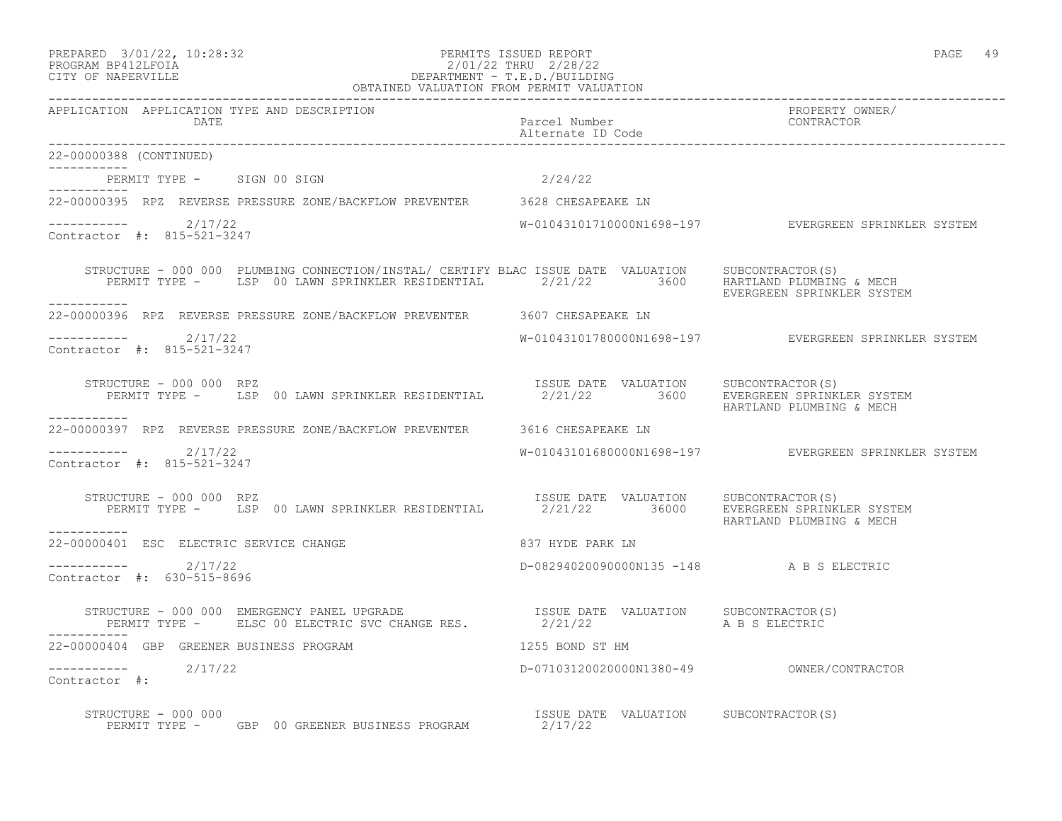| APPLICATION | APPLICATION TYPE AND DESCRIPTION<br>DATE | Parcel Number<br>Alternate ID Code | PROPERTY OWNER/<br>CONTRACTOR |
|---|---|---|---|

22-00000388 (CONTINUED)

PERMIT TYPE - SIGN 00 SIGN 2/24/22

---

**22-00000395 RPZ REVERSE PRESSURE ZONE/BACKFLOW PREVENTER** — 3628 CHESAPEAKE LN

2/17/22 — W-01043101710000N1698-197 — EVERGREEN SPRINKLER SYSTEM

Contractor #: 815-521-3247

| STRUCTURE | PERMIT TYPE | ISSUE DATE | VALUATION | SUBCONTRACTOR(S) |
|---|---|---|---|---|
| 000 000 PLUMBING CONNECTION/INSTAL/ CERTIFY BLAC | LSP 00 LAWN SPRINKLER RESIDENTIAL | 2/21/22 | 3600 | HARTLAND PLUMBING & MECH<br>EVERGREEN SPRINKLER SYSTEM |

---

**22-00000396 RPZ REVERSE PRESSURE ZONE/BACKFLOW PREVENTER** — 3607 CHESAPEAKE LN

2/17/22 — W-01043101780000N1698-197 — EVERGREEN SPRINKLER SYSTEM

Contractor #: 815-521-3247

| STRUCTURE | PERMIT TYPE | ISSUE DATE | VALUATION | SUBCONTRACTOR(S) |
|---|---|---|---|---|
| 000 000 RPZ | LSP 00 LAWN SPRINKLER RESIDENTIAL | 2/21/22 | 3600 | EVERGREEN SPRINKLER SYSTEM<br>HARTLAND PLUMBING & MECH |

---

**22-00000397 RPZ REVERSE PRESSURE ZONE/BACKFLOW PREVENTER** — 3616 CHESAPEAKE LN

2/17/22 — W-01043101680000N1698-197 — EVERGREEN SPRINKLER SYSTEM

Contractor #: 815-521-3247

| STRUCTURE | PERMIT TYPE | ISSUE DATE | VALUATION | SUBCONTRACTOR(S) |
|---|---|---|---|---|
| 000 000 RPZ | LSP 00 LAWN SPRINKLER RESIDENTIAL | 2/21/22 | 36000 | EVERGREEN SPRINKLER SYSTEM<br>HARTLAND PLUMBING & MECH |

---

**22-00000401 ESC ELECTRIC SERVICE CHANGE** — 837 HYDE PARK LN

2/17/22 — D-08294020090000N135 -148 — A B S ELECTRIC

Contractor #: 630-515-8696

| STRUCTURE | PERMIT TYPE | ISSUE DATE | VALUATION | SUBCONTRACTOR(S) |
|---|---|---|---|---|
| 000 000 EMERGENCY PANEL UPGRADE | ELSC 00 ELECTRIC SVC CHANGE RES. | 2/21/22 | | A B S ELECTRIC |

---

**22-00000404 GBP GREENER BUSINESS PROGRAM** — 1255 BOND ST HM

2/17/22 — D-07103120020000N1380-49 — OWNER/CONTRACTOR

Contractor #:

| STRUCTURE | PERMIT TYPE | ISSUE DATE | VALUATION | SUBCONTRACTOR(S) |
|---|---|---|---|---|
| 000 000 | GBP 00 GREENER BUSINESS PROGRAM | 2/17/22 | | |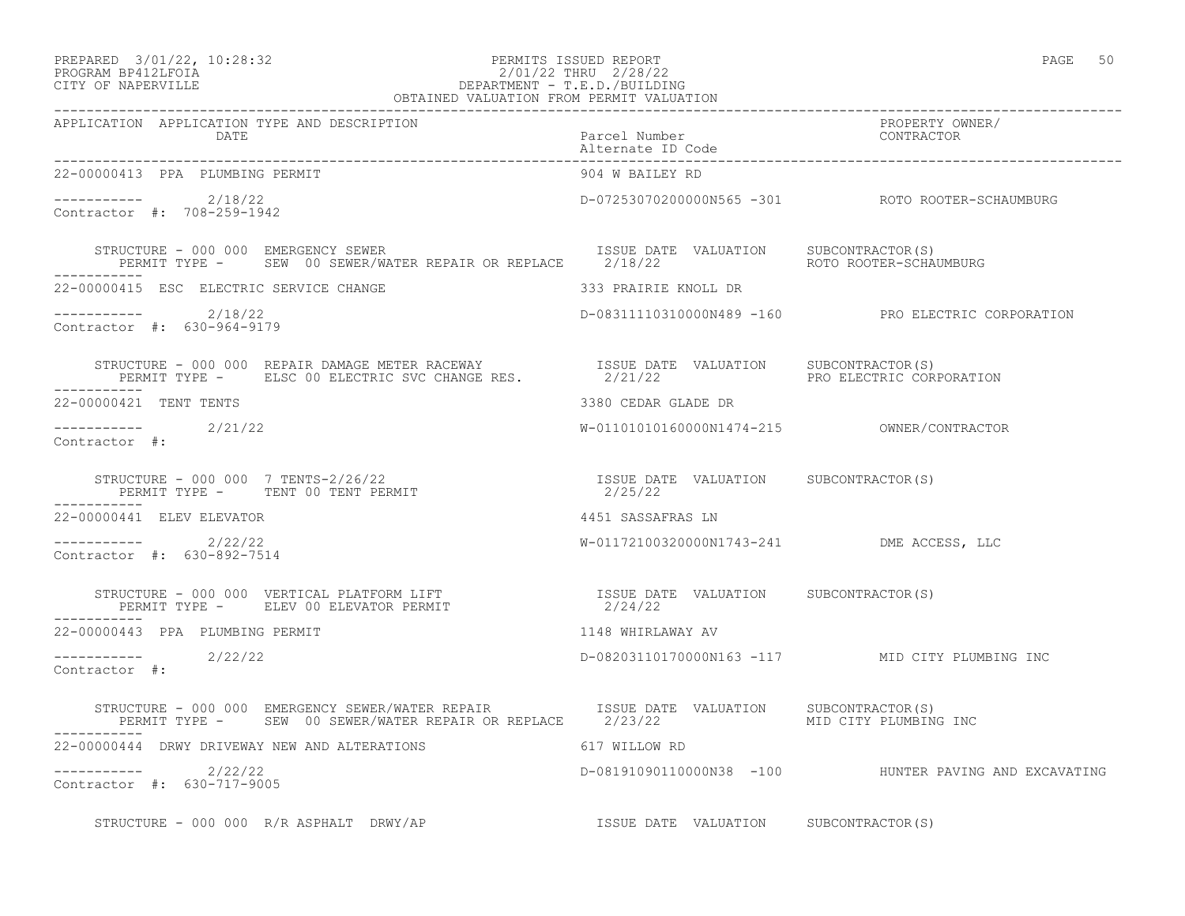PREPARED 3/01/22, 10:28:32 PERMITS ISSUED REPORT
PROGRAM BP412LFOIA 2/01/22 THRU 2/28/22
CITY OF NAPERVILLE DEPARTMENT - T.E.D./BUILDING
OBTAINED VALUATION FROM PERMIT VALUATION

| APPLICATION | APPLICATION TYPE AND DESCRIPTION / DATE | Parcel Number / Alternate ID Code | PROPERTY OWNER/ CONTRACTOR |
|---|---|---|---|
| 22-00000413 | PPA PLUMBING PERMIT | 904 W BAILEY RD | |
| ----------- | 2/18/22 | D-07253070200000N565 -301 | ROTO ROOTER-SCHAUMBURG |
| Contractor #: 708-259-1942 | | | |
| | STRUCTURE - 000 000 EMERGENCY SEWER / PERMIT TYPE - SEW 00 SEWER/WATER REPAIR OR REPLACE | ISSUE DATE VALUATION 2/18/22 | SUBCONTRACTOR(S) ROTO ROOTER-SCHAUMBURG |
| 22-00000415 | ESC ELECTRIC SERVICE CHANGE | 333 PRAIRIE KNOLL DR | |
| ----------- | 2/18/22 | D-08311110310000N489 -160 | PRO ELECTRIC CORPORATION |
| Contractor #: 630-964-9179 | | | |
| | STRUCTURE - 000 000 REPAIR DAMAGE METER RACEWAY / PERMIT TYPE - ELSC 00 ELECTRIC SVC CHANGE RES. | ISSUE DATE VALUATION 2/21/22 | SUBCONTRACTOR(S) PRO ELECTRIC CORPORATION |
| 22-00000421 | TENT TENTS | 3380 CEDAR GLADE DR | |
| ----------- | 2/21/22 | W-01101010160000N1474-215 | OWNER/CONTRACTOR |
| Contractor #: | | | |
| | STRUCTURE - 000 000 7 TENTS-2/26/22 / PERMIT TYPE - TENT 00 TENT PERMIT | ISSUE DATE VALUATION 2/25/22 | SUBCONTRACTOR(S) |
| 22-00000441 | ELEV ELEVATOR | 4451 SASSAFRAS LN | |
| ----------- | 2/22/22 | W-01172100320000N1743-241 | DME ACCESS, LLC |
| Contractor #: 630-892-7514 | | | |
| | STRUCTURE - 000 000 VERTICAL PLATFORM LIFT / PERMIT TYPE - ELEV 00 ELEVATOR PERMIT | ISSUE DATE VALUATION 2/24/22 | SUBCONTRACTOR(S) |
| 22-00000443 | PPA PLUMBING PERMIT | 1148 WHIRLAWAY AV | |
| ----------- | 2/22/22 | D-08203110170000N163 -117 | MID CITY PLUMBING INC |
| Contractor #: | | | |
| | STRUCTURE - 000 000 EMERGENCY SEWER/WATER REPAIR / PERMIT TYPE - SEW 00 SEWER/WATER REPAIR OR REPLACE | ISSUE DATE VALUATION 2/23/22 | SUBCONTRACTOR(S) MID CITY PLUMBING INC |
| 22-00000444 | DRWY DRIVEWAY NEW AND ALTERATIONS | 617 WILLOW RD | |
| ----------- | 2/22/22 | D-08191090110000N38 -100 | HUNTER PAVING AND EXCAVATING |
| Contractor #: 630-717-9005 | | | |
| | STRUCTURE - 000 000 R/R ASPHALT DRWY/AP | ISSUE DATE VALUATION | SUBCONTRACTOR(S) |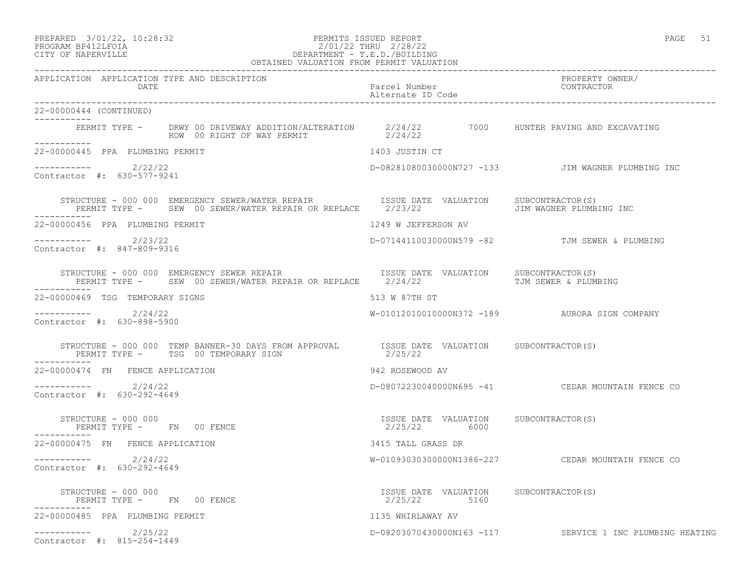PREPARED 3/01/22, 10:28:32 PERMITS ISSUED REPORT
PROGRAM BP412LFOIA 2/01/22 THRU 2/28/22
CITY OF NAPERVILLE DEPARTMENT - T.E.D./BUILDING
OBTAINED VALUATION FROM PERMIT VALUATION

| APPLICATION | APPLICATION TYPE AND DESCRIPTION / DATE | Parcel Number / Alternate ID Code | PROPERTY OWNER/ CONTRACTOR |
|---|---|---|---|

**22-00000444 (CONTINUED)**

PERMIT TYPE - DRWY 00 DRIVEWAY ADDITION/ALTERATION 2/24/22 7000 HUNTER PAVING AND EXCAVATING
ROW 00 RIGHT OF WAY PERMIT 2/24/22

**22-00000445 PPA PLUMBING PERMIT** — 1403 JUSTIN CT

2/22/22 — D-08281080030000N727 -133 — JIM WAGNER PLUMBING INC
Contractor #: 630-577-9241

STRUCTURE - 000 000 EMERGENCY SEWER/WATER REPAIR — ISSUE DATE VALUATION SUBCONTRACTOR(S)
PERMIT TYPE - SEW 00 SEWER/WATER REPAIR OR REPLACE 2/23/22 JIM WAGNER PLUMBING INC

**22-00000456 PPA PLUMBING PERMIT** — 1249 W JEFFERSON AV

2/23/22 — D-07144110030000N579 -82 — TJM SEWER & PLUMBING
Contractor #: 847-809-9316

STRUCTURE - 000 000 EMERGENCY SEWER REPAIR — ISSUE DATE VALUATION SUBCONTRACTOR(S)
PERMIT TYPE - SEW 00 SEWER/WATER REPAIR OR REPLACE 2/24/22 TJM SEWER & PLUMBING

**22-00000469 TSG TEMPORARY SIGNS** — 513 W 87TH ST

2/24/22 — W-01012010010000N372 -189 — AURORA SIGN COMPANY
Contractor #: 630-898-5900

STRUCTURE - 000 000 TEMP BANNER-30 DAYS FROM APPROVAL — ISSUE DATE VALUATION SUBCONTRACTOR(S)
PERMIT TYPE - TSG 00 TEMPORARY SIGN 2/25/22

**22-00000474 FN FENCE APPLICATION** — 942 ROSEWOOD AV

2/24/22 — D-08072230040000N695 -41 — CEDAR MOUNTAIN FENCE CO
Contractor #: 630-292-4649

STRUCTURE - 000 000 — ISSUE DATE VALUATION SUBCONTRACTOR(S)
PERMIT TYPE - FN 00 FENCE 2/25/22 6000

**22-00000475 FN FENCE APPLICATION** — 3415 TALL GRASS DR

2/24/22 — W-01093030300000N1386-227 — CEDAR MOUNTAIN FENCE CO
Contractor #: 630-292-4649

STRUCTURE - 000 000 — ISSUE DATE VALUATION SUBCONTRACTOR(S)
PERMIT TYPE - FN 00 FENCE 2/25/22 5160

**22-00000485 PPA PLUMBING PERMIT** — 1135 WHIRLAWAY AV

2/25/22 — D-08203070430000N163 -117 — SERVICE 1 INC PLUMBING HEATING
Contractor #: 815-254-1449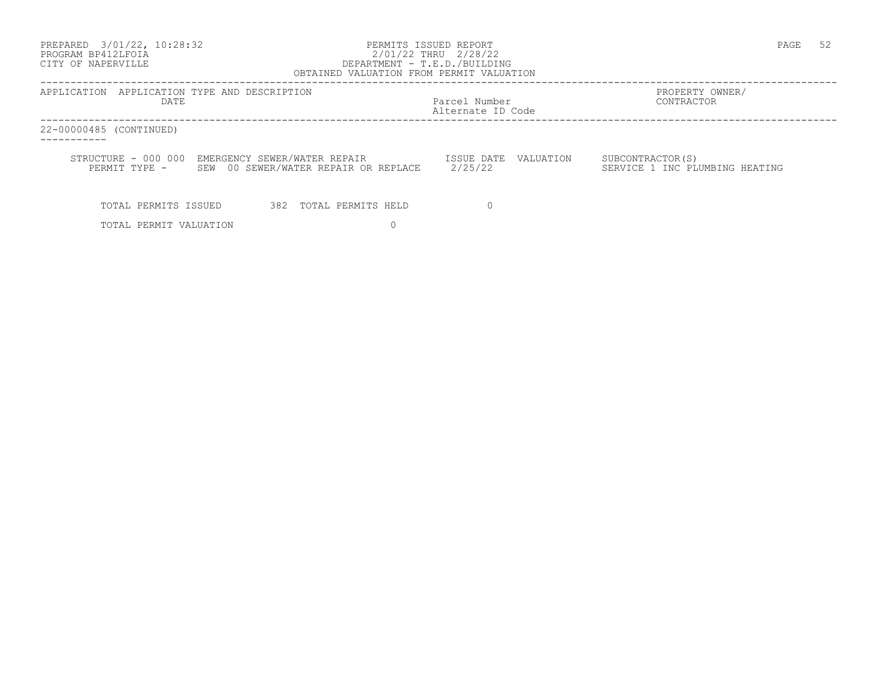| APPLICATION DATE | APPLICATION TYPE AND DESCRIPTION | Parcel Number / Alternate ID Code | PROPERTY OWNER/ CONTRACTOR |
|---|---|---|---|

22-00000485 (CONTINUED)

STRUCTURE - 000 000 EMERGENCY SEWER/WATER REPAIR
PERMIT TYPE - SEW 00 SEWER/WATER REPAIR OR REPLACE

ISSUE DATE: 2/25/22
VALUATION:

SUBCONTRACTOR(S): SERVICE 1 INC PLUMBING HEATING

TOTAL PERMITS ISSUED 382 TOTAL PERMITS HELD 0

TOTAL PERMIT VALUATION 0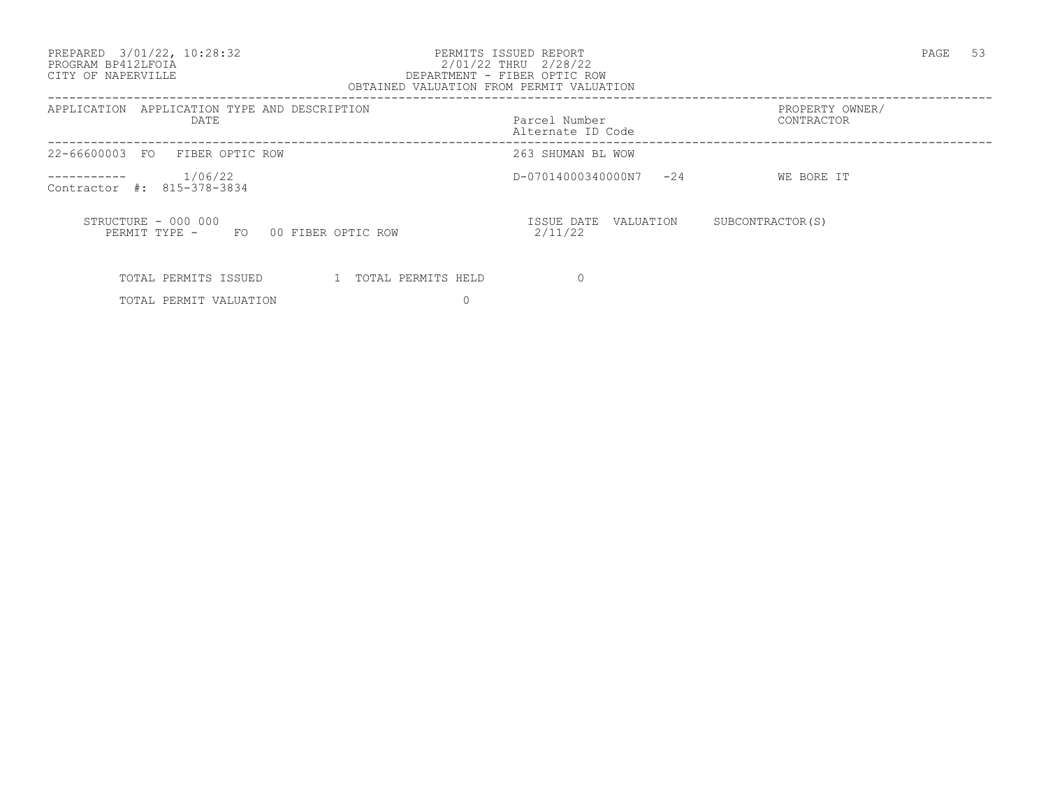PREPARED 3/01/22, 10:28:32 PROGRAM BP412LFOIA CITY OF NAPERVILLE

PERMITS ISSUED REPORT
2/01/22 THRU 2/28/22
DEPARTMENT - FIBER OPTIC ROW
OBTAINED VALUATION FROM PERMIT VALUATION

| APPLICATION | APPLICATION TYPE AND DESCRIPTION DATE | Parcel Number Alternate ID Code | PROPERTY OWNER/ CONTRACTOR |
|---|---|---|---|
| 22-66600003 | FO FIBER OPTIC ROW | 263 SHUMAN BL WOW | |
| ----------- | 1/06/22 | D-07014000340000N7 -24 | WE BORE IT |

Contractor #: 815-378-3834

STRUCTURE - 000 000
PERMIT TYPE - FO 00 FIBER OPTIC ROW

| ISSUE DATE | VALUATION | SUBCONTRACTOR(S) |
|---|---|---|
| 2/11/22 | | |

TOTAL PERMITS ISSUED 1 TOTAL PERMITS HELD 0

TOTAL PERMIT VALUATION 0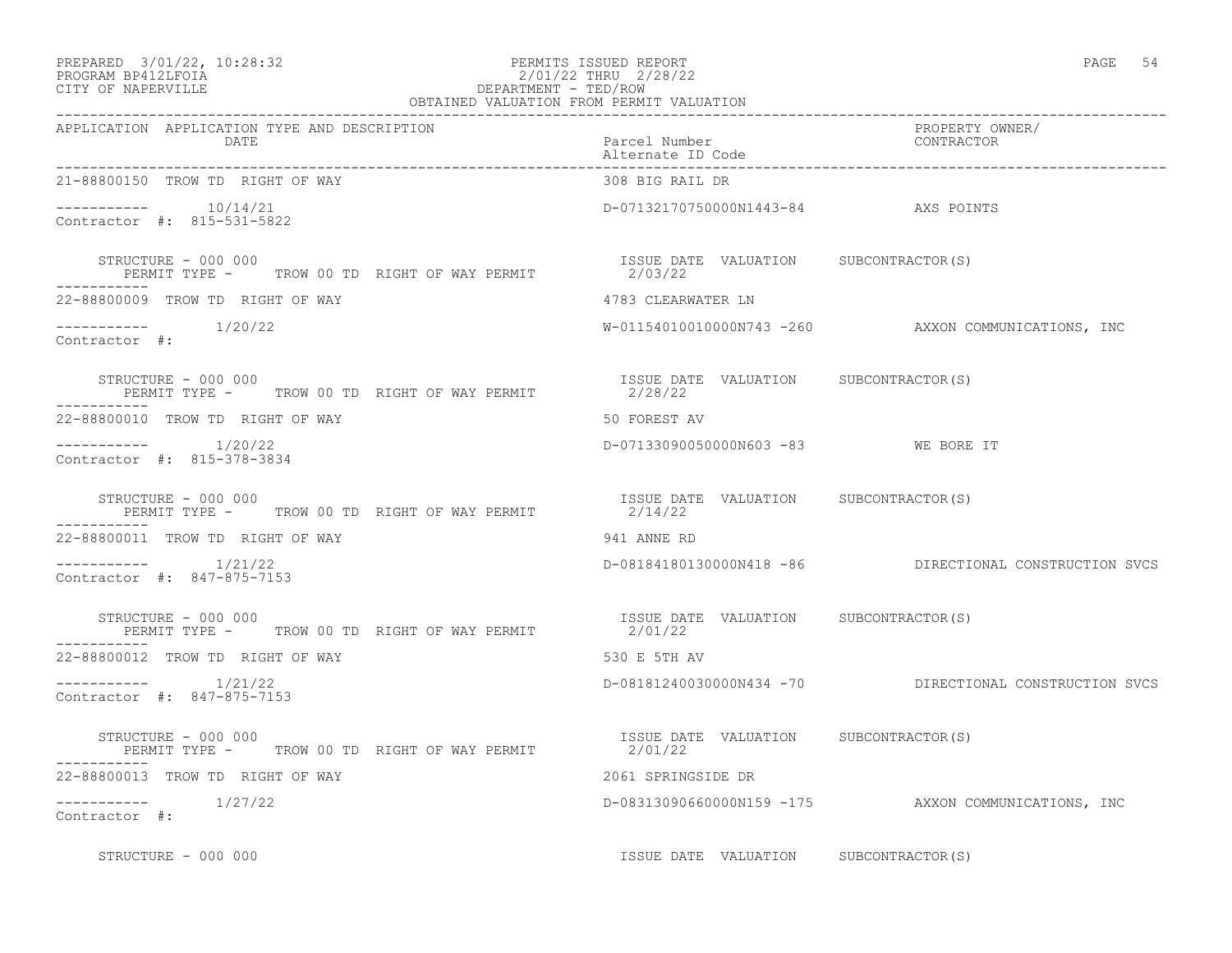PERMITS ISSUED REPORT
2/01/22 THRU 2/28/22
DEPARTMENT - TED/ROW
OBTAINED VALUATION FROM PERMIT VALUATION

PREPARED 3/01/22, 10:28:32
PROGRAM BP412LFOIA
CITY OF NAPERVILLE

| APPLICATION | APPLICATION TYPE AND DESCRIPTION / DATE | Parcel Number / Alternate ID Code | PROPERTY OWNER/ CONTRACTOR |
|---|---|---|---|
| 21-88800150 | TROW TD RIGHT OF WAY | 308 BIG RAIL DR | |
| ----------- | 10/14/21 | D-07132170750000N1443-84 | AXS POINTS |
| Contractor #: 815-531-5822 | | | |
| STRUCTURE - 000 000 | PERMIT TYPE - TROW 00 TD RIGHT OF WAY PERMIT | ISSUE DATE 2/03/22 VALUATION | SUBCONTRACTOR(S) |
| 22-88800009 | TROW TD RIGHT OF WAY | 4783 CLEARWATER LN | |
| ----------- | 1/20/22 | W-01154010010000N743 -260 | AXXON COMMUNICATIONS, INC |
| Contractor #: | | | |
| STRUCTURE - 000 000 | PERMIT TYPE - TROW 00 TD RIGHT OF WAY PERMIT | ISSUE DATE 2/28/22 VALUATION | SUBCONTRACTOR(S) |
| 22-88800010 | TROW TD RIGHT OF WAY | 50 FOREST AV | |
| ----------- | 1/20/22 | D-07133090050000N603 -83 | WE BORE IT |
| Contractor #: 815-378-3834 | | | |
| STRUCTURE - 000 000 | PERMIT TYPE - TROW 00 TD RIGHT OF WAY PERMIT | ISSUE DATE 2/14/22 VALUATION | SUBCONTRACTOR(S) |
| 22-88800011 | TROW TD RIGHT OF WAY | 941 ANNE RD | |
| ----------- | 1/21/22 | D-08184180130000N418 -86 | DIRECTIONAL CONSTRUCTION SVCS |
| Contractor #: 847-875-7153 | | | |
| STRUCTURE - 000 000 | PERMIT TYPE - TROW 00 TD RIGHT OF WAY PERMIT | ISSUE DATE 2/01/22 VALUATION | SUBCONTRACTOR(S) |
| 22-88800012 | TROW TD RIGHT OF WAY | 530 E 5TH AV | |
| ----------- | 1/21/22 | D-08181240030000N434 -70 | DIRECTIONAL CONSTRUCTION SVCS |
| Contractor #: 847-875-7153 | | | |
| STRUCTURE - 000 000 | PERMIT TYPE - TROW 00 TD RIGHT OF WAY PERMIT | ISSUE DATE 2/01/22 VALUATION | SUBCONTRACTOR(S) |
| 22-88800013 | TROW TD RIGHT OF WAY | 2061 SPRINGSIDE DR | |
| ----------- | 1/27/22 | D-08313090660000N159 -175 | AXXON COMMUNICATIONS, INC |
| Contractor #: | | | |
| STRUCTURE - 000 000 | | ISSUE DATE VALUATION | SUBCONTRACTOR(S) |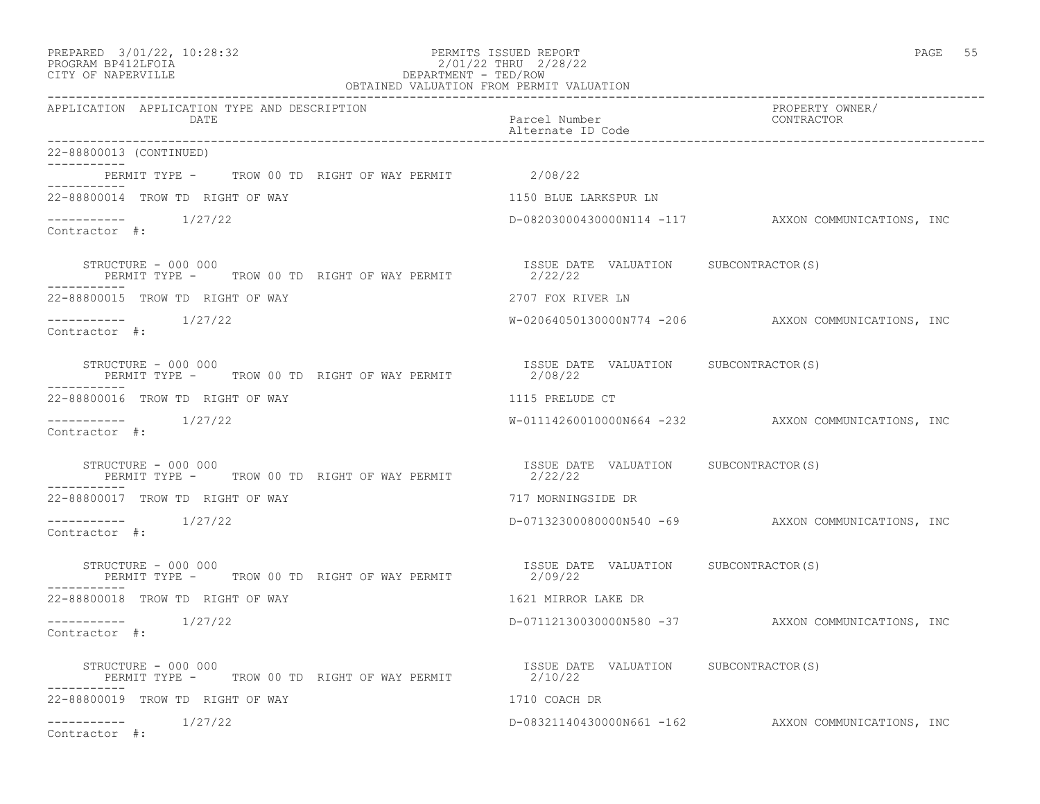PREPARED 3/01/22, 10:28:32
PROGRAM BP412LFOIA
CITY OF NAPERVILLE

PERMITS ISSUED REPORT
2/01/22 THRU 2/28/22
DEPARTMENT - TED/ROW
OBTAINED VALUATION FROM PERMIT VALUATION

| APPLICATION | APPLICATION TYPE AND DESCRIPTION DATE | Parcel Number / Alternate ID Code | PROPERTY OWNER/ CONTRACTOR |
|---|---|---|---|

22-88800013 (CONTINUED)

PERMIT TYPE - TROW 00 TD RIGHT OF WAY PERMIT 2/08/22

22-88800014 TROW TD RIGHT OF WAY — 1150 BLUE LARKSPUR LN

1/27/22 — D-08203000430000N114 -117 — AXXON COMMUNICATIONS, INC

Contractor #:

STRUCTURE - 000 000 — ISSUE DATE VALUATION SUBCONTRACTOR(S)
PERMIT TYPE - TROW 00 TD RIGHT OF WAY PERMIT 2/22/22

22-88800015 TROW TD RIGHT OF WAY — 2707 FOX RIVER LN

1/27/22 — W-02064050130000N774 -206 — AXXON COMMUNICATIONS, INC

Contractor #:

STRUCTURE - 000 000 — ISSUE DATE VALUATION SUBCONTRACTOR(S)
PERMIT TYPE - TROW 00 TD RIGHT OF WAY PERMIT 2/08/22

22-88800016 TROW TD RIGHT OF WAY — 1115 PRELUDE CT

1/27/22 — W-01114260010000N664 -232 — AXXON COMMUNICATIONS, INC

Contractor #:

STRUCTURE - 000 000 — ISSUE DATE VALUATION SUBCONTRACTOR(S)
PERMIT TYPE - TROW 00 TD RIGHT OF WAY PERMIT 2/22/22

22-88800017 TROW TD RIGHT OF WAY — 717 MORNINGSIDE DR

1/27/22 — D-07132300080000N540 -69 — AXXON COMMUNICATIONS, INC

Contractor #:

STRUCTURE - 000 000 — ISSUE DATE VALUATION SUBCONTRACTOR(S)
PERMIT TYPE - TROW 00 TD RIGHT OF WAY PERMIT 2/09/22

22-88800018 TROW TD RIGHT OF WAY — 1621 MIRROR LAKE DR

1/27/22 — D-07112130030000N580 -37 — AXXON COMMUNICATIONS, INC

Contractor #:

STRUCTURE - 000 000 — ISSUE DATE VALUATION SUBCONTRACTOR(S)
PERMIT TYPE - TROW 00 TD RIGHT OF WAY PERMIT 2/10/22

22-88800019 TROW TD RIGHT OF WAY — 1710 COACH DR

1/27/22 — D-08321140430000N661 -162 — AXXON COMMUNICATIONS, INC

Contractor #: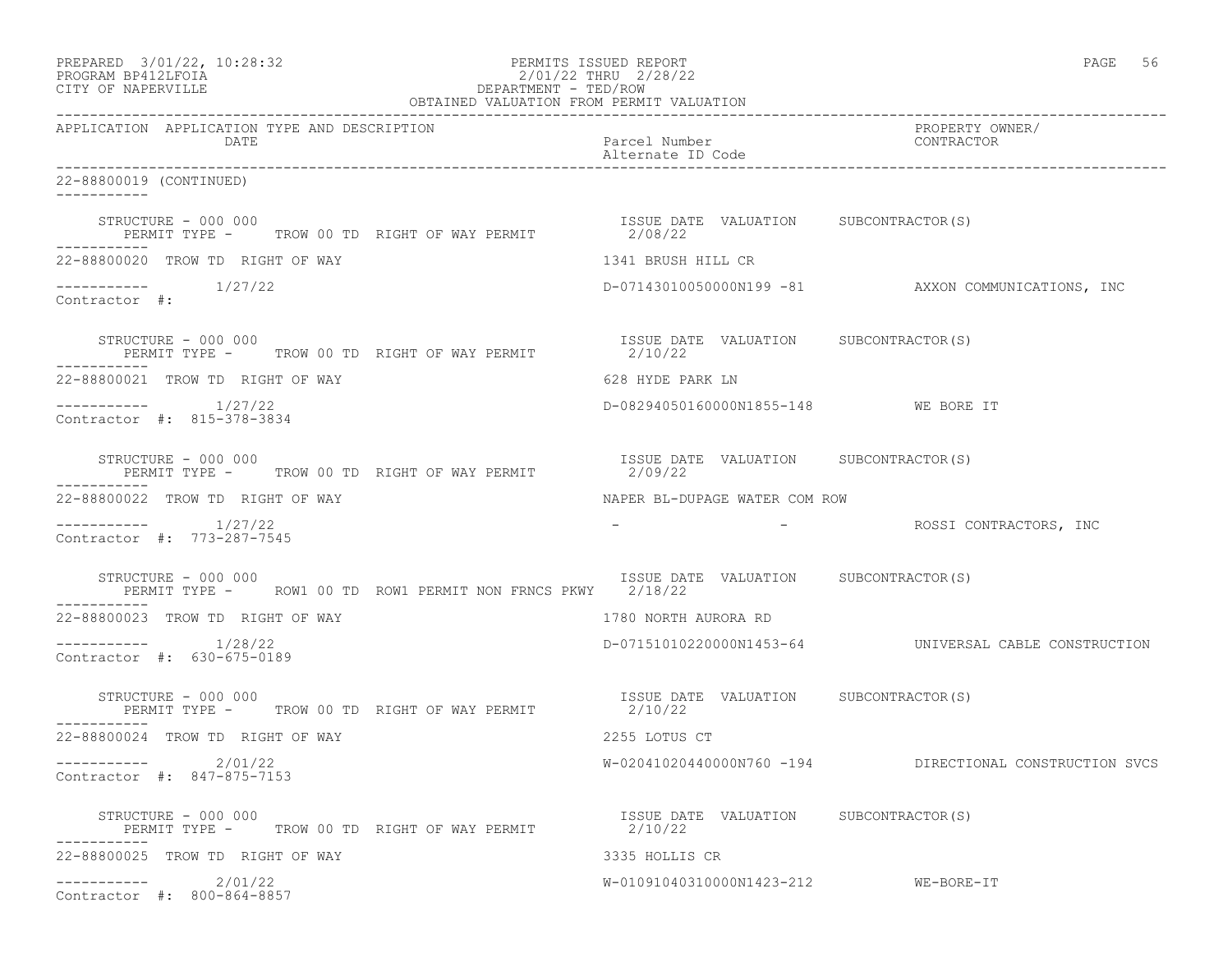OBTAINED VALUATION FROM PERMIT VALUATION

APPLICATION APPLICATION TYPE AND DESCRIPTION DATE | Parcel Number / Alternate ID Code | PROPERTY OWNER/ CONTRACTOR

22-88800019 (CONTINUED)

```
    STRUCTURE - 000 000                                          ISSUE DATE  VALUATION     SUBCONTRACTOR(S)
       PERMIT TYPE -     TROW 00 TD  RIGHT OF WAY PERMIT           2/08/22
-----------
22-88800020  TROW TD  RIGHT OF WAY                               1341 BRUSH HILL CR

-----------       1/27/22                                        D-07143010050000N199 -81           AXXON COMMUNICATIONS, INC
Contractor  #:

    STRUCTURE - 000 000                                          ISSUE DATE  VALUATION     SUBCONTRACTOR(S)
       PERMIT TYPE -     TROW 00 TD  RIGHT OF WAY PERMIT           2/10/22
-----------
22-88800021  TROW TD  RIGHT OF WAY                               628 HYDE PARK LN

-----------       1/27/22                                        D-08294050160000N1855-148          WE BORE IT
Contractor  #:  815-378-3834

    STRUCTURE - 000 000                                          ISSUE DATE  VALUATION     SUBCONTRACTOR(S)
       PERMIT TYPE -     TROW 00 TD  RIGHT OF WAY PERMIT           2/09/22
-----------
22-88800022  TROW TD  RIGHT OF WAY                               NAPER BL-DUPAGE WATER COM ROW

-----------       1/27/22                                         -                  -              ROSSI CONTRACTORS, INC
Contractor  #:  773-287-7545

    STRUCTURE - 000 000                                          ISSUE DATE  VALUATION     SUBCONTRACTOR(S)
       PERMIT TYPE -     ROW1 00 TD  ROW1 PERMIT NON FRNCS PKWY    2/18/22
-----------
22-88800023  TROW TD  RIGHT OF WAY                               1780 NORTH AURORA RD

-----------       1/28/22                                        D-07151010220000N1453-64           UNIVERSAL CABLE CONSTRUCTION
Contractor  #:  630-675-0189

    STRUCTURE - 000 000                                          ISSUE DATE  VALUATION     SUBCONTRACTOR(S)
       PERMIT TYPE -     TROW 00 TD  RIGHT OF WAY PERMIT           2/10/22
-----------
22-88800024  TROW TD  RIGHT OF WAY                               2255 LOTUS CT

-----------       2/01/22                                        W-02041020440000N760 -194          DIRECTIONAL CONSTRUCTION SVCS
Contractor  #:  847-875-7153

    STRUCTURE - 000 000                                          ISSUE DATE  VALUATION     SUBCONTRACTOR(S)
       PERMIT TYPE -     TROW 00 TD  RIGHT OF WAY PERMIT           2/10/22
-----------
22-88800025  TROW TD  RIGHT OF WAY                               3335 HOLLIS CR

-----------       2/01/22                                        W-01091040310000N1423-212          WE-BORE-IT
Contractor  #:  800-864-8857
```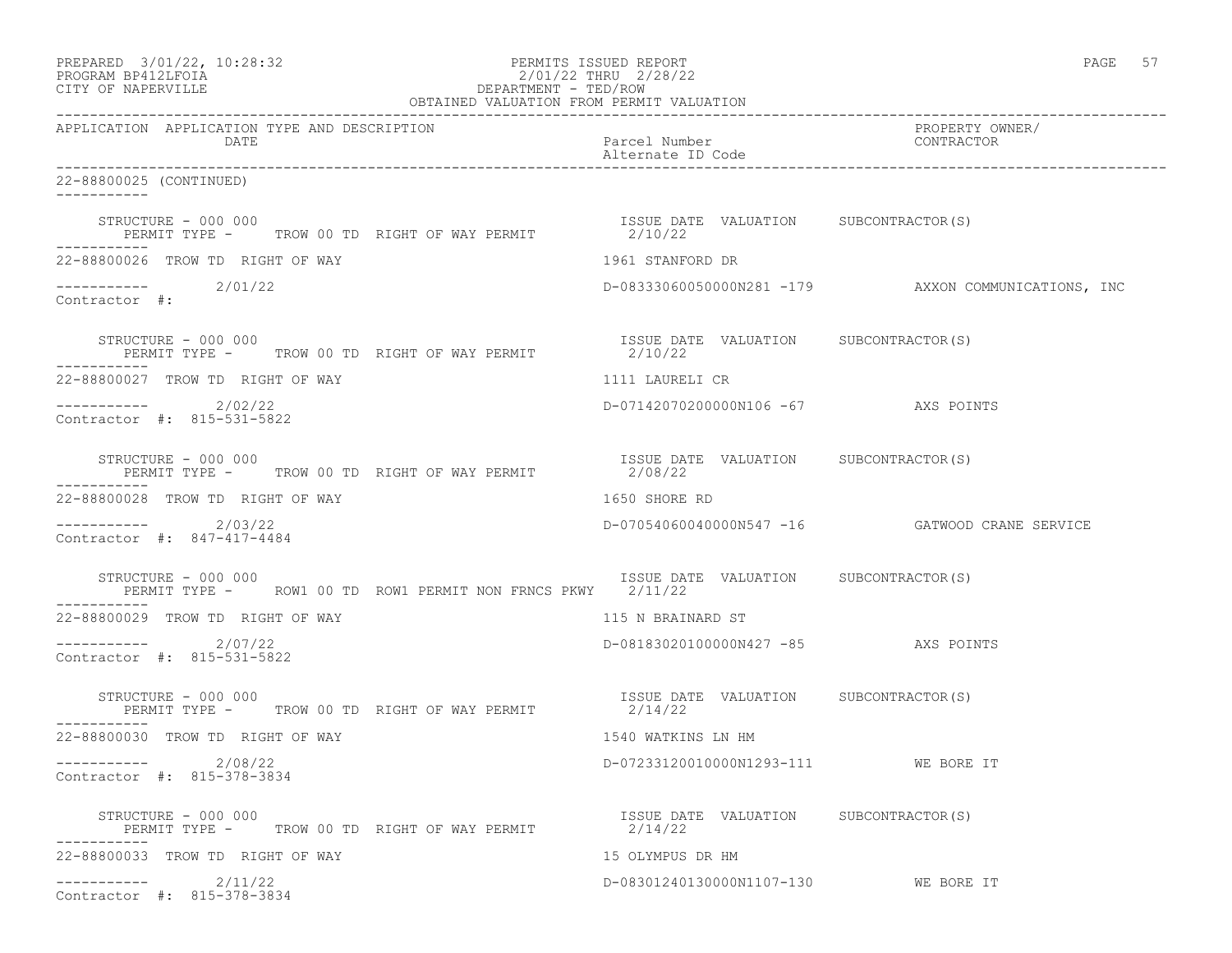OBTAINED VALUATION FROM PERMIT VALUATION

| APPLICATION | APPLICATION TYPE AND DESCRIPTION DATE | Parcel Number / Alternate ID Code | PROPERTY OWNER/ CONTRACTOR |
|---|---|---|---|

22-88800025 (CONTINUED)

STRUCTURE - 000 000 | PERMIT TYPE - TROW 00 TD RIGHT OF WAY PERMIT | ISSUE DATE 2/10/22 | VALUATION | SUBCONTRACTOR(S)

22-88800026 TROW TD RIGHT OF WAY — 1961 STANFORD DR
2/01/22 — D-08333060050000N281 -179 — AXXON COMMUNICATIONS, INC
Contractor #:

STRUCTURE - 000 000 | PERMIT TYPE - TROW 00 TD RIGHT OF WAY PERMIT | ISSUE DATE 2/10/22 | VALUATION | SUBCONTRACTOR(S)

22-88800027 TROW TD RIGHT OF WAY — 1111 LAURELI CR
2/02/22 — D-07142070200000N106 -67 — AXS POINTS
Contractor #: 815-531-5822

STRUCTURE - 000 000 | PERMIT TYPE - TROW 00 TD RIGHT OF WAY PERMIT | ISSUE DATE 2/08/22 | VALUATION | SUBCONTRACTOR(S)

22-88800028 TROW TD RIGHT OF WAY — 1650 SHORE RD
2/03/22 — D-07054060040000N547 -16 — GATWOOD CRANE SERVICE
Contractor #: 847-417-4484

STRUCTURE - 000 000 | PERMIT TYPE - ROW1 00 TD ROW1 PERMIT NON FRNCS PKWY | ISSUE DATE 2/11/22 | VALUATION | SUBCONTRACTOR(S)

22-88800029 TROW TD RIGHT OF WAY — 115 N BRAINARD ST
2/07/22 — D-08183020100000N427 -85 — AXS POINTS
Contractor #: 815-531-5822

STRUCTURE - 000 000 | PERMIT TYPE - TROW 00 TD RIGHT OF WAY PERMIT | ISSUE DATE 2/14/22 | VALUATION | SUBCONTRACTOR(S)

22-88800030 TROW TD RIGHT OF WAY — 1540 WATKINS LN HM
2/08/22 — D-07233120010000N1293-111 — WE BORE IT
Contractor #: 815-378-3834

STRUCTURE - 000 000 | PERMIT TYPE - TROW 00 TD RIGHT OF WAY PERMIT | ISSUE DATE 2/14/22 | VALUATION | SUBCONTRACTOR(S)

22-88800033 TROW TD RIGHT OF WAY — 15 OLYMPUS DR HM
2/11/22 — D-08301240130000N1107-130 — WE BORE IT
Contractor #: 815-378-3834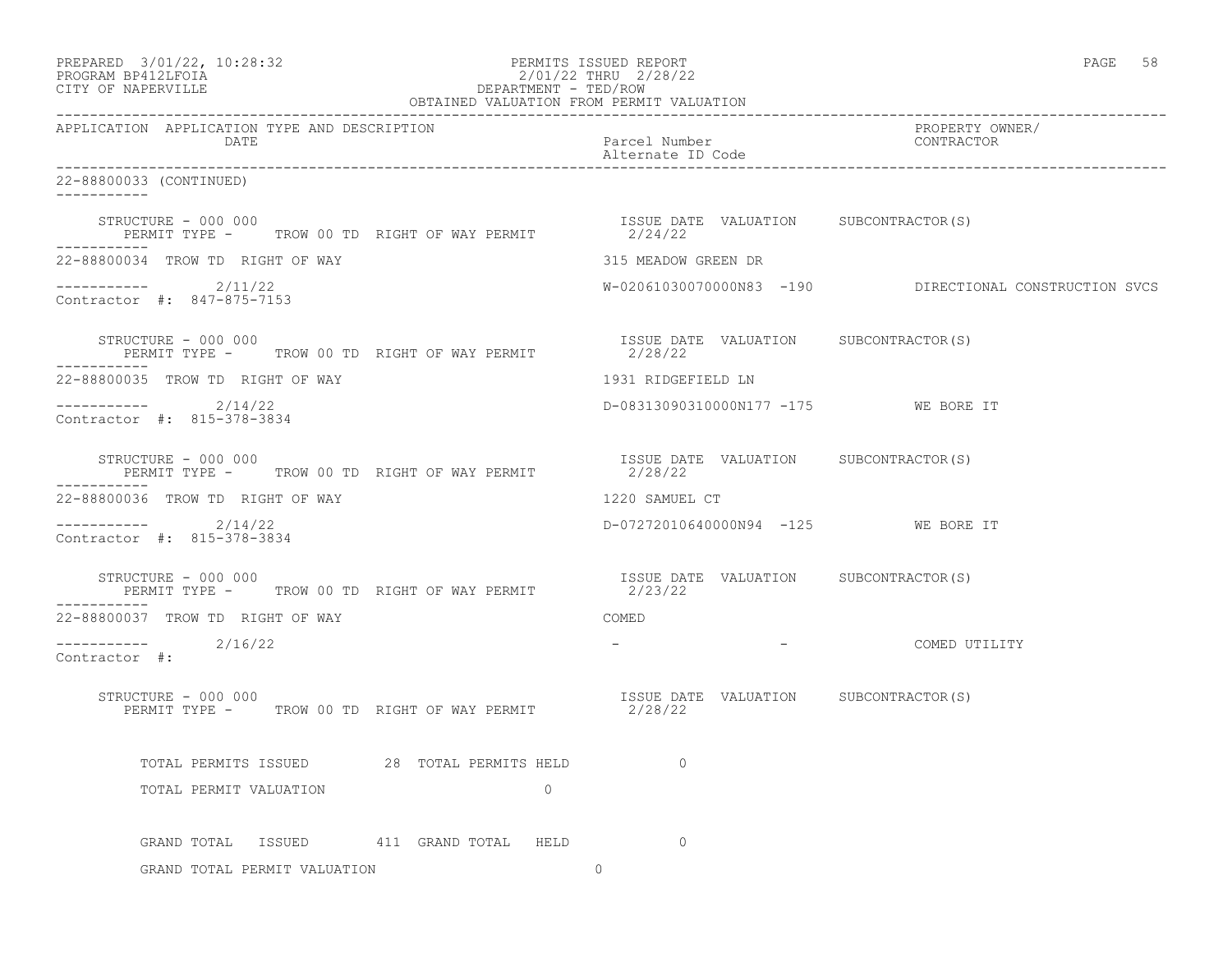PREPARED 3/01/22, 10:28:32
PROGRAM BP412LFOIA
CITY OF NAPERVILLE

PERMITS ISSUED REPORT
2/01/22 THRU 2/28/22
DEPARTMENT - TED/ROW
OBTAINED VALUATION FROM PERMIT VALUATION

| APPLICATION | APPLICATION TYPE AND DESCRIPTION / DATE | Parcel Number / Alternate ID Code | PROPERTY OWNER/ CONTRACTOR |
|---|---|---|---|

22-88800033 (CONTINUED)

STRUCTURE - 000 000
PERMIT TYPE - TROW 00 TD RIGHT OF WAY PERMIT — ISSUE DATE 2/24/22 VALUATION SUBCONTRACTOR(S)

22-88800034 TROW TD RIGHT OF WAY — 315 MEADOW GREEN DR
2/11/22 — W-02061030070000N83 -190 — DIRECTIONAL CONSTRUCTION SVCS
Contractor #: 847-875-7153

STRUCTURE - 000 000
PERMIT TYPE - TROW 00 TD RIGHT OF WAY PERMIT — ISSUE DATE 2/28/22 VALUATION SUBCONTRACTOR(S)

22-88800035 TROW TD RIGHT OF WAY — 1931 RIDGEFIELD LN
2/14/22 — D-08313090310000N177 -175 — WE BORE IT
Contractor #: 815-378-3834

STRUCTURE - 000 000
PERMIT TYPE - TROW 00 TD RIGHT OF WAY PERMIT — ISSUE DATE 2/28/22 VALUATION SUBCONTRACTOR(S)

22-88800036 TROW TD RIGHT OF WAY — 1220 SAMUEL CT
2/14/22 — D-07272010640000N94 -125 — WE BORE IT
Contractor #: 815-378-3834

STRUCTURE - 000 000
PERMIT TYPE - TROW 00 TD RIGHT OF WAY PERMIT — ISSUE DATE 2/23/22 VALUATION SUBCONTRACTOR(S)

22-88800037 TROW TD RIGHT OF WAY — COMED
2/16/22 — - - — COMED UTILITY
Contractor #:

STRUCTURE - 000 000
PERMIT TYPE - TROW 00 TD RIGHT OF WAY PERMIT — ISSUE DATE 2/28/22 VALUATION SUBCONTRACTOR(S)

TOTAL PERMITS ISSUED 28 TOTAL PERMITS HELD 0

TOTAL PERMIT VALUATION 0

GRAND TOTAL ISSUED 411 GRAND TOTAL HELD 0

GRAND TOTAL PERMIT VALUATION 0